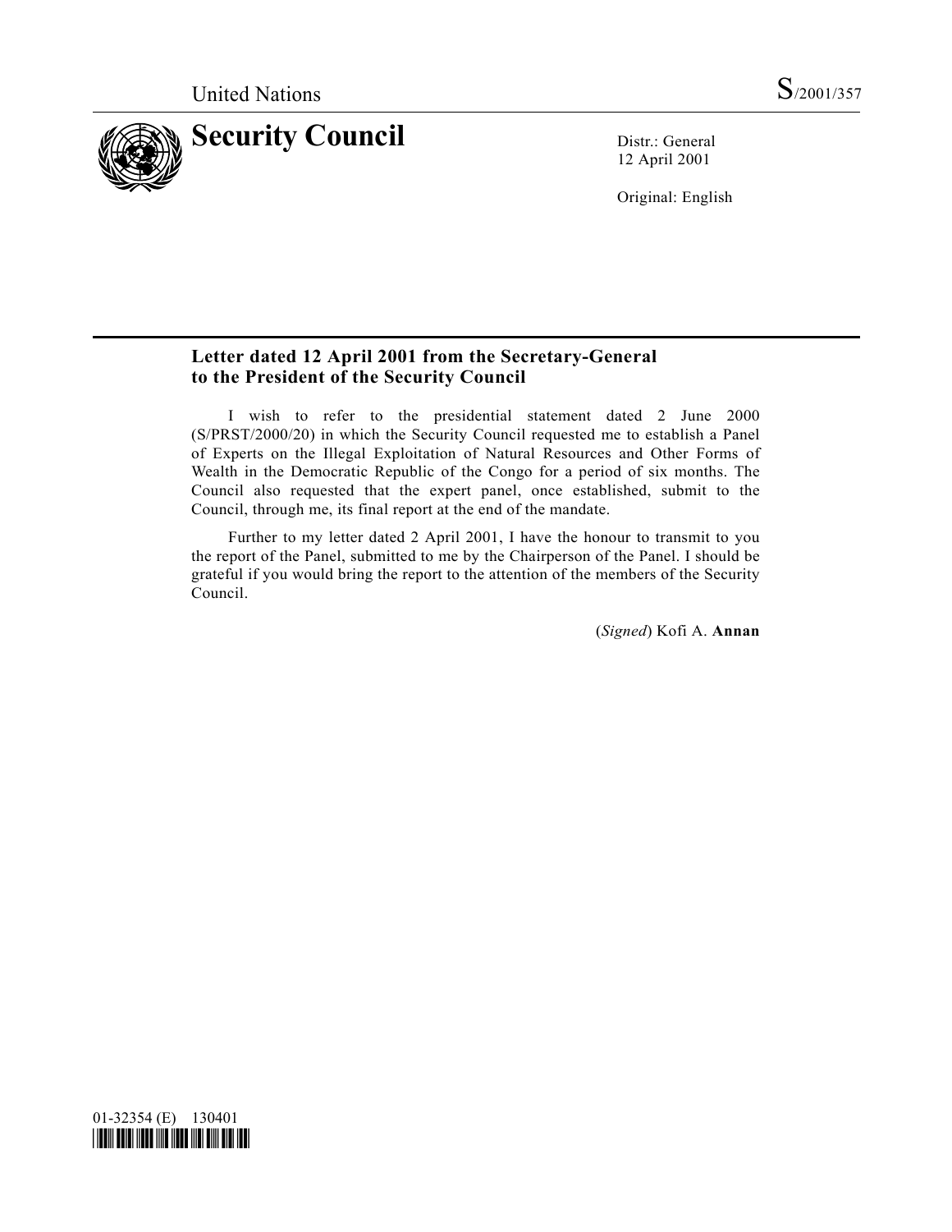United Nations S/2001/357

# Security Council

Distr.: General
12 April 2001

Original: English

## Letter dated 12 April 2001 from the Secretary-General to the President of the Security Council

I wish to refer to the presidential statement dated 2 June 2000 (S/PRST/2000/20) in which the Security Council requested me to establish a Panel of Experts on the Illegal Exploitation of Natural Resources and Other Forms of Wealth in the Democratic Republic of the Congo for a period of six months. The Council also requested that the expert panel, once established, submit to the Council, through me, its final report at the end of the mandate.

Further to my letter dated 2 April 2001, I have the honour to transmit to you the report of the Panel, submitted to me by the Chairperson of the Panel. I should be grateful if you would bring the report to the attention of the members of the Security Council.

(*Signed*) Kofi A. **Annan**

01-32354 (E) 130401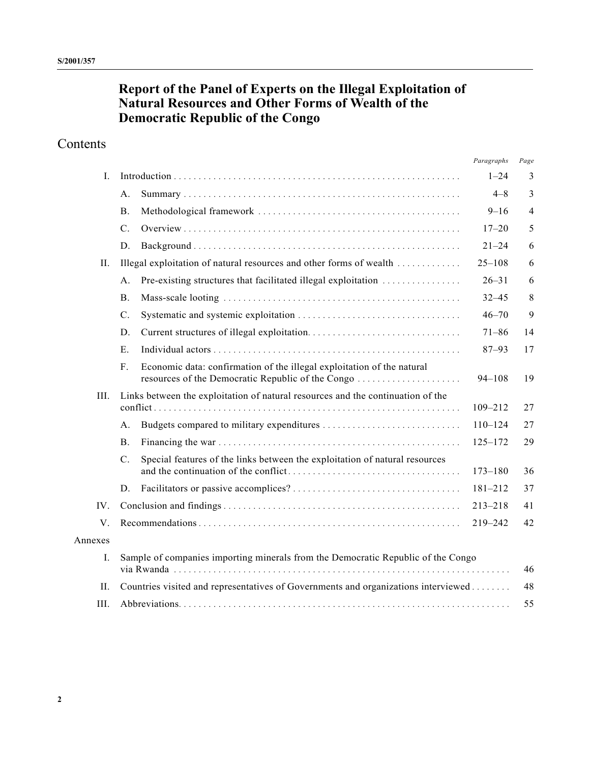# Report of the Panel of Experts on the Illegal Exploitation of Natural Resources and Other Forms of Wealth of the Democratic Republic of the Congo

## Contents

| | | | *Paragraphs* | *Page* |
|---|---|---|---|---|
| I. | Introduction | | 1–24 | 3 |
| | A. | Summary | 4–8 | 3 |
| | B. | Methodological framework | 9–16 | 4 |
| | C. | Overview | 17–20 | 5 |
| | D. | Background | 21–24 | 6 |
| II. | Illegal exploitation of natural resources and other forms of wealth | | 25–108 | 6 |
| | A. | Pre-existing structures that facilitated illegal exploitation | 26–31 | 6 |
| | B. | Mass-scale looting | 32–45 | 8 |
| | C. | Systematic and systemic exploitation | 46–70 | 9 |
| | D. | Current structures of illegal exploitation | 71–86 | 14 |
| | E. | Individual actors | 87–93 | 17 |
| | F. | Economic data: confirmation of the illegal exploitation of the natural resources of the Democratic Republic of the Congo | 94–108 | 19 |
| III. | Links between the exploitation of natural resources and the continuation of the conflict | | 109–212 | 27 |
| | A. | Budgets compared to military expenditures | 110–124 | 27 |
| | B. | Financing the war | 125–172 | 29 |
| | C. | Special features of the links between the exploitation of natural resources and the continuation of the conflict | 173–180 | 36 |
| | D. | Facilitators or passive accomplices? | 181–212 | 37 |
| IV. | Conclusion and findings | | 213–218 | 41 |
| V. | Recommendations | | 219–242 | 42 |
| Annexes | | | | |
| I. | Sample of companies importing minerals from the Democratic Republic of the Congo via Rwanda | | | 46 |
| II. | Countries visited and representatives of Governments and organizations interviewed | | | 48 |
| III. | Abbreviations | | | 55 |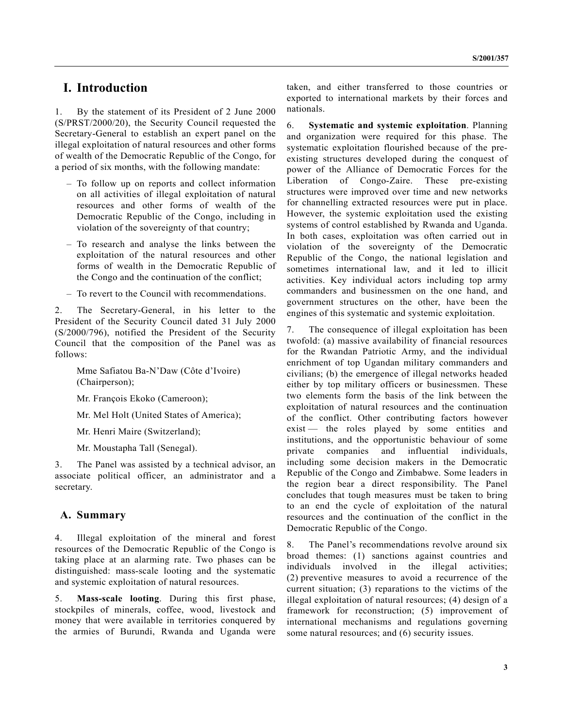# I. Introduction

1. By the statement of its President of 2 June 2000 (S/PRST/2000/20), the Security Council requested the Secretary-General to establish an expert panel on the illegal exploitation of natural resources and other forms of wealth of the Democratic Republic of the Congo, for a period of six months, with the following mandate:

- To follow up on reports and collect information on all activities of illegal exploitation of natural resources and other forms of wealth of the Democratic Republic of the Congo, including in violation of the sovereignty of that country;
- To research and analyse the links between the exploitation of the natural resources and other forms of wealth in the Democratic Republic of the Congo and the continuation of the conflict;
- To revert to the Council with recommendations.

2. The Secretary-General, in his letter to the President of the Security Council dated 31 July 2000 (S/2000/796), notified the President of the Security Council that the composition of the Panel was as follows:

Mme Safiatou Ba-N'Daw (Côte d'Ivoire) (Chairperson);

Mr. François Ekoko (Cameroon);

Mr. Mel Holt (United States of America);

Mr. Henri Maire (Switzerland);

Mr. Moustapha Tall (Senegal).

3. The Panel was assisted by a technical advisor, an associate political officer, an administrator and a secretary.

## A. Summary

4. Illegal exploitation of the mineral and forest resources of the Democratic Republic of the Congo is taking place at an alarming rate. Two phases can be distinguished: mass-scale looting and the systematic and systemic exploitation of natural resources.

5. **Mass-scale looting**. During this first phase, stockpiles of minerals, coffee, wood, livestock and money that were available in territories conquered by the armies of Burundi, Rwanda and Uganda were taken, and either transferred to those countries or exported to international markets by their forces and nationals.

6. **Systematic and systemic exploitation**. Planning and organization were required for this phase. The systematic exploitation flourished because of the pre-existing structures developed during the conquest of power of the Alliance of Democratic Forces for the Liberation of Congo-Zaire. These pre-existing structures were improved over time and new networks for channelling extracted resources were put in place. However, the systemic exploitation used the existing systems of control established by Rwanda and Uganda. In both cases, exploitation was often carried out in violation of the sovereignty of the Democratic Republic of the Congo, the national legislation and sometimes international law, and it led to illicit activities. Key individual actors including top army commanders and businessmen on the one hand, and government structures on the other, have been the engines of this systematic and systemic exploitation.

7. The consequence of illegal exploitation has been twofold: (a) massive availability of financial resources for the Rwandan Patriotic Army, and the individual enrichment of top Ugandan military commanders and civilians; (b) the emergence of illegal networks headed either by top military officers or businessmen. These two elements form the basis of the link between the exploitation of natural resources and the continuation of the conflict. Other contributing factors however exist — the roles played by some entities and institutions, and the opportunistic behaviour of some private companies and influential individuals, including some decision makers in the Democratic Republic of the Congo and Zimbabwe. Some leaders in the region bear a direct responsibility. The Panel concludes that tough measures must be taken to bring to an end the cycle of exploitation of the natural resources and the continuation of the conflict in the Democratic Republic of the Congo.

8. The Panel's recommendations revolve around six broad themes: (1) sanctions against countries and individuals involved in the illegal activities; (2) preventive measures to avoid a recurrence of the current situation; (3) reparations to the victims of the illegal exploitation of natural resources; (4) design of a framework for reconstruction; (5) improvement of international mechanisms and regulations governing some natural resources; and (6) security issues.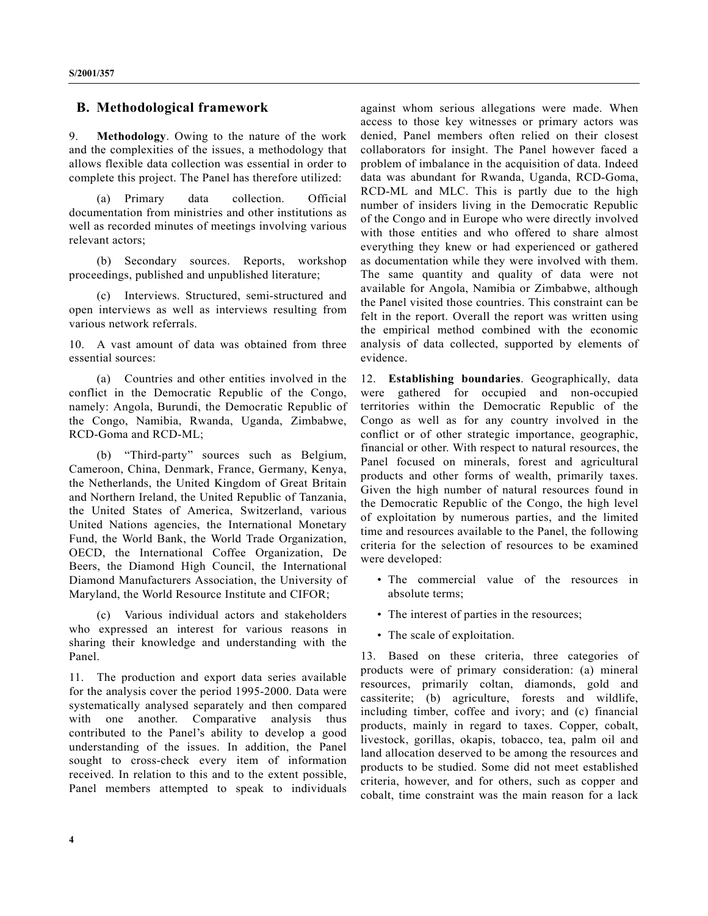## B. Methodological framework

9. **Methodology**. Owing to the nature of the work and the complexities of the issues, a methodology that allows flexible data collection was essential in order to complete this project. The Panel has therefore utilized:

(a) Primary data collection. Official documentation from ministries and other institutions as well as recorded minutes of meetings involving various relevant actors;

(b) Secondary sources. Reports, workshop proceedings, published and unpublished literature;

(c) Interviews. Structured, semi-structured and open interviews as well as interviews resulting from various network referrals.

10. A vast amount of data was obtained from three essential sources:

(a) Countries and other entities involved in the conflict in the Democratic Republic of the Congo, namely: Angola, Burundi, the Democratic Republic of the Congo, Namibia, Rwanda, Uganda, Zimbabwe, RCD-Goma and RCD-ML;

(b) "Third-party" sources such as Belgium, Cameroon, China, Denmark, France, Germany, Kenya, the Netherlands, the United Kingdom of Great Britain and Northern Ireland, the United Republic of Tanzania, the United States of America, Switzerland, various United Nations agencies, the International Monetary Fund, the World Bank, the World Trade Organization, OECD, the International Coffee Organization, De Beers, the Diamond High Council, the International Diamond Manufacturers Association, the University of Maryland, the World Resource Institute and CIFOR;

(c) Various individual actors and stakeholders who expressed an interest for various reasons in sharing their knowledge and understanding with the Panel.

11. The production and export data series available for the analysis cover the period 1995-2000. Data were systematically analysed separately and then compared with one another. Comparative analysis thus contributed to the Panel's ability to develop a good understanding of the issues. In addition, the Panel sought to cross-check every item of information received. In relation to this and to the extent possible, Panel members attempted to speak to individuals against whom serious allegations were made. When access to those key witnesses or primary actors was denied, Panel members often relied on their closest collaborators for insight. The Panel however faced a problem of imbalance in the acquisition of data. Indeed data was abundant for Rwanda, Uganda, RCD-Goma, RCD-ML and MLC. This is partly due to the high number of insiders living in the Democratic Republic of the Congo and in Europe who were directly involved with those entities and who offered to share almost everything they knew or had experienced or gathered as documentation while they were involved with them. The same quantity and quality of data were not available for Angola, Namibia or Zimbabwe, although the Panel visited those countries. This constraint can be felt in the report. Overall the report was written using the empirical method combined with the economic analysis of data collected, supported by elements of evidence.

12. **Establishing boundaries**. Geographically, data were gathered for occupied and non-occupied territories within the Democratic Republic of the Congo as well as for any country involved in the conflict or of other strategic importance, geographic, financial or other. With respect to natural resources, the Panel focused on minerals, forest and agricultural products and other forms of wealth, primarily taxes. Given the high number of natural resources found in the Democratic Republic of the Congo, the high level of exploitation by numerous parties, and the limited time and resources available to the Panel, the following criteria for the selection of resources to be examined were developed:

- The commercial value of the resources in absolute terms;
- The interest of parties in the resources;
- The scale of exploitation.

13. Based on these criteria, three categories of products were of primary consideration: (a) mineral resources, primarily coltan, diamonds, gold and cassiterite; (b) agriculture, forests and wildlife, including timber, coffee and ivory; and (c) financial products, mainly in regard to taxes. Copper, cobalt, livestock, gorillas, okapis, tobacco, tea, palm oil and land allocation deserved to be among the resources and products to be studied. Some did not meet established criteria, however, and for others, such as copper and cobalt, time constraint was the main reason for a lack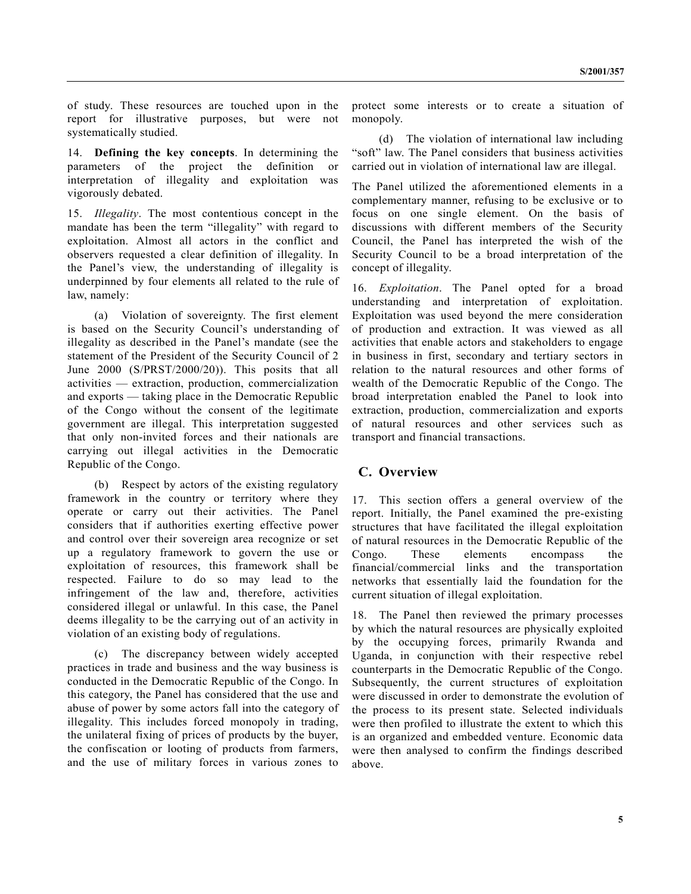of study. These resources are touched upon in the report for illustrative purposes, but were not systematically studied.

14. **Defining the key concepts**. In determining the parameters of the project the definition or interpretation of illegality and exploitation was vigorously debated.

15. *Illegality*. The most contentious concept in the mandate has been the term "illegality" with regard to exploitation. Almost all actors in the conflict and observers requested a clear definition of illegality. In the Panel's view, the understanding of illegality is underpinned by four elements all related to the rule of law, namely:

(a) Violation of sovereignty. The first element is based on the Security Council's understanding of illegality as described in the Panel's mandate (see the statement of the President of the Security Council of 2 June 2000 (S/PRST/2000/20)). This posits that all activities — extraction, production, commercialization and exports — taking place in the Democratic Republic of the Congo without the consent of the legitimate government are illegal. This interpretation suggested that only non-invited forces and their nationals are carrying out illegal activities in the Democratic Republic of the Congo.

(b) Respect by actors of the existing regulatory framework in the country or territory where they operate or carry out their activities. The Panel considers that if authorities exerting effective power and control over their sovereign area recognize or set up a regulatory framework to govern the use or exploitation of resources, this framework shall be respected. Failure to do so may lead to the infringement of the law and, therefore, activities considered illegal or unlawful. In this case, the Panel deems illegality to be the carrying out of an activity in violation of an existing body of regulations.

(c) The discrepancy between widely accepted practices in trade and business and the way business is conducted in the Democratic Republic of the Congo. In this category, the Panel has considered that the use and abuse of power by some actors fall into the category of illegality. This includes forced monopoly in trading, the unilateral fixing of prices of products by the buyer, the confiscation or looting of products from farmers, and the use of military forces in various zones to protect some interests or to create a situation of monopoly.

(d) The violation of international law including "soft" law. The Panel considers that business activities carried out in violation of international law are illegal.

The Panel utilized the aforementioned elements in a complementary manner, refusing to be exclusive or to focus on one single element. On the basis of discussions with different members of the Security Council, the Panel has interpreted the wish of the Security Council to be a broad interpretation of the concept of illegality.

16. *Exploitation*. The Panel opted for a broad understanding and interpretation of exploitation. Exploitation was used beyond the mere consideration of production and extraction. It was viewed as all activities that enable actors and stakeholders to engage in business in first, secondary and tertiary sectors in relation to the natural resources and other forms of wealth of the Democratic Republic of the Congo. The broad interpretation enabled the Panel to look into extraction, production, commercialization and exports of natural resources and other services such as transport and financial transactions.

## C. Overview

17. This section offers a general overview of the report. Initially, the Panel examined the pre-existing structures that have facilitated the illegal exploitation of natural resources in the Democratic Republic of the Congo. These elements encompass the financial/commercial links and the transportation networks that essentially laid the foundation for the current situation of illegal exploitation.

18. The Panel then reviewed the primary processes by which the natural resources are physically exploited by the occupying forces, primarily Rwanda and Uganda, in conjunction with their respective rebel counterparts in the Democratic Republic of the Congo. Subsequently, the current structures of exploitation were discussed in order to demonstrate the evolution of the process to its present state. Selected individuals were then profiled to illustrate the extent to which this is an organized and embedded venture. Economic data were then analysed to confirm the findings described above.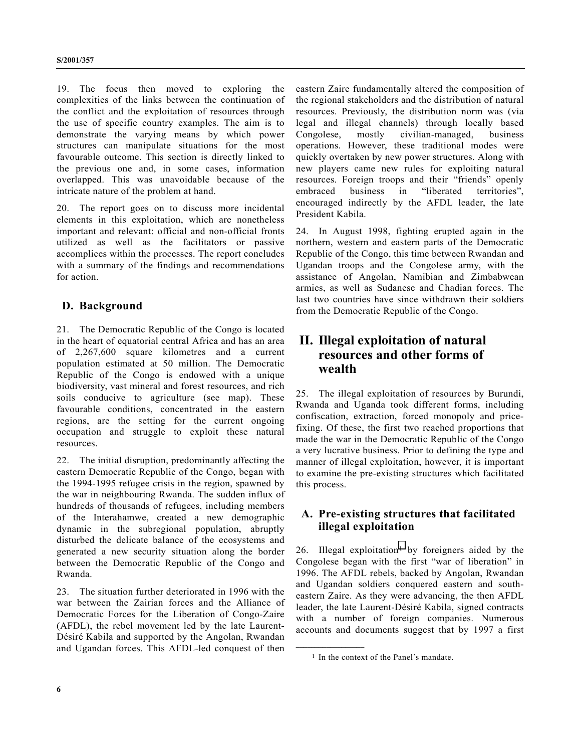19. The focus then moved to exploring the complexities of the links between the continuation of the conflict and the exploitation of resources through the use of specific country examples. The aim is to demonstrate the varying means by which power structures can manipulate situations for the most favourable outcome. This section is directly linked to the previous one and, in some cases, information overlapped. This was unavoidable because of the intricate nature of the problem at hand.

20. The report goes on to discuss more incidental elements in this exploitation, which are nonetheless important and relevant: official and non-official fronts utilized as well as the facilitators or passive accomplices within the processes. The report concludes with a summary of the findings and recommendations for action.

## D. Background

21. The Democratic Republic of the Congo is located in the heart of equatorial central Africa and has an area of 2,267,600 square kilometres and a current population estimated at 50 million. The Democratic Republic of the Congo is endowed with a unique biodiversity, vast mineral and forest resources, and rich soils conducive to agriculture (see map). These favourable conditions, concentrated in the eastern regions, are the setting for the current ongoing occupation and struggle to exploit these natural resources.

22. The initial disruption, predominantly affecting the eastern Democratic Republic of the Congo, began with the 1994-1995 refugee crisis in the region, spawned by the war in neighbouring Rwanda. The sudden influx of hundreds of thousands of refugees, including members of the Interahamwe, created a new demographic dynamic in the subregional population, abruptly disturbed the delicate balance of the ecosystems and generated a new security situation along the border between the Democratic Republic of the Congo and Rwanda.

23. The situation further deteriorated in 1996 with the war between the Zairian forces and the Alliance of Democratic Forces for the Liberation of Congo-Zaire (AFDL), the rebel movement led by the late Laurent-Désiré Kabila and supported by the Angolan, Rwandan and Ugandan forces. This AFDL-led conquest of then eastern Zaire fundamentally altered the composition of the regional stakeholders and the distribution of natural resources. Previously, the distribution norm was (via legal and illegal channels) through locally based Congolese, mostly civilian-managed, business operations. However, these traditional modes were quickly overtaken by new power structures. Along with new players came new rules for exploiting natural resources. Foreign troops and their "friends" openly embraced business in "liberated territories", encouraged indirectly by the AFDL leader, the late President Kabila.

24. In August 1998, fighting erupted again in the northern, western and eastern parts of the Democratic Republic of the Congo, this time between Rwandan and Ugandan troops and the Congolese army, with the assistance of Angolan, Namibian and Zimbabwean armies, as well as Sudanese and Chadian forces. The last two countries have since withdrawn their soldiers from the Democratic Republic of the Congo.

# II. Illegal exploitation of natural resources and other forms of wealth

25. The illegal exploitation of resources by Burundi, Rwanda and Uganda took different forms, including confiscation, extraction, forced monopoly and price-fixing. Of these, the first two reached proportions that made the war in the Democratic Republic of the Congo a very lucrative business. Prior to defining the type and manner of illegal exploitation, however, it is important to examine the pre-existing structures which facilitated this process.

## A. Pre-existing structures that facilitated illegal exploitation

26. Illegal exploitation[1] by foreigners aided by the Congolese began with the first "war of liberation" in 1996. The AFDL rebels, backed by Angolan, Rwandan and Ugandan soldiers conquered eastern and south-eastern Zaire. As they were advancing, the then AFDL leader, the late Laurent-Désiré Kabila, signed contracts with a number of foreign companies. Numerous accounts and documents suggest that by 1997 a first

[1] In the context of the Panel's mandate.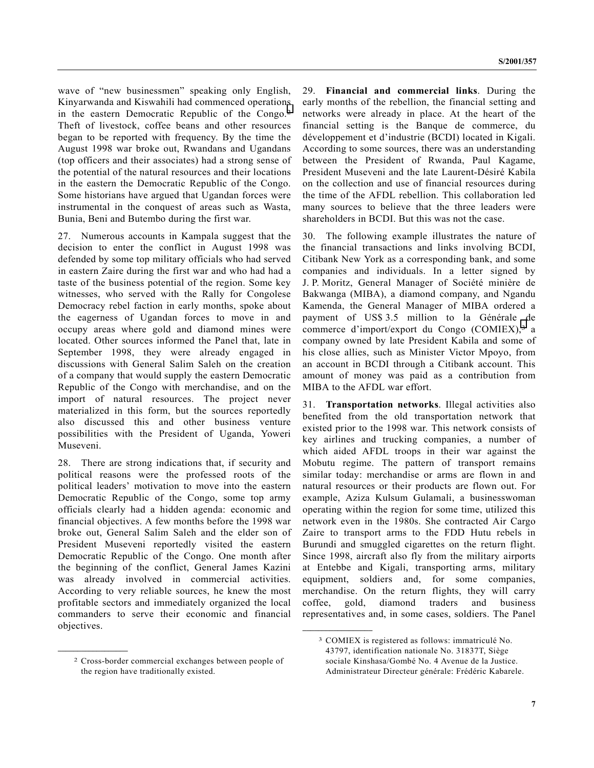wave of "new businessmen" speaking only English, Kinyarwanda and Kiswahili had commenced operations in the eastern Democratic Republic of the Congo.[2] Theft of livestock, coffee beans and other resources began to be reported with frequency. By the time the August 1998 war broke out, Rwandans and Ugandans (top officers and their associates) had a strong sense of the potential of the natural resources and their locations in the eastern the Democratic Republic of the Congo. Some historians have argued that Ugandan forces were instrumental in the conquest of areas such as Wasta, Bunia, Beni and Butembo during the first war.

27. Numerous accounts in Kampala suggest that the decision to enter the conflict in August 1998 was defended by some top military officials who had served in eastern Zaire during the first war and who had had a taste of the business potential of the region. Some key witnesses, who served with the Rally for Congolese Democracy rebel faction in early months, spoke about the eagerness of Ugandan forces to move in and occupy areas where gold and diamond mines were located. Other sources informed the Panel that, late in September 1998, they were already engaged in discussions with General Salim Saleh on the creation of a company that would supply the eastern Democratic Republic of the Congo with merchandise, and on the import of natural resources. The project never materialized in this form, but the sources reportedly also discussed this and other business venture possibilities with the President of Uganda, Yoweri Museveni.

28. There are strong indications that, if security and political reasons were the professed roots of the political leaders' motivation to move into the eastern Democratic Republic of the Congo, some top army officials clearly had a hidden agenda: economic and financial objectives. A few months before the 1998 war broke out, General Salim Saleh and the elder son of President Museveni reportedly visited the eastern Democratic Republic of the Congo. One month after the beginning of the conflict, General James Kazini was already involved in commercial activities. According to very reliable sources, he knew the most profitable sectors and immediately organized the local commanders to serve their economic and financial objectives.

29. **Financial and commercial links**. During the early months of the rebellion, the financial setting and networks were already in place. At the heart of the financial setting is the Banque de commerce, du développement et d'industrie (BCDI) located in Kigali. According to some sources, there was an understanding between the President of Rwanda, Paul Kagame, President Museveni and the late Laurent-Désiré Kabila on the collection and use of financial resources during the time of the AFDL rebellion. This collaboration led many sources to believe that the three leaders were shareholders in BCDI. But this was not the case.

30. The following example illustrates the nature of the financial transactions and links involving BCDI, Citibank New York as a corresponding bank, and some companies and individuals. In a letter signed by J. P. Moritz, General Manager of Société minière de Bakwanga (MIBA), a diamond company, and Ngandu Kamenda, the General Manager of MIBA ordered a payment of US$ 3.5 million to la Générale de commerce d'import/export du Congo (COMIEX),[3] a company owned by late President Kabila and some of his close allies, such as Minister Victor Mpoyo, from an account in BCDI through a Citibank account. This amount of money was paid as a contribution from MIBA to the AFDL war effort.

31. **Transportation networks**. Illegal activities also benefited from the old transportation network that existed prior to the 1998 war. This network consists of key airlines and trucking companies, a number of which aided AFDL troops in their war against the Mobutu regime. The pattern of transport remains similar today: merchandise or arms are flown in and natural resources or their products are flown out. For example, Aziza Kulsum Gulamali, a businesswoman operating within the region for some time, utilized this network even in the 1980s. She contracted Air Cargo Zaire to transport arms to the FDD Hutu rebels in Burundi and smuggled cigarettes on the return flight. Since 1998, aircraft also fly from the military airports at Entebbe and Kigali, transporting arms, military equipment, soldiers and, for some companies, merchandise. On the return flights, they will carry coffee, gold, diamond traders and business representatives and, in some cases, soldiers. The Panel

---

[2] Cross-border commercial exchanges between people of the region have traditionally existed.

[3] COMIEX is registered as follows: immatriculé No. 43797, identification nationale No. 31837T, Siège sociale Kinshasa/Gombé No. 4 Avenue de la Justice. Administrateur Directeur générale: Frédéric Kabarele.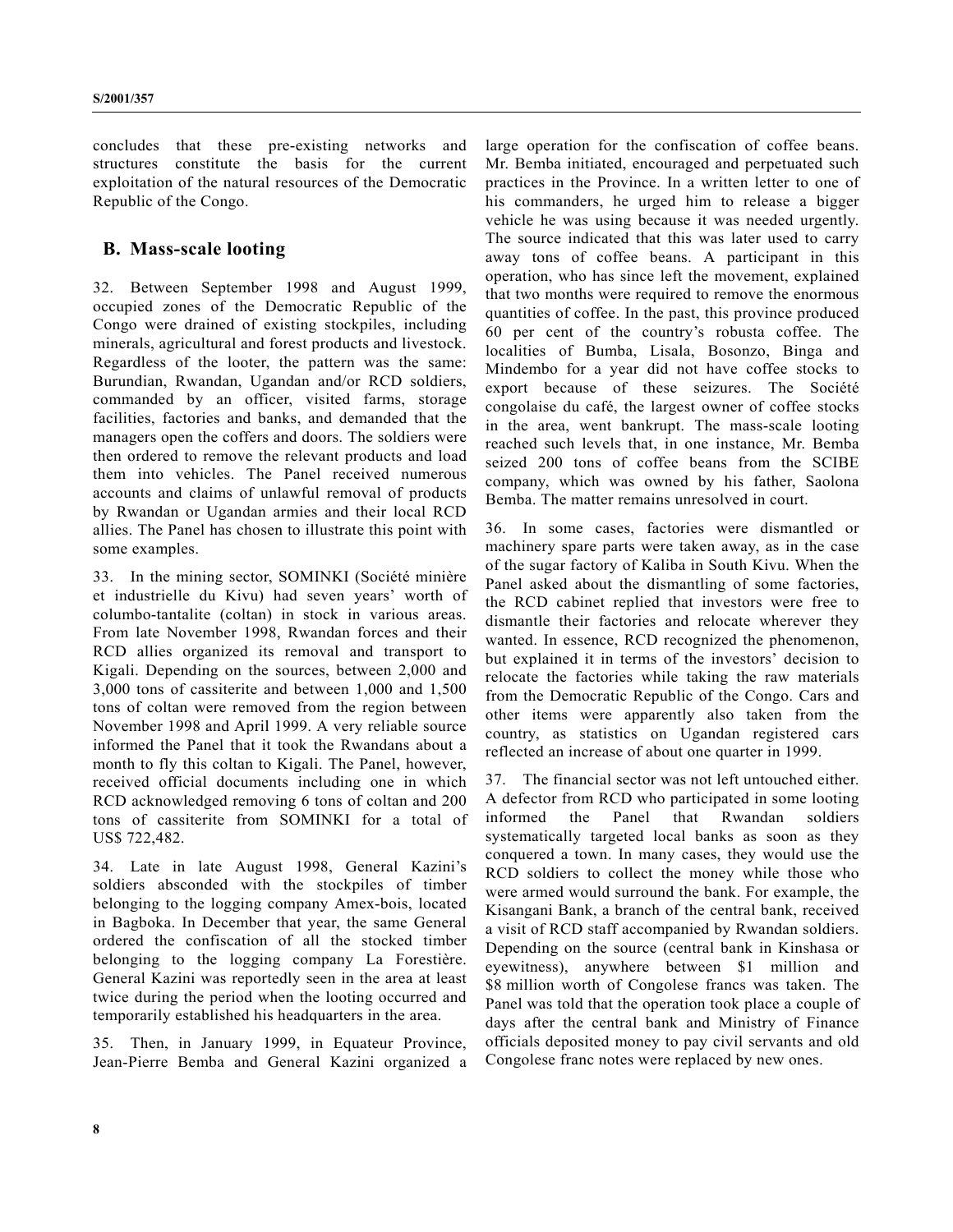concludes that these pre-existing networks and structures constitute the basis for the current exploitation of the natural resources of the Democratic Republic of the Congo.

## B. Mass-scale looting

32. Between September 1998 and August 1999, occupied zones of the Democratic Republic of the Congo were drained of existing stockpiles, including minerals, agricultural and forest products and livestock. Regardless of the looter, the pattern was the same: Burundian, Rwandan, Ugandan and/or RCD soldiers, commanded by an officer, visited farms, storage facilities, factories and banks, and demanded that the managers open the coffers and doors. The soldiers were then ordered to remove the relevant products and load them into vehicles. The Panel received numerous accounts and claims of unlawful removal of products by Rwandan or Ugandan armies and their local RCD allies. The Panel has chosen to illustrate this point with some examples.

33. In the mining sector, SOMINKI (Société minière et industrielle du Kivu) had seven years' worth of columbo-tantalite (coltan) in stock in various areas. From late November 1998, Rwandan forces and their RCD allies organized its removal and transport to Kigali. Depending on the sources, between 2,000 and 3,000 tons of cassiterite and between 1,000 and 1,500 tons of coltan were removed from the region between November 1998 and April 1999. A very reliable source informed the Panel that it took the Rwandans about a month to fly this coltan to Kigali. The Panel, however, received official documents including one in which RCD acknowledged removing 6 tons of coltan and 200 tons of cassiterite from SOMINKI for a total of US$ 722,482.

34. Late in late August 1998, General Kazini's soldiers absconded with the stockpiles of timber belonging to the logging company Amex-bois, located in Bagboka. In December that year, the same General ordered the confiscation of all the stocked timber belonging to the logging company La Forestière. General Kazini was reportedly seen in the area at least twice during the period when the looting occurred and temporarily established his headquarters in the area.

35. Then, in January 1999, in Equateur Province, Jean-Pierre Bemba and General Kazini organized a large operation for the confiscation of coffee beans. Mr. Bemba initiated, encouraged and perpetuated such practices in the Province. In a written letter to one of his commanders, he urged him to release a bigger vehicle he was using because it was needed urgently. The source indicated that this was later used to carry away tons of coffee beans. A participant in this operation, who has since left the movement, explained that two months were required to remove the enormous quantities of coffee. In the past, this province produced 60 per cent of the country's robusta coffee. The localities of Bumba, Lisala, Bosonzo, Binga and Mindembo for a year did not have coffee stocks to export because of these seizures. The Société congolaise du café, the largest owner of coffee stocks in the area, went bankrupt. The mass-scale looting reached such levels that, in one instance, Mr. Bemba seized 200 tons of coffee beans from the SCIBE company, which was owned by his father, Saolona Bemba. The matter remains unresolved in court.

36. In some cases, factories were dismantled or machinery spare parts were taken away, as in the case of the sugar factory of Kaliba in South Kivu. When the Panel asked about the dismantling of some factories, the RCD cabinet replied that investors were free to dismantle their factories and relocate wherever they wanted. In essence, RCD recognized the phenomenon, but explained it in terms of the investors' decision to relocate the factories while taking the raw materials from the Democratic Republic of the Congo. Cars and other items were apparently also taken from the country, as statistics on Ugandan registered cars reflected an increase of about one quarter in 1999.

37. The financial sector was not left untouched either. A defector from RCD who participated in some looting informed the Panel that Rwandan soldiers systematically targeted local banks as soon as they conquered a town. In many cases, they would use the RCD soldiers to collect the money while those who were armed would surround the bank. For example, the Kisangani Bank, a branch of the central bank, received a visit of RCD staff accompanied by Rwandan soldiers. Depending on the source (central bank in Kinshasa or eyewitness), anywhere between $1 million and $8 million worth of Congolese francs was taken. The Panel was told that the operation took place a couple of days after the central bank and Ministry of Finance officials deposited money to pay civil servants and old Congolese franc notes were replaced by new ones.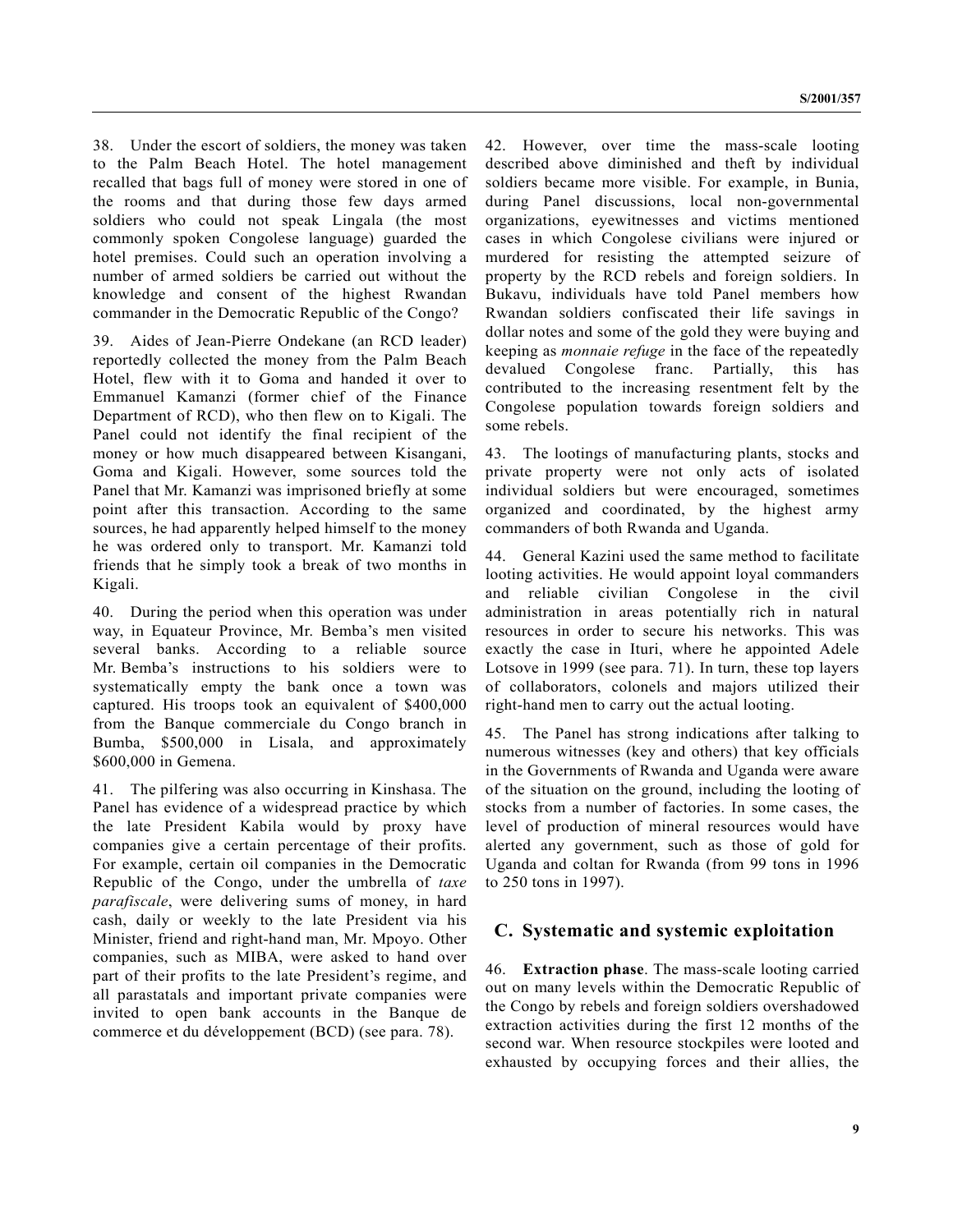38. Under the escort of soldiers, the money was taken to the Palm Beach Hotel. The hotel management recalled that bags full of money were stored in one of the rooms and that during those few days armed soldiers who could not speak Lingala (the most commonly spoken Congolese language) guarded the hotel premises. Could such an operation involving a number of armed soldiers be carried out without the knowledge and consent of the highest Rwandan commander in the Democratic Republic of the Congo?

39. Aides of Jean-Pierre Ondekane (an RCD leader) reportedly collected the money from the Palm Beach Hotel, flew with it to Goma and handed it over to Emmanuel Kamanzi (former chief of the Finance Department of RCD), who then flew on to Kigali. The Panel could not identify the final recipient of the money or how much disappeared between Kisangani, Goma and Kigali. However, some sources told the Panel that Mr. Kamanzi was imprisoned briefly at some point after this transaction. According to the same sources, he had apparently helped himself to the money he was ordered only to transport. Mr. Kamanzi told friends that he simply took a break of two months in Kigali.

40. During the period when this operation was under way, in Equateur Province, Mr. Bemba's men visited several banks. According to a reliable source Mr. Bemba's instructions to his soldiers were to systematically empty the bank once a town was captured. His troops took an equivalent of $400,000 from the Banque commerciale du Congo branch in Bumba, $500,000 in Lisala, and approximately $600,000 in Gemena.

41. The pilfering was also occurring in Kinshasa. The Panel has evidence of a widespread practice by which the late President Kabila would by proxy have companies give a certain percentage of their profits. For example, certain oil companies in the Democratic Republic of the Congo, under the umbrella of *taxe parafiscale*, were delivering sums of money, in hard cash, daily or weekly to the late President via his Minister, friend and right-hand man, Mr. Mpoyo. Other companies, such as MIBA, were asked to hand over part of their profits to the late President's regime, and all parastatals and important private companies were invited to open bank accounts in the Banque de commerce et du développement (BCD) (see para. 78).

42. However, over time the mass-scale looting described above diminished and theft by individual soldiers became more visible. For example, in Bunia, during Panel discussions, local non-governmental organizations, eyewitnesses and victims mentioned cases in which Congolese civilians were injured or murdered for resisting the attempted seizure of property by the RCD rebels and foreign soldiers. In Bukavu, individuals have told Panel members how Rwandan soldiers confiscated their life savings in dollar notes and some of the gold they were buying and keeping as *monnaie refuge* in the face of the repeatedly devalued Congolese franc. Partially, this has contributed to the increasing resentment felt by the Congolese population towards foreign soldiers and some rebels.

43. The lootings of manufacturing plants, stocks and private property were not only acts of isolated individual soldiers but were encouraged, sometimes organized and coordinated, by the highest army commanders of both Rwanda and Uganda.

44. General Kazini used the same method to facilitate looting activities. He would appoint loyal commanders and reliable civilian Congolese in the civil administration in areas potentially rich in natural resources in order to secure his networks. This was exactly the case in Ituri, where he appointed Adele Lotsove in 1999 (see para. 71). In turn, these top layers of collaborators, colonels and majors utilized their right-hand men to carry out the actual looting.

45. The Panel has strong indications after talking to numerous witnesses (key and others) that key officials in the Governments of Rwanda and Uganda were aware of the situation on the ground, including the looting of stocks from a number of factories. In some cases, the level of production of mineral resources would have alerted any government, such as those of gold for Uganda and coltan for Rwanda (from 99 tons in 1996 to 250 tons in 1997).

## C. Systematic and systemic exploitation

46. **Extraction phase**. The mass-scale looting carried out on many levels within the Democratic Republic of the Congo by rebels and foreign soldiers overshadowed extraction activities during the first 12 months of the second war. When resource stockpiles were looted and exhausted by occupying forces and their allies, the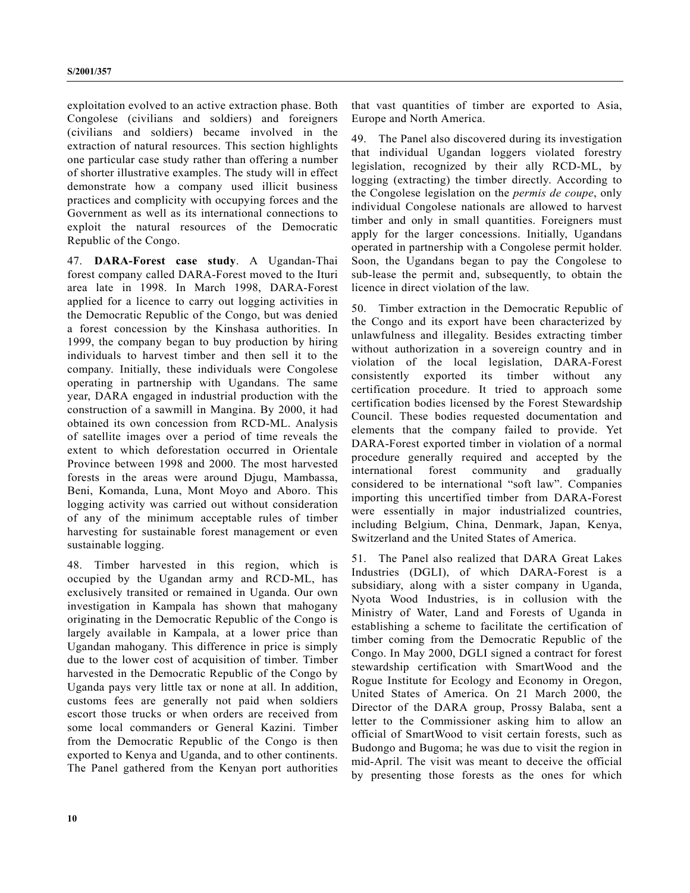exploitation evolved to an active extraction phase. Both Congolese (civilians and soldiers) and foreigners (civilians and soldiers) became involved in the extraction of natural resources. This section highlights one particular case study rather than offering a number of shorter illustrative examples. The study will in effect demonstrate how a company used illicit business practices and complicity with occupying forces and the Government as well as its international connections to exploit the natural resources of the Democratic Republic of the Congo.

47. **DARA-Forest case study**. A Ugandan-Thai forest company called DARA-Forest moved to the Ituri area late in 1998. In March 1998, DARA-Forest applied for a licence to carry out logging activities in the Democratic Republic of the Congo, but was denied a forest concession by the Kinshasa authorities. In 1999, the company began to buy production by hiring individuals to harvest timber and then sell it to the company. Initially, these individuals were Congolese operating in partnership with Ugandans. The same year, DARA engaged in industrial production with the construction of a sawmill in Mangina. By 2000, it had obtained its own concession from RCD-ML. Analysis of satellite images over a period of time reveals the extent to which deforestation occurred in Orientale Province between 1998 and 2000. The most harvested forests in the areas were around Djugu, Mambassa, Beni, Komanda, Luna, Mont Moyo and Aboro. This logging activity was carried out without consideration of any of the minimum acceptable rules of timber harvesting for sustainable forest management or even sustainable logging.

48. Timber harvested in this region, which is occupied by the Ugandan army and RCD-ML, has exclusively transited or remained in Uganda. Our own investigation in Kampala has shown that mahogany originating in the Democratic Republic of the Congo is largely available in Kampala, at a lower price than Ugandan mahogany. This difference in price is simply due to the lower cost of acquisition of timber. Timber harvested in the Democratic Republic of the Congo by Uganda pays very little tax or none at all. In addition, customs fees are generally not paid when soldiers escort those trucks or when orders are received from some local commanders or General Kazini. Timber from the Democratic Republic of the Congo is then exported to Kenya and Uganda, and to other continents. The Panel gathered from the Kenyan port authorities that vast quantities of timber are exported to Asia, Europe and North America.

49. The Panel also discovered during its investigation that individual Ugandan loggers violated forestry legislation, recognized by their ally RCD-ML, by logging (extracting) the timber directly. According to the Congolese legislation on the *permis de coupe*, only individual Congolese nationals are allowed to harvest timber and only in small quantities. Foreigners must apply for the larger concessions. Initially, Ugandans operated in partnership with a Congolese permit holder. Soon, the Ugandans began to pay the Congolese to sub-lease the permit and, subsequently, to obtain the licence in direct violation of the law.

50. Timber extraction in the Democratic Republic of the Congo and its export have been characterized by unlawfulness and illegality. Besides extracting timber without authorization in a sovereign country and in violation of the local legislation, DARA-Forest consistently exported its timber without any certification procedure. It tried to approach some certification bodies licensed by the Forest Stewardship Council. These bodies requested documentation and elements that the company failed to provide. Yet DARA-Forest exported timber in violation of a normal procedure generally required and accepted by the international forest community and gradually considered to be international "soft law". Companies importing this uncertified timber from DARA-Forest were essentially in major industrialized countries, including Belgium, China, Denmark, Japan, Kenya, Switzerland and the United States of America.

51. The Panel also realized that DARA Great Lakes Industries (DGLI), of which DARA-Forest is a subsidiary, along with a sister company in Uganda, Nyota Wood Industries, is in collusion with the Ministry of Water, Land and Forests of Uganda in establishing a scheme to facilitate the certification of timber coming from the Democratic Republic of the Congo. In May 2000, DGLI signed a contract for forest stewardship certification with SmartWood and the Rogue Institute for Ecology and Economy in Oregon, United States of America. On 21 March 2000, the Director of the DARA group, Prossy Balaba, sent a letter to the Commissioner asking him to allow an official of SmartWood to visit certain forests, such as Budongo and Bugoma; he was due to visit the region in mid-April. The visit was meant to deceive the official by presenting those forests as the ones for which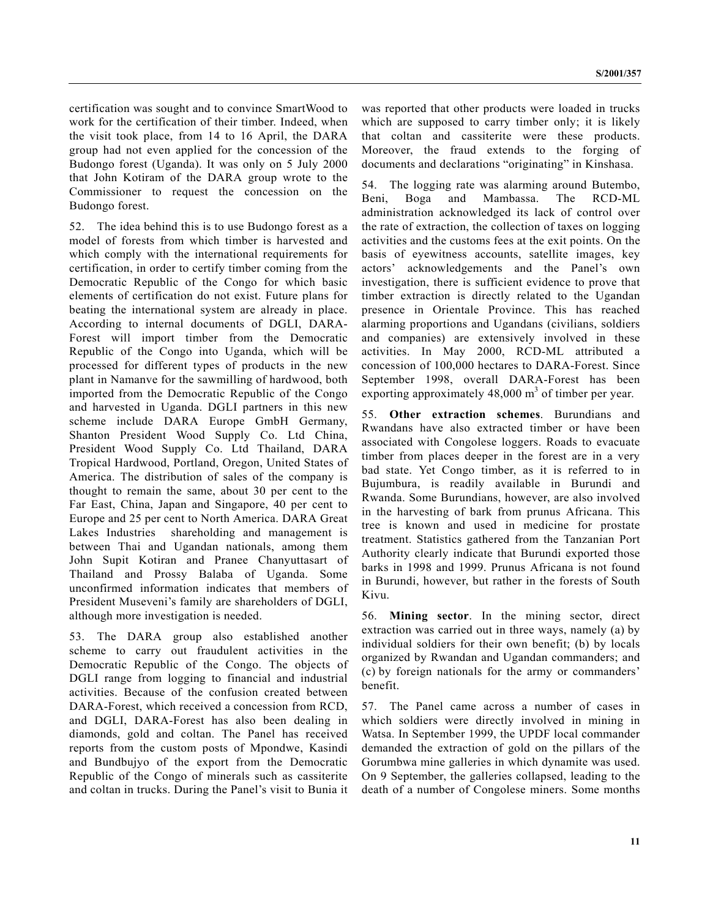certification was sought and to convince SmartWood to work for the certification of their timber. Indeed, when the visit took place, from 14 to 16 April, the DARA group had not even applied for the concession of the Budongo forest (Uganda). It was only on 5 July 2000 that John Kotiram of the DARA group wrote to the Commissioner to request the concession on the Budongo forest.

52. The idea behind this is to use Budongo forest as a model of forests from which timber is harvested and which comply with the international requirements for certification, in order to certify timber coming from the Democratic Republic of the Congo for which basic elements of certification do not exist. Future plans for beating the international system are already in place. According to internal documents of DGLI, DARA-Forest will import timber from the Democratic Republic of the Congo into Uganda, which will be processed for different types of products in the new plant in Namanve for the sawmilling of hardwood, both imported from the Democratic Republic of the Congo and harvested in Uganda. DGLI partners in this new scheme include DARA Europe GmbH Germany, Shanton President Wood Supply Co. Ltd China, President Wood Supply Co. Ltd Thailand, DARA Tropical Hardwood, Portland, Oregon, United States of America. The distribution of sales of the company is thought to remain the same, about 30 per cent to the Far East, China, Japan and Singapore, 40 per cent to Europe and 25 per cent to North America. DARA Great Lakes Industries shareholding and management is between Thai and Ugandan nationals, among them John Supit Kotiran and Pranee Chanyuttasart of Thailand and Prossy Balaba of Uganda. Some unconfirmed information indicates that members of President Museveni's family are shareholders of DGLI, although more investigation is needed.

53. The DARA group also established another scheme to carry out fraudulent activities in the Democratic Republic of the Congo. The objects of DGLI range from logging to financial and industrial activities. Because of the confusion created between DARA-Forest, which received a concession from RCD, and DGLI, DARA-Forest has also been dealing in diamonds, gold and coltan. The Panel has received reports from the custom posts of Mpondwe, Kasindi and Bundbujyo of the export from the Democratic Republic of the Congo of minerals such as cassiterite and coltan in trucks. During the Panel's visit to Bunia it was reported that other products were loaded in trucks which are supposed to carry timber only; it is likely that coltan and cassiterite were these products. Moreover, the fraud extends to the forging of documents and declarations "originating" in Kinshasa.

54. The logging rate was alarming around Butembo, Beni, Boga and Mambassa. The RCD-ML administration acknowledged its lack of control over the rate of extraction, the collection of taxes on logging activities and the customs fees at the exit points. On the basis of eyewitness accounts, satellite images, key actors' acknowledgements and the Panel's own investigation, there is sufficient evidence to prove that timber extraction is directly related to the Ugandan presence in Orientale Province. This has reached alarming proportions and Ugandans (civilians, soldiers and companies) are extensively involved in these activities. In May 2000, RCD-ML attributed a concession of 100,000 hectares to DARA-Forest. Since September 1998, overall DARA-Forest has been exporting approximately 48,000 $m^3$ of timber per year.

55. **Other extraction schemes**. Burundians and Rwandans have also extracted timber or have been associated with Congolese loggers. Roads to evacuate timber from places deeper in the forest are in a very bad state. Yet Congo timber, as it is referred to in Bujumbura, is readily available in Burundi and Rwanda. Some Burundians, however, are also involved in the harvesting of bark from prunus Africana. This tree is known and used in medicine for prostate treatment. Statistics gathered from the Tanzanian Port Authority clearly indicate that Burundi exported those barks in 1998 and 1999. Prunus Africana is not found in Burundi, however, but rather in the forests of South Kivu.

56. **Mining sector**. In the mining sector, direct extraction was carried out in three ways, namely (a) by individual soldiers for their own benefit; (b) by locals organized by Rwandan and Ugandan commanders; and (c) by foreign nationals for the army or commanders' benefit.

57. The Panel came across a number of cases in which soldiers were directly involved in mining in Watsa. In September 1999, the UPDF local commander demanded the extraction of gold on the pillars of the Gorumbwa mine galleries in which dynamite was used. On 9 September, the galleries collapsed, leading to the death of a number of Congolese miners. Some months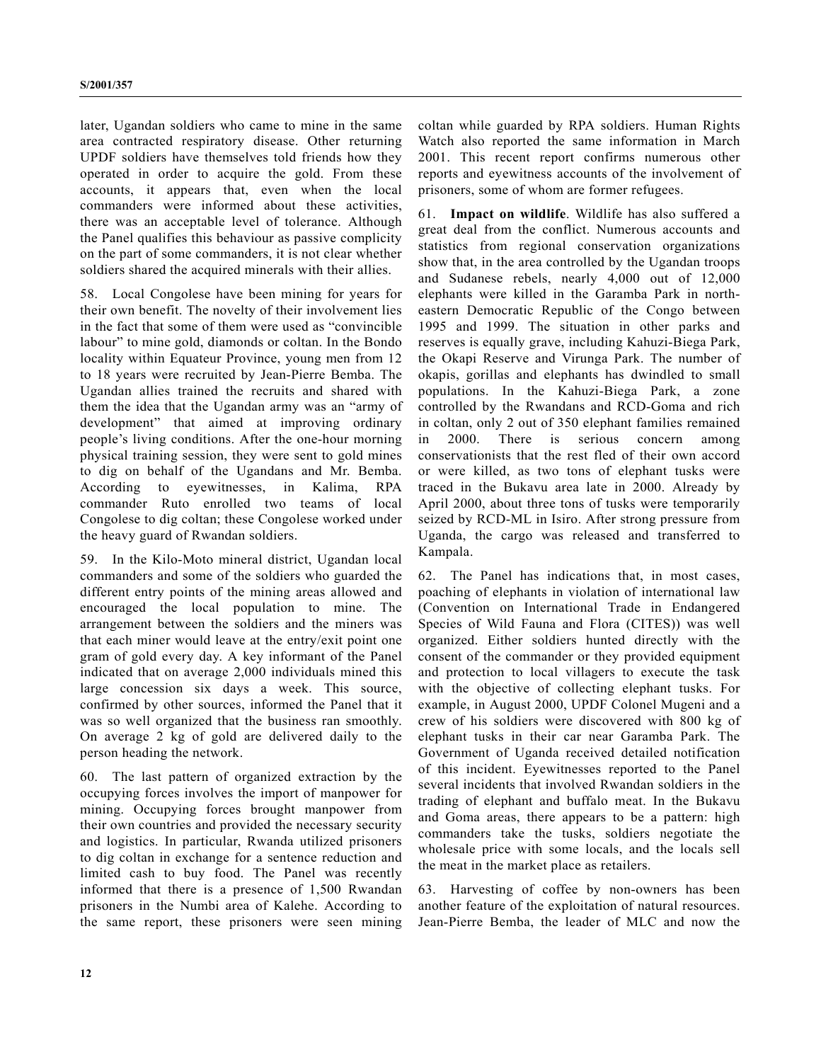later, Ugandan soldiers who came to mine in the same area contracted respiratory disease. Other returning UPDF soldiers have themselves told friends how they operated in order to acquire the gold. From these accounts, it appears that, even when the local commanders were informed about these activities, there was an acceptable level of tolerance. Although the Panel qualifies this behaviour as passive complicity on the part of some commanders, it is not clear whether soldiers shared the acquired minerals with their allies.

58. Local Congolese have been mining for years for their own benefit. The novelty of their involvement lies in the fact that some of them were used as "convincible labour" to mine gold, diamonds or coltan. In the Bondo locality within Equateur Province, young men from 12 to 18 years were recruited by Jean-Pierre Bemba. The Ugandan allies trained the recruits and shared with them the idea that the Ugandan army was an "army of development" that aimed at improving ordinary people's living conditions. After the one-hour morning physical training session, they were sent to gold mines to dig on behalf of the Ugandans and Mr. Bemba. According to eyewitnesses, in Kalima, RPA commander Ruto enrolled two teams of local Congolese to dig coltan; these Congolese worked under the heavy guard of Rwandan soldiers.

59. In the Kilo-Moto mineral district, Ugandan local commanders and some of the soldiers who guarded the different entry points of the mining areas allowed and encouraged the local population to mine. The arrangement between the soldiers and the miners was that each miner would leave at the entry/exit point one gram of gold every day. A key informant of the Panel indicated that on average 2,000 individuals mined this large concession six days a week. This source, confirmed by other sources, informed the Panel that it was so well organized that the business ran smoothly. On average 2 kg of gold are delivered daily to the person heading the network.

60. The last pattern of organized extraction by the occupying forces involves the import of manpower for mining. Occupying forces brought manpower from their own countries and provided the necessary security and logistics. In particular, Rwanda utilized prisoners to dig coltan in exchange for a sentence reduction and limited cash to buy food. The Panel was recently informed that there is a presence of 1,500 Rwandan prisoners in the Numbi area of Kalehe. According to the same report, these prisoners were seen mining coltan while guarded by RPA soldiers. Human Rights Watch also reported the same information in March 2001. This recent report confirms numerous other reports and eyewitness accounts of the involvement of prisoners, some of whom are former refugees.

61. **Impact on wildlife**. Wildlife has also suffered a great deal from the conflict. Numerous accounts and statistics from regional conservation organizations show that, in the area controlled by the Ugandan troops and Sudanese rebels, nearly 4,000 out of 12,000 elephants were killed in the Garamba Park in north-eastern Democratic Republic of the Congo between 1995 and 1999. The situation in other parks and reserves is equally grave, including Kahuzi-Biega Park, the Okapi Reserve and Virunga Park. The number of okapis, gorillas and elephants has dwindled to small populations. In the Kahuzi-Biega Park, a zone controlled by the Rwandans and RCD-Goma and rich in coltan, only 2 out of 350 elephant families remained in 2000. There is serious concern among conservationists that the rest fled of their own accord or were killed, as two tons of elephant tusks were traced in the Bukavu area late in 2000. Already by April 2000, about three tons of tusks were temporarily seized by RCD-ML in Isiro. After strong pressure from Uganda, the cargo was released and transferred to Kampala.

62. The Panel has indications that, in most cases, poaching of elephants in violation of international law (Convention on International Trade in Endangered Species of Wild Fauna and Flora (CITES)) was well organized. Either soldiers hunted directly with the consent of the commander or they provided equipment and protection to local villagers to execute the task with the objective of collecting elephant tusks. For example, in August 2000, UPDF Colonel Mugeni and a crew of his soldiers were discovered with 800 kg of elephant tusks in their car near Garamba Park. The Government of Uganda received detailed notification of this incident. Eyewitnesses reported to the Panel several incidents that involved Rwandan soldiers in the trading of elephant and buffalo meat. In the Bukavu and Goma areas, there appears to be a pattern: high commanders take the tusks, soldiers negotiate the wholesale price with some locals, and the locals sell the meat in the market place as retailers.

63. Harvesting of coffee by non-owners has been another feature of the exploitation of natural resources. Jean-Pierre Bemba, the leader of MLC and now the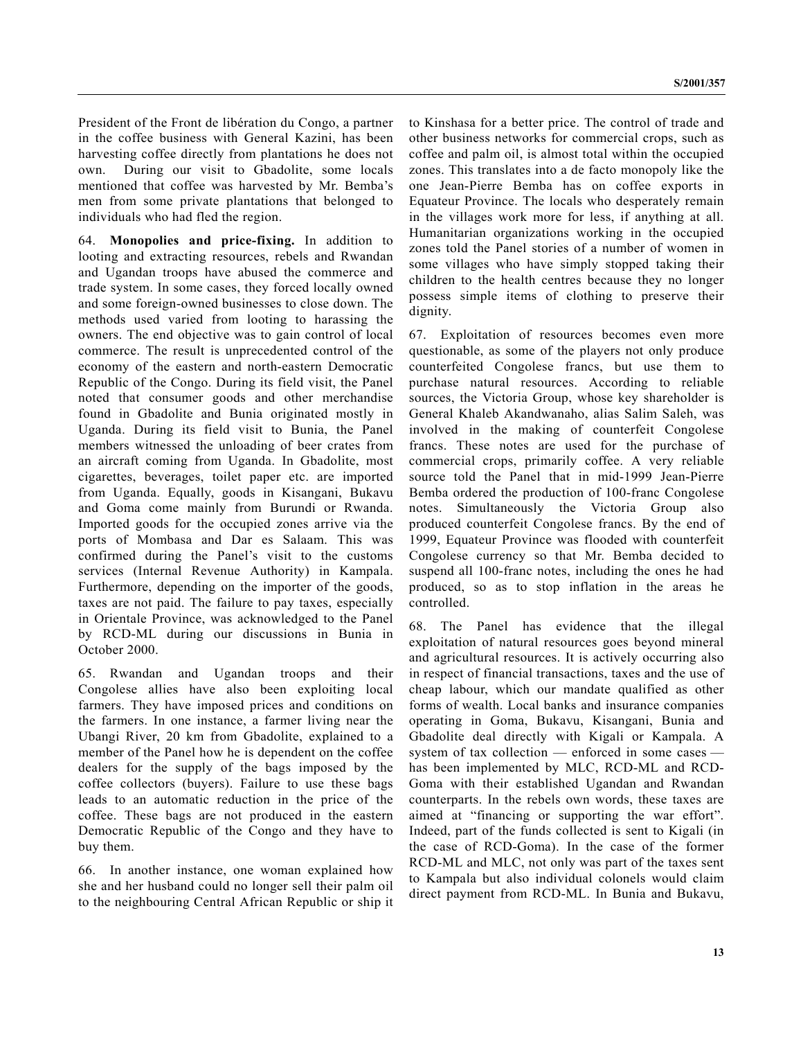President of the Front de libération du Congo, a partner in the coffee business with General Kazini, has been harvesting coffee directly from plantations he does not own. During our visit to Gbadolite, some locals mentioned that coffee was harvested by Mr. Bemba's men from some private plantations that belonged to individuals who had fled the region.

64. **Monopolies and price-fixing.** In addition to looting and extracting resources, rebels and Rwandan and Ugandan troops have abused the commerce and trade system. In some cases, they forced locally owned and some foreign-owned businesses to close down. The methods used varied from looting to harassing the owners. The end objective was to gain control of local commerce. The result is unprecedented control of the economy of the eastern and north-eastern Democratic Republic of the Congo. During its field visit, the Panel noted that consumer goods and other merchandise found in Gbadolite and Bunia originated mostly in Uganda. During its field visit to Bunia, the Panel members witnessed the unloading of beer crates from an aircraft coming from Uganda. In Gbadolite, most cigarettes, beverages, toilet paper etc. are imported from Uganda. Equally, goods in Kisangani, Bukavu and Goma come mainly from Burundi or Rwanda. Imported goods for the occupied zones arrive via the ports of Mombasa and Dar es Salaam. This was confirmed during the Panel's visit to the customs services (Internal Revenue Authority) in Kampala. Furthermore, depending on the importer of the goods, taxes are not paid. The failure to pay taxes, especially in Orientale Province, was acknowledged to the Panel by RCD-ML during our discussions in Bunia in October 2000.

65. Rwandan and Ugandan troops and their Congolese allies have also been exploiting local farmers. They have imposed prices and conditions on the farmers. In one instance, a farmer living near the Ubangi River, 20 km from Gbadolite, explained to a member of the Panel how he is dependent on the coffee dealers for the supply of the bags imposed by the coffee collectors (buyers). Failure to use these bags leads to an automatic reduction in the price of the coffee. These bags are not produced in the eastern Democratic Republic of the Congo and they have to buy them.

66. In another instance, one woman explained how she and her husband could no longer sell their palm oil to the neighbouring Central African Republic or ship it to Kinshasa for a better price. The control of trade and other business networks for commercial crops, such as coffee and palm oil, is almost total within the occupied zones. This translates into a de facto monopoly like the one Jean-Pierre Bemba has on coffee exports in Equateur Province. The locals who desperately remain in the villages work more for less, if anything at all. Humanitarian organizations working in the occupied zones told the Panel stories of a number of women in some villages who have simply stopped taking their children to the health centres because they no longer possess simple items of clothing to preserve their dignity.

67. Exploitation of resources becomes even more questionable, as some of the players not only produce counterfeited Congolese francs, but use them to purchase natural resources. According to reliable sources, the Victoria Group, whose key shareholder is General Khaleb Akandwanaho, alias Salim Saleh, was involved in the making of counterfeit Congolese francs. These notes are used for the purchase of commercial crops, primarily coffee. A very reliable source told the Panel that in mid-1999 Jean-Pierre Bemba ordered the production of 100-franc Congolese notes. Simultaneously the Victoria Group also produced counterfeit Congolese francs. By the end of 1999, Equateur Province was flooded with counterfeit Congolese currency so that Mr. Bemba decided to suspend all 100-franc notes, including the ones he had produced, so as to stop inflation in the areas he controlled.

68. The Panel has evidence that the illegal exploitation of natural resources goes beyond mineral and agricultural resources. It is actively occurring also in respect of financial transactions, taxes and the use of cheap labour, which our mandate qualified as other forms of wealth. Local banks and insurance companies operating in Goma, Bukavu, Kisangani, Bunia and Gbadolite deal directly with Kigali or Kampala. A system of tax collection — enforced in some cases — has been implemented by MLC, RCD-ML and RCD-Goma with their established Ugandan and Rwandan counterparts. In the rebels own words, these taxes are aimed at "financing or supporting the war effort". Indeed, part of the funds collected is sent to Kigali (in the case of RCD-Goma). In the case of the former RCD-ML and MLC, not only was part of the taxes sent to Kampala but also individual colonels would claim direct payment from RCD-ML. In Bunia and Bukavu,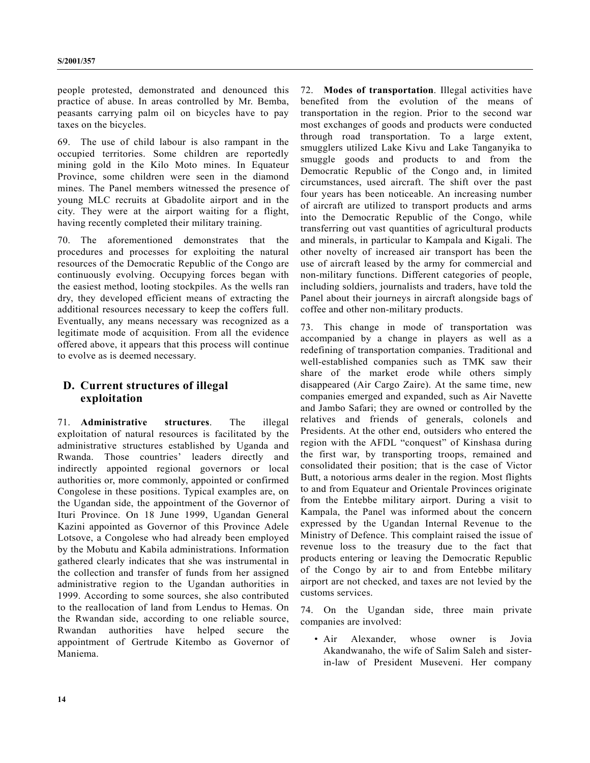people protested, demonstrated and denounced this practice of abuse. In areas controlled by Mr. Bemba, peasants carrying palm oil on bicycles have to pay taxes on the bicycles.

69. The use of child labour is also rampant in the occupied territories. Some children are reportedly mining gold in the Kilo Moto mines. In Equateur Province, some children were seen in the diamond mines. The Panel members witnessed the presence of young MLC recruits at Gbadolite airport and in the city. They were at the airport waiting for a flight, having recently completed their military training.

70. The aforementioned demonstrates that the procedures and processes for exploiting the natural resources of the Democratic Republic of the Congo are continuously evolving. Occupying forces began with the easiest method, looting stockpiles. As the wells ran dry, they developed efficient means of extracting the additional resources necessary to keep the coffers full. Eventually, any means necessary was recognized as a legitimate mode of acquisition. From all the evidence offered above, it appears that this process will continue to evolve as is deemed necessary.

## D. Current structures of illegal exploitation

71. **Administrative structures**. The illegal exploitation of natural resources is facilitated by the administrative structures established by Uganda and Rwanda. Those countries' leaders directly and indirectly appointed regional governors or local authorities or, more commonly, appointed or confirmed Congolese in these positions. Typical examples are, on the Ugandan side, the appointment of the Governor of Ituri Province. On 18 June 1999, Ugandan General Kazini appointed as Governor of this Province Adele Lotsove, a Congolese who had already been employed by the Mobutu and Kabila administrations. Information gathered clearly indicates that she was instrumental in the collection and transfer of funds from her assigned administrative region to the Ugandan authorities in 1999. According to some sources, she also contributed to the reallocation of land from Lendus to Hemas. On the Rwandan side, according to one reliable source, Rwandan authorities have helped secure the appointment of Gertrude Kitembo as Governor of Maniema.

72. **Modes of transportation**. Illegal activities have benefited from the evolution of the means of transportation in the region. Prior to the second war most exchanges of goods and products were conducted through road transportation. To a large extent, smugglers utilized Lake Kivu and Lake Tanganyika to smuggle goods and products to and from the Democratic Republic of the Congo and, in limited circumstances, used aircraft. The shift over the past four years has been noticeable. An increasing number of aircraft are utilized to transport products and arms into the Democratic Republic of the Congo, while transferring out vast quantities of agricultural products and minerals, in particular to Kampala and Kigali. The other novelty of increased air transport has been the use of aircraft leased by the army for commercial and non-military functions. Different categories of people, including soldiers, journalists and traders, have told the Panel about their journeys in aircraft alongside bags of coffee and other non-military products.

73. This change in mode of transportation was accompanied by a change in players as well as a redefining of transportation companies. Traditional and well-established companies such as TMK saw their share of the market erode while others simply disappeared (Air Cargo Zaire). At the same time, new companies emerged and expanded, such as Air Navette and Jambo Safari; they are owned or controlled by the relatives and friends of generals, colonels and Presidents. At the other end, outsiders who entered the region with the AFDL "conquest" of Kinshasa during the first war, by transporting troops, remained and consolidated their position; that is the case of Victor Butt, a notorious arms dealer in the region. Most flights to and from Equateur and Orientale Provinces originate from the Entebbe military airport. During a visit to Kampala, the Panel was informed about the concern expressed by the Ugandan Internal Revenue to the Ministry of Defence. This complaint raised the issue of revenue loss to the treasury due to the fact that products entering or leaving the Democratic Republic of the Congo by air to and from Entebbe military airport are not checked, and taxes are not levied by the customs services.

74. On the Ugandan side, three main private companies are involved:

- Air Alexander, whose owner is Jovia Akandwanaho, the wife of Salim Saleh and sister-in-law of President Museveni. Her company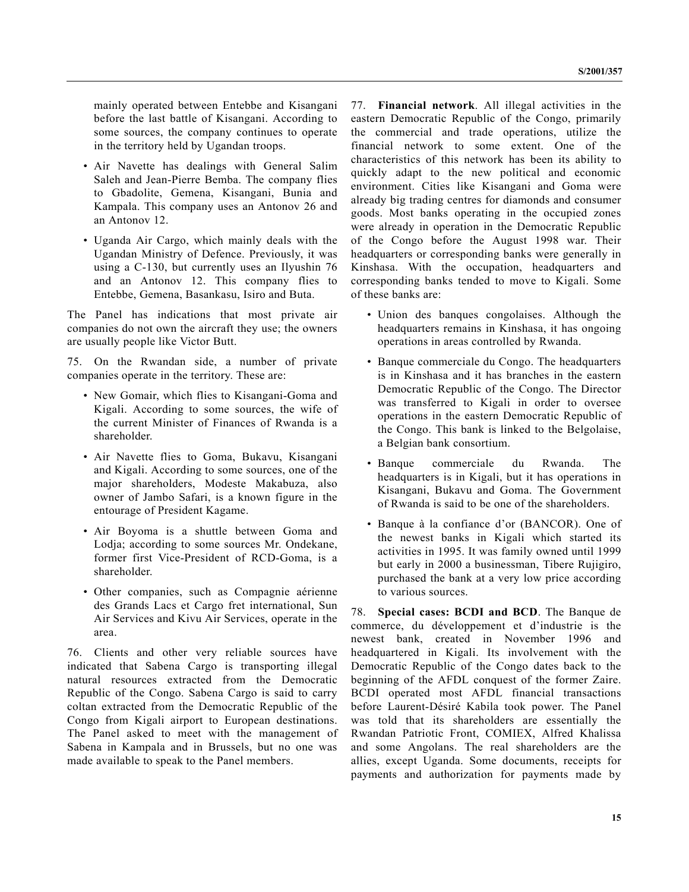mainly operated between Entebbe and Kisangani before the last battle of Kisangani. According to some sources, the company continues to operate in the territory held by Ugandan troops.

- Air Navette has dealings with General Salim Saleh and Jean-Pierre Bemba. The company flies to Gbadolite, Gemena, Kisangani, Bunia and Kampala. This company uses an Antonov 26 and an Antonov 12.
- Uganda Air Cargo, which mainly deals with the Ugandan Ministry of Defence. Previously, it was using a C-130, but currently uses an Ilyushin 76 and an Antonov 12. This company flies to Entebbe, Gemena, Basankasu, Isiro and Buta.

The Panel has indications that most private air companies do not own the aircraft they use; the owners are usually people like Victor Butt.

75. On the Rwandan side, a number of private companies operate in the territory. These are:

- New Gomair, which flies to Kisangani-Goma and Kigali. According to some sources, the wife of the current Minister of Finances of Rwanda is a shareholder.
- Air Navette flies to Goma, Bukavu, Kisangani and Kigali. According to some sources, one of the major shareholders, Modeste Makabuza, also owner of Jambo Safari, is a known figure in the entourage of President Kagame.
- Air Boyoma is a shuttle between Goma and Lodja; according to some sources Mr. Ondekane, former first Vice-President of RCD-Goma, is a shareholder.
- Other companies, such as Compagnie aérienne des Grands Lacs et Cargo fret international, Sun Air Services and Kivu Air Services, operate in the area.

76. Clients and other very reliable sources have indicated that Sabena Cargo is transporting illegal natural resources extracted from the Democratic Republic of the Congo. Sabena Cargo is said to carry coltan extracted from the Democratic Republic of the Congo from Kigali airport to European destinations. The Panel asked to meet with the management of Sabena in Kampala and in Brussels, but no one was made available to speak to the Panel members.

77. **Financial network**. All illegal activities in the eastern Democratic Republic of the Congo, primarily the commercial and trade operations, utilize the financial network to some extent. One of the characteristics of this network has been its ability to quickly adapt to the new political and economic environment. Cities like Kisangani and Goma were already big trading centres for diamonds and consumer goods. Most banks operating in the occupied zones were already in operation in the Democratic Republic of the Congo before the August 1998 war. Their headquarters or corresponding banks were generally in Kinshasa. With the occupation, headquarters and corresponding banks tended to move to Kigali. Some of these banks are:

- Union des banques congolaises. Although the headquarters remains in Kinshasa, it has ongoing operations in areas controlled by Rwanda.
- Banque commerciale du Congo. The headquarters is in Kinshasa and it has branches in the eastern Democratic Republic of the Congo. The Director was transferred to Kigali in order to oversee operations in the eastern Democratic Republic of the Congo. This bank is linked to the Belgolaise, a Belgian bank consortium.
- Banque commerciale du Rwanda. The headquarters is in Kigali, but it has operations in Kisangani, Bukavu and Goma. The Government of Rwanda is said to be one of the shareholders.
- Banque à la confiance d'or (BANCOR). One of the newest banks in Kigali which started its activities in 1995. It was family owned until 1999 but early in 2000 a businessman, Tibere Rujigiro, purchased the bank at a very low price according to various sources.

78. **Special cases: BCDI and BCD**. The Banque de commerce, du développement et d'industrie is the newest bank, created in November 1996 and headquartered in Kigali. Its involvement with the Democratic Republic of the Congo dates back to the beginning of the AFDL conquest of the former Zaire. BCDI operated most AFDL financial transactions before Laurent-Désiré Kabila took power. The Panel was told that its shareholders are essentially the Rwandan Patriotic Front, COMIEX, Alfred Khalissa and some Angolans. The real shareholders are the allies, except Uganda. Some documents, receipts for payments and authorization for payments made by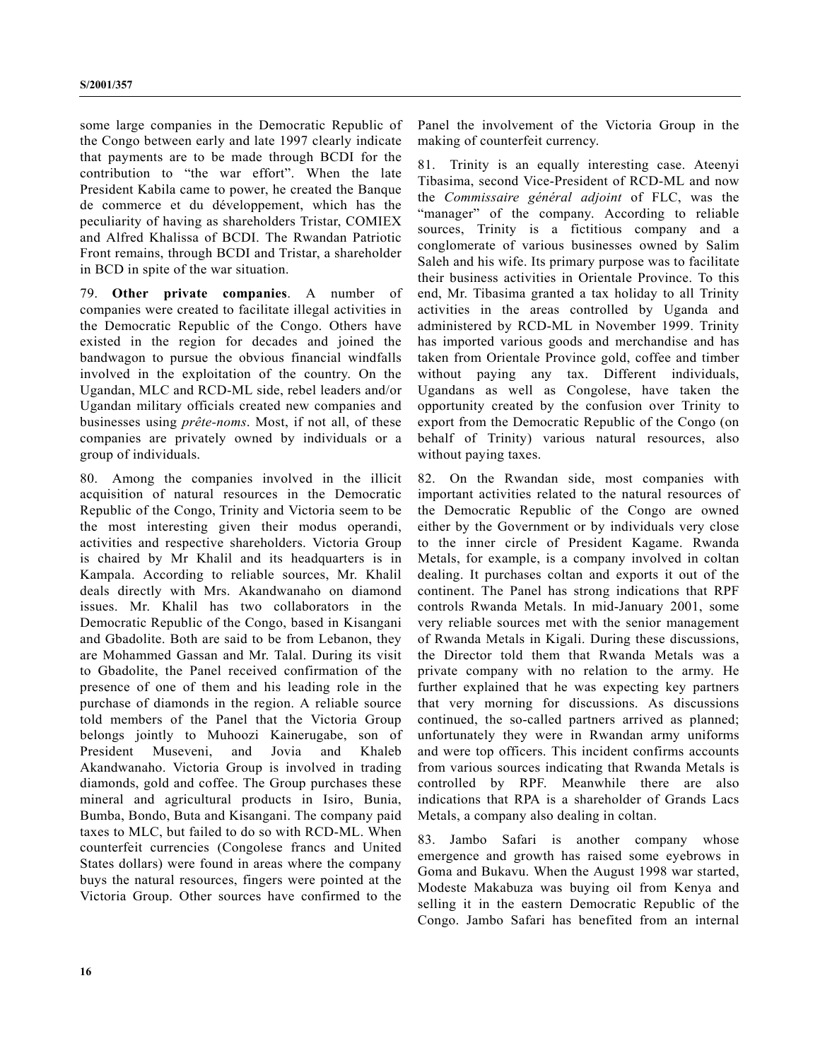some large companies in the Democratic Republic of the Congo between early and late 1997 clearly indicate that payments are to be made through BCDI for the contribution to "the war effort". When the late President Kabila came to power, he created the Banque de commerce et du développement, which has the peculiarity of having as shareholders Tristar, COMIEX and Alfred Khalissa of BCDI. The Rwandan Patriotic Front remains, through BCDI and Tristar, a shareholder in BCD in spite of the war situation.

79. **Other private companies**. A number of companies were created to facilitate illegal activities in the Democratic Republic of the Congo. Others have existed in the region for decades and joined the bandwagon to pursue the obvious financial windfalls involved in the exploitation of the country. On the Ugandan, MLC and RCD-ML side, rebel leaders and/or Ugandan military officials created new companies and businesses using *prête-noms*. Most, if not all, of these companies are privately owned by individuals or a group of individuals.

80. Among the companies involved in the illicit acquisition of natural resources in the Democratic Republic of the Congo, Trinity and Victoria seem to be the most interesting given their modus operandi, activities and respective shareholders. Victoria Group is chaired by Mr Khalil and its headquarters is in Kampala. According to reliable sources, Mr. Khalil deals directly with Mrs. Akandwanaho on diamond issues. Mr. Khalil has two collaborators in the Democratic Republic of the Congo, based in Kisangani and Gbadolite. Both are said to be from Lebanon, they are Mohammed Gassan and Mr. Talal. During its visit to Gbadolite, the Panel received confirmation of the presence of one of them and his leading role in the purchase of diamonds in the region. A reliable source told members of the Panel that the Victoria Group belongs jointly to Muhoozi Kainerugabe, son of President Museveni, and Jovia and Khaleb Akandwanaho. Victoria Group is involved in trading diamonds, gold and coffee. The Group purchases these mineral and agricultural products in Isiro, Bunia, Bumba, Bondo, Buta and Kisangani. The company paid taxes to MLC, but failed to do so with RCD-ML. When counterfeit currencies (Congolese francs and United States dollars) were found in areas where the company buys the natural resources, fingers were pointed at the Victoria Group. Other sources have confirmed to the Panel the involvement of the Victoria Group in the making of counterfeit currency.

81. Trinity is an equally interesting case. Ateenyi Tibasima, second Vice-President of RCD-ML and now the *Commissaire général adjoint* of FLC, was the "manager" of the company. According to reliable sources, Trinity is a fictitious company and a conglomerate of various businesses owned by Salim Saleh and his wife. Its primary purpose was to facilitate their business activities in Orientale Province. To this end, Mr. Tibasima granted a tax holiday to all Trinity activities in the areas controlled by Uganda and administered by RCD-ML in November 1999. Trinity has imported various goods and merchandise and has taken from Orientale Province gold, coffee and timber without paying any tax. Different individuals, Ugandans as well as Congolese, have taken the opportunity created by the confusion over Trinity to export from the Democratic Republic of the Congo (on behalf of Trinity) various natural resources, also without paying taxes.

82. On the Rwandan side, most companies with important activities related to the natural resources of the Democratic Republic of the Congo are owned either by the Government or by individuals very close to the inner circle of President Kagame. Rwanda Metals, for example, is a company involved in coltan dealing. It purchases coltan and exports it out of the continent. The Panel has strong indications that RPF controls Rwanda Metals. In mid-January 2001, some very reliable sources met with the senior management of Rwanda Metals in Kigali. During these discussions, the Director told them that Rwanda Metals was a private company with no relation to the army. He further explained that he was expecting key partners that very morning for discussions. As discussions continued, the so-called partners arrived as planned; unfortunately they were in Rwandan army uniforms and were top officers. This incident confirms accounts from various sources indicating that Rwanda Metals is controlled by RPF. Meanwhile there are also indications that RPA is a shareholder of Grands Lacs Metals, a company also dealing in coltan.

83. Jambo Safari is another company whose emergence and growth has raised some eyebrows in Goma and Bukavu. When the August 1998 war started, Modeste Makabuza was buying oil from Kenya and selling it in the eastern Democratic Republic of the Congo. Jambo Safari has benefited from an internal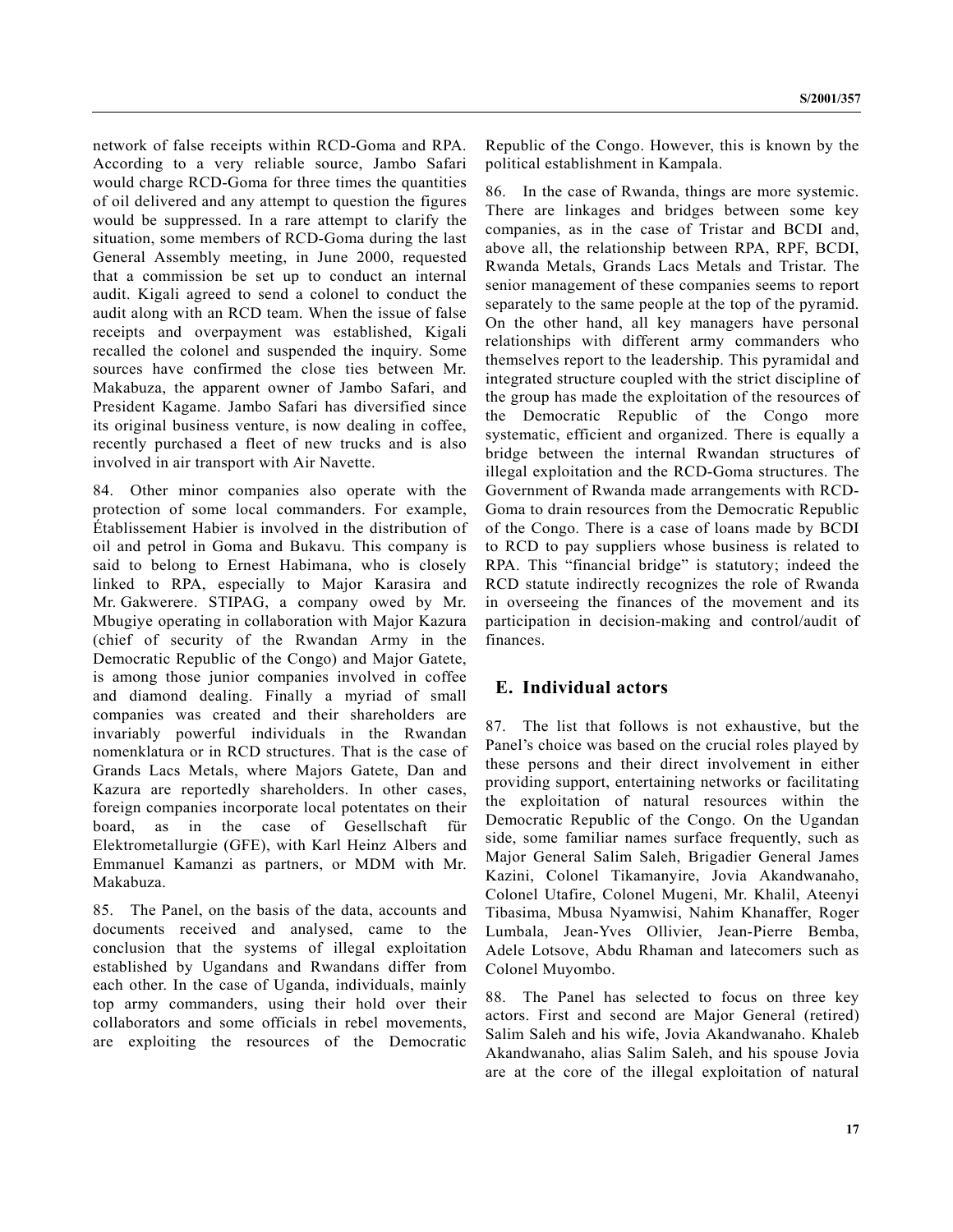network of false receipts within RCD-Goma and RPA. According to a very reliable source, Jambo Safari would charge RCD-Goma for three times the quantities of oil delivered and any attempt to question the figures would be suppressed. In a rare attempt to clarify the situation, some members of RCD-Goma during the last General Assembly meeting, in June 2000, requested that a commission be set up to conduct an internal audit. Kigali agreed to send a colonel to conduct the audit along with an RCD team. When the issue of false receipts and overpayment was established, Kigali recalled the colonel and suspended the inquiry. Some sources have confirmed the close ties between Mr. Makabuza, the apparent owner of Jambo Safari, and President Kagame. Jambo Safari has diversified since its original business venture, is now dealing in coffee, recently purchased a fleet of new trucks and is also involved in air transport with Air Navette.

84. Other minor companies also operate with the protection of some local commanders. For example, Établissement Habier is involved in the distribution of oil and petrol in Goma and Bukavu. This company is said to belong to Ernest Habimana, who is closely linked to RPA, especially to Major Karasira and Mr. Gakwerere. STIPAG, a company owed by Mr. Mbugiye operating in collaboration with Major Kazura (chief of security of the Rwandan Army in the Democratic Republic of the Congo) and Major Gatete, is among those junior companies involved in coffee and diamond dealing. Finally a myriad of small companies was created and their shareholders are invariably powerful individuals in the Rwandan nomenklatura or in RCD structures. That is the case of Grands Lacs Metals, where Majors Gatete, Dan and Kazura are reportedly shareholders. In other cases, foreign companies incorporate local potentates on their board, as in the case of Gesellschaft für Elektrometallurgie (GFE), with Karl Heinz Albers and Emmanuel Kamanzi as partners, or MDM with Mr. Makabuza.

85. The Panel, on the basis of the data, accounts and documents received and analysed, came to the conclusion that the systems of illegal exploitation established by Ugandans and Rwandans differ from each other. In the case of Uganda, individuals, mainly top army commanders, using their hold over their collaborators and some officials in rebel movements, are exploiting the resources of the Democratic Republic of the Congo. However, this is known by the political establishment in Kampala.

86. In the case of Rwanda, things are more systemic. There are linkages and bridges between some key companies, as in the case of Tristar and BCDI and, above all, the relationship between RPA, RPF, BCDI, Rwanda Metals, Grands Lacs Metals and Tristar. The senior management of these companies seems to report separately to the same people at the top of the pyramid. On the other hand, all key managers have personal relationships with different army commanders who themselves report to the leadership. This pyramidal and integrated structure coupled with the strict discipline of the group has made the exploitation of the resources of the Democratic Republic of the Congo more systematic, efficient and organized. There is equally a bridge between the internal Rwandan structures of illegal exploitation and the RCD-Goma structures. The Government of Rwanda made arrangements with RCD-Goma to drain resources from the Democratic Republic of the Congo. There is a case of loans made by BCDI to RCD to pay suppliers whose business is related to RPA. This "financial bridge" is statutory; indeed the RCD statute indirectly recognizes the role of Rwanda in overseeing the finances of the movement and its participation in decision-making and control/audit of finances.

## E. Individual actors

87. The list that follows is not exhaustive, but the Panel's choice was based on the crucial roles played by these persons and their direct involvement in either providing support, entertaining networks or facilitating the exploitation of natural resources within the Democratic Republic of the Congo. On the Ugandan side, some familiar names surface frequently, such as Major General Salim Saleh, Brigadier General James Kazini, Colonel Tikamanyire, Jovia Akandwanaho, Colonel Utafire, Colonel Mugeni, Mr. Khalil, Ateenyi Tibasima, Mbusa Nyamwisi, Nahim Khanaffer, Roger Lumbala, Jean-Yves Ollivier, Jean-Pierre Bemba, Adele Lotsove, Abdu Rhaman and latecomers such as Colonel Muyombo.

88. The Panel has selected to focus on three key actors. First and second are Major General (retired) Salim Saleh and his wife, Jovia Akandwanaho. Khaleb Akandwanaho, alias Salim Saleh, and his spouse Jovia are at the core of the illegal exploitation of natural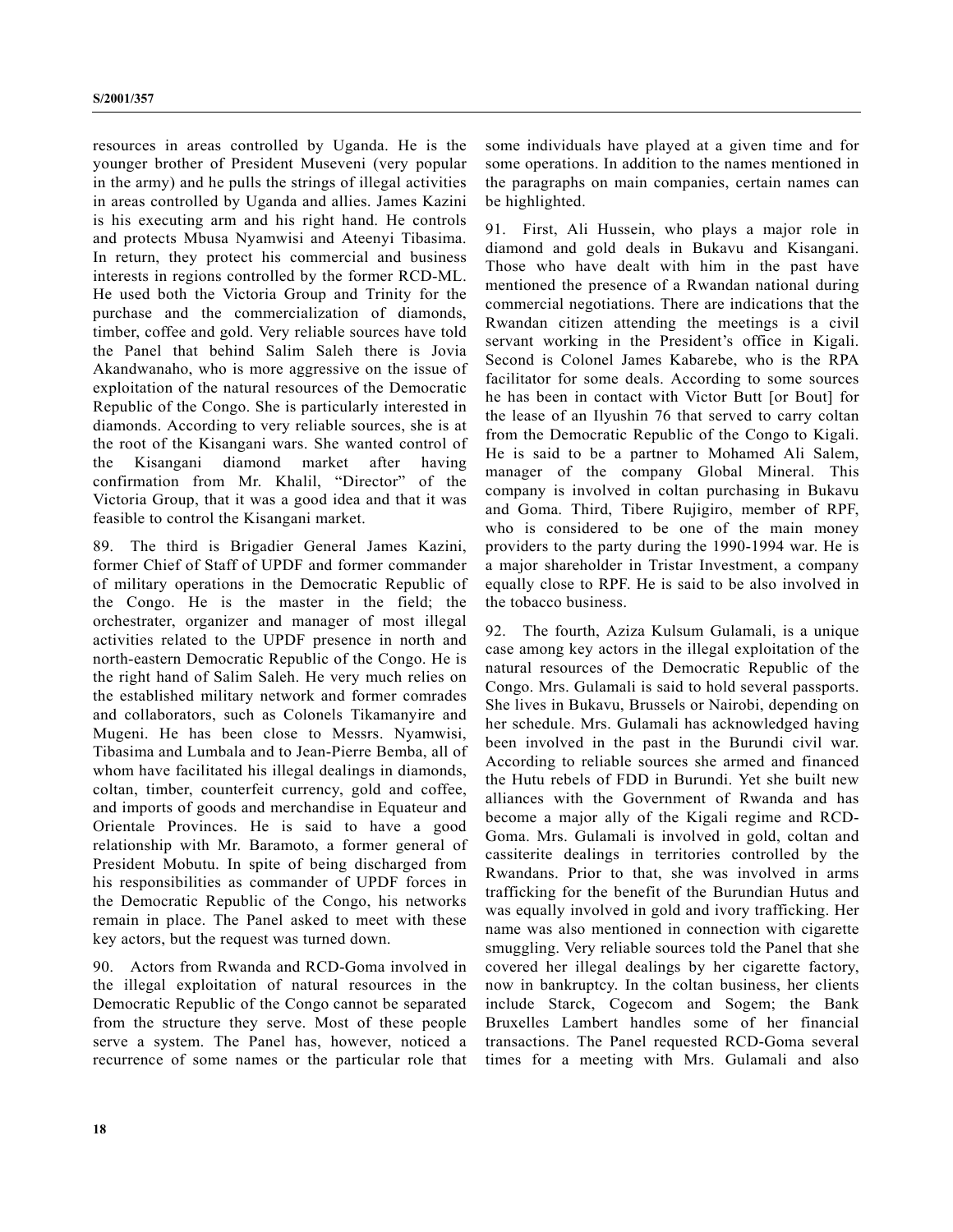resources in areas controlled by Uganda. He is the younger brother of President Museveni (very popular in the army) and he pulls the strings of illegal activities in areas controlled by Uganda and allies. James Kazini is his executing arm and his right hand. He controls and protects Mbusa Nyamwisi and Ateenyi Tibasima. In return, they protect his commercial and business interests in regions controlled by the former RCD-ML. He used both the Victoria Group and Trinity for the purchase and the commercialization of diamonds, timber, coffee and gold. Very reliable sources have told the Panel that behind Salim Saleh there is Jovia Akandwanaho, who is more aggressive on the issue of exploitation of the natural resources of the Democratic Republic of the Congo. She is particularly interested in diamonds. According to very reliable sources, she is at the root of the Kisangani wars. She wanted control of the Kisangani diamond market after having confirmation from Mr. Khalil, "Director" of the Victoria Group, that it was a good idea and that it was feasible to control the Kisangani market.

89. The third is Brigadier General James Kazini, former Chief of Staff of UPDF and former commander of military operations in the Democratic Republic of the Congo. He is the master in the field; the orchestrater, organizer and manager of most illegal activities related to the UPDF presence in north and north-eastern Democratic Republic of the Congo. He is the right hand of Salim Saleh. He very much relies on the established military network and former comrades and collaborators, such as Colonels Tikamanyire and Mugeni. He has been close to Messrs. Nyamwisi, Tibasima and Lumbala and to Jean-Pierre Bemba, all of whom have facilitated his illegal dealings in diamonds, coltan, timber, counterfeit currency, gold and coffee, and imports of goods and merchandise in Equateur and Orientale Provinces. He is said to have a good relationship with Mr. Baramoto, a former general of President Mobutu. In spite of being discharged from his responsibilities as commander of UPDF forces in the Democratic Republic of the Congo, his networks remain in place. The Panel asked to meet with these key actors, but the request was turned down.

90. Actors from Rwanda and RCD-Goma involved in the illegal exploitation of natural resources in the Democratic Republic of the Congo cannot be separated from the structure they serve. Most of these people serve a system. The Panel has, however, noticed a recurrence of some names or the particular role that some individuals have played at a given time and for some operations. In addition to the names mentioned in the paragraphs on main companies, certain names can be highlighted.

91. First, Ali Hussein, who plays a major role in diamond and gold deals in Bukavu and Kisangani. Those who have dealt with him in the past have mentioned the presence of a Rwandan national during commercial negotiations. There are indications that the Rwandan citizen attending the meetings is a civil servant working in the President's office in Kigali. Second is Colonel James Kabarebe, who is the RPA facilitator for some deals. According to some sources he has been in contact with Victor Butt [or Bout] for the lease of an Ilyushin 76 that served to carry coltan from the Democratic Republic of the Congo to Kigali. He is said to be a partner to Mohamed Ali Salem, manager of the company Global Mineral. This company is involved in coltan purchasing in Bukavu and Goma. Third, Tibere Rujigiro, member of RPF, who is considered to be one of the main money providers to the party during the 1990-1994 war. He is a major shareholder in Tristar Investment, a company equally close to RPF. He is said to be also involved in the tobacco business.

92. The fourth, Aziza Kulsum Gulamali, is a unique case among key actors in the illegal exploitation of the natural resources of the Democratic Republic of the Congo. Mrs. Gulamali is said to hold several passports. She lives in Bukavu, Brussels or Nairobi, depending on her schedule. Mrs. Gulamali has acknowledged having been involved in the past in the Burundi civil war. According to reliable sources she armed and financed the Hutu rebels of FDD in Burundi. Yet she built new alliances with the Government of Rwanda and has become a major ally of the Kigali regime and RCD-Goma. Mrs. Gulamali is involved in gold, coltan and cassiterite dealings in territories controlled by the Rwandans. Prior to that, she was involved in arms trafficking for the benefit of the Burundian Hutus and was equally involved in gold and ivory trafficking. Her name was also mentioned in connection with cigarette smuggling. Very reliable sources told the Panel that she covered her illegal dealings by her cigarette factory, now in bankruptcy. In the coltan business, her clients include Starck, Cogecom and Sogem; the Bank Bruxelles Lambert handles some of her financial transactions. The Panel requested RCD-Goma several times for a meeting with Mrs. Gulamali and also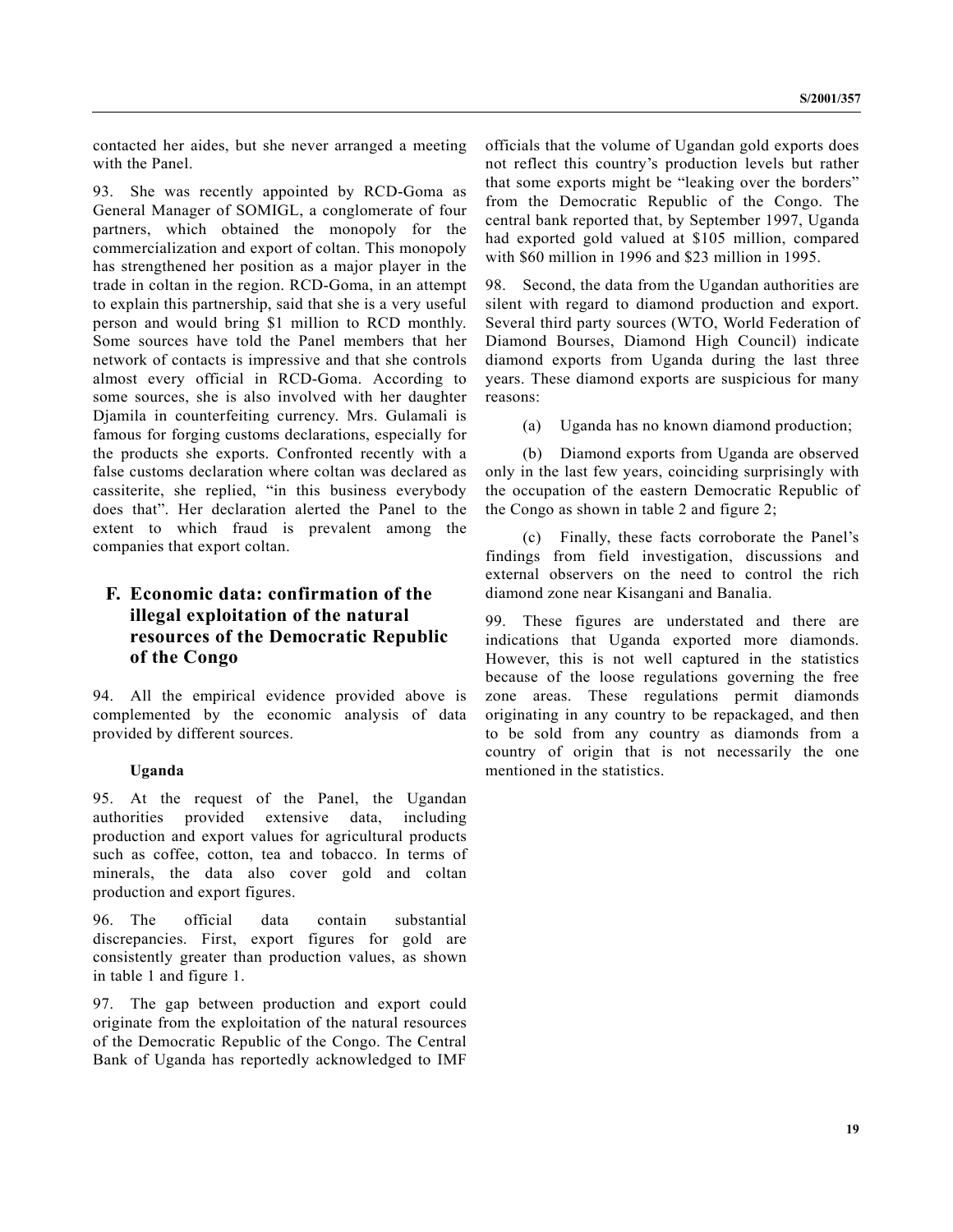contacted her aides, but she never arranged a meeting with the Panel.

93. She was recently appointed by RCD-Goma as General Manager of SOMIGL, a conglomerate of four partners, which obtained the monopoly for the commercialization and export of coltan. This monopoly has strengthened her position as a major player in the trade in coltan in the region. RCD-Goma, in an attempt to explain this partnership, said that she is a very useful person and would bring $1 million to RCD monthly. Some sources have told the Panel members that her network of contacts is impressive and that she controls almost every official in RCD-Goma. According to some sources, she is also involved with her daughter Djamila in counterfeiting currency. Mrs. Gulamali is famous for forging customs declarations, especially for the products she exports. Confronted recently with a false customs declaration where coltan was declared as cassiterite, she replied, "in this business everybody does that". Her declaration alerted the Panel to the extent to which fraud is prevalent among the companies that export coltan.

## F. Economic data: confirmation of the illegal exploitation of the natural resources of the Democratic Republic of the Congo

94. All the empirical evidence provided above is complemented by the economic analysis of data provided by different sources.

**Uganda**

95. At the request of the Panel, the Ugandan authorities provided extensive data, including production and export values for agricultural products such as coffee, cotton, tea and tobacco. In terms of minerals, the data also cover gold and coltan production and export figures.

96. The official data contain substantial discrepancies. First, export figures for gold are consistently greater than production values, as shown in table 1 and figure 1.

97. The gap between production and export could originate from the exploitation of the natural resources of the Democratic Republic of the Congo. The Central Bank of Uganda has reportedly acknowledged to IMF officials that the volume of Ugandan gold exports does not reflect this country's production levels but rather that some exports might be "leaking over the borders" from the Democratic Republic of the Congo. The central bank reported that, by September 1997, Uganda had exported gold valued at $105 million, compared with $60 million in 1996 and $23 million in 1995.

98. Second, the data from the Ugandan authorities are silent with regard to diamond production and export. Several third party sources (WTO, World Federation of Diamond Bourses, Diamond High Council) indicate diamond exports from Uganda during the last three years. These diamond exports are suspicious for many reasons:

(a) Uganda has no known diamond production;

(b) Diamond exports from Uganda are observed only in the last few years, coinciding surprisingly with the occupation of the eastern Democratic Republic of the Congo as shown in table 2 and figure 2;

(c) Finally, these facts corroborate the Panel's findings from field investigation, discussions and external observers on the need to control the rich diamond zone near Kisangani and Banalia.

99. These figures are understated and there are indications that Uganda exported more diamonds. However, this is not well captured in the statistics because of the loose regulations governing the free zone areas. These regulations permit diamonds originating in any country to be repackaged, and then to be sold from any country as diamonds from a country of origin that is not necessarily the one mentioned in the statistics.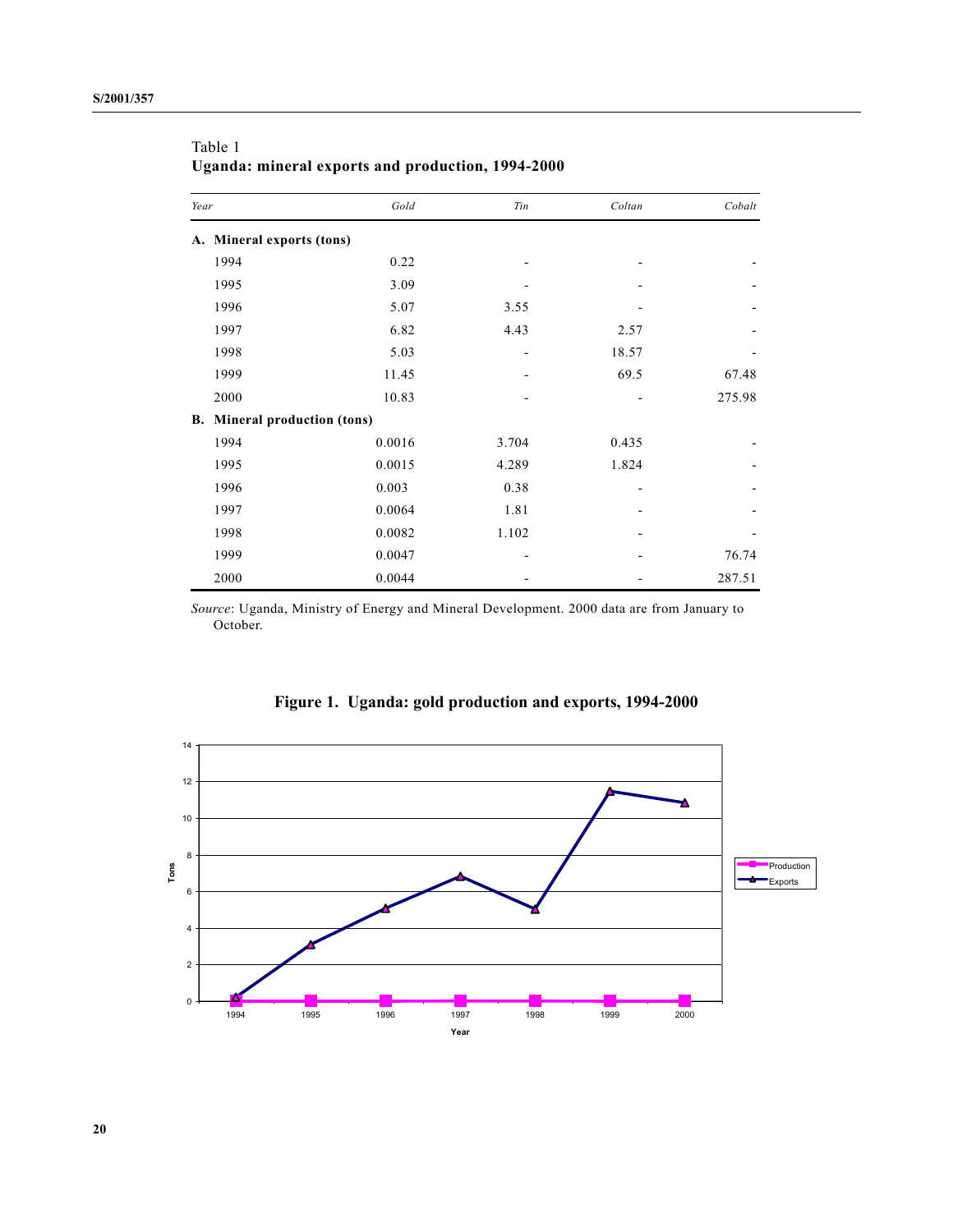Table 1
**Uganda: mineral exports and production, 1994-2000**

| *Year* | *Gold* | *Tin* | *Coltan* | *Cobalt* |
|---|---|---|---|---|
| **A. Mineral exports (tons)** | | | | |
| 1994 | 0.22 | - | - | - |
| 1995 | 3.09 | - | - | - |
| 1996 | 5.07 | 3.55 | - | - |
| 1997 | 6.82 | 4.43 | 2.57 | - |
| 1998 | 5.03 | - | 18.57 | - |
| 1999 | 11.45 | - | 69.5 | 67.48 |
| 2000 | 10.83 | - | - | 275.98 |
| **B. Mineral production (tons)** | | | | |
| 1994 | 0.0016 | 3.704 | 0.435 | - |
| 1995 | 0.0015 | 4.289 | 1.824 | - |
| 1996 | 0.003 | 0.38 | - | - |
| 1997 | 0.0064 | 1.81 | - | - |
| 1998 | 0.0082 | 1.102 | - | - |
| 1999 | 0.0047 | - | - | 76.74 |
| 2000 | 0.0044 | - | - | 287.51 |

*Source*: Uganda, Ministry of Energy and Mineral Development. 2000 data are from January to October.

**Figure 1. Uganda: gold production and exports, 1994-2000**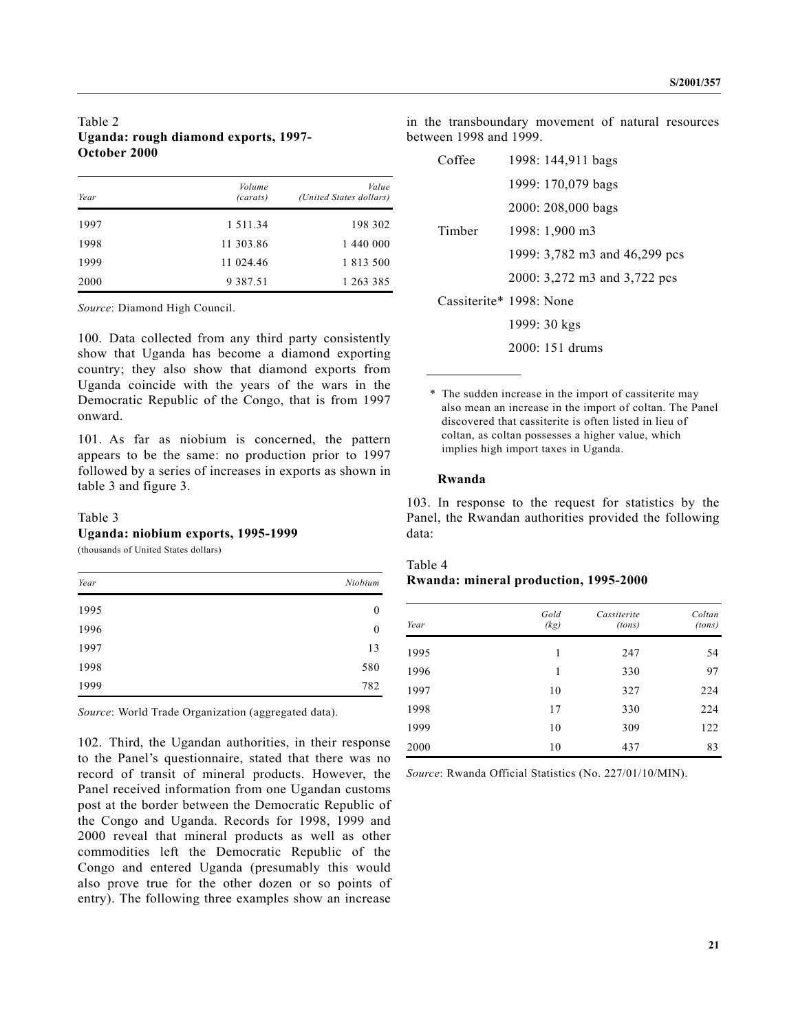Table 2
**Uganda: rough diamond exports, 1997-October 2000**

| *Year* | *Volume (carats)* | *Value (United States dollars)* |
| --- | ---: | ---: |
| 1997 | 1 511.34 | 198 302 |
| 1998 | 11 303.86 | 1 440 000 |
| 1999 | 11 024.46 | 1 813 500 |
| 2000 | 9 387.51 | 1 263 385 |

*Source*: Diamond High Council.

100. Data collected from any third party consistently show that Uganda has become a diamond exporting country; they also show that diamond exports from Uganda coincide with the years of the wars in the Democratic Republic of the Congo, that is from 1997 onward.

101. As far as niobium is concerned, the pattern appears to be the same: no production prior to 1997 followed by a series of increases in exports as shown in table 3 and figure 3.

Table 3
**Uganda: niobium exports, 1995-1999**
(thousands of United States dollars)

| *Year* | *Niobium* |
| --- | ---: |
| 1995 | 0 |
| 1996 | 0 |
| 1997 | 13 |
| 1998 | 580 |
| 1999 | 782 |

*Source*: World Trade Organization (aggregated data).

102. Third, the Ugandan authorities, in their response to the Panel's questionnaire, stated that there was no record of transit of mineral products. However, the Panel received information from one Ugandan customs post at the border between the Democratic Republic of the Congo and Uganda. Records for 1998, 1999 and 2000 reveal that mineral products as well as other commodities left the Democratic Republic of the Congo and entered Uganda (presumably this would also prove true for the other dozen or so points of entry). The following three examples show an increase in the transboundary movement of natural resources between 1998 and 1999.

| | |
| --- | --- |
| Coffee | 1998: 144,911 bags |
| | 1999: 170,079 bags |
| | 2000: 208,000 bags |
| Timber | 1998: 1,900 m3 |
| | 1999: 3,782 m3 and 46,299 pcs |
| | 2000: 3,272 m3 and 3,722 pcs |
| Cassiterite* | 1998: None |
| | 1999: 30 kgs |
| | 2000: 151 drums |

\* The sudden increase in the import of cassiterite may also mean an increase in the import of coltan. The Panel discovered that cassiterite is often listed in lieu of coltan, as coltan possesses a higher value, which implies high import taxes in Uganda.

**Rwanda**

103. In response to the request for statistics by the Panel, the Rwandan authorities provided the following data:

Table 4
**Rwanda: mineral production, 1995-2000**

| *Year* | *Gold (kg)* | *Cassiterite (tons)* | *Coltan (tons)* |
| --- | ---: | ---: | ---: |
| 1995 | 1 | 247 | 54 |
| 1996 | 1 | 330 | 97 |
| 1997 | 10 | 327 | 224 |
| 1998 | 17 | 330 | 224 |
| 1999 | 10 | 309 | 122 |
| 2000 | 10 | 437 | 83 |

*Source*: Rwanda Official Statistics (No. 227/01/10/MIN).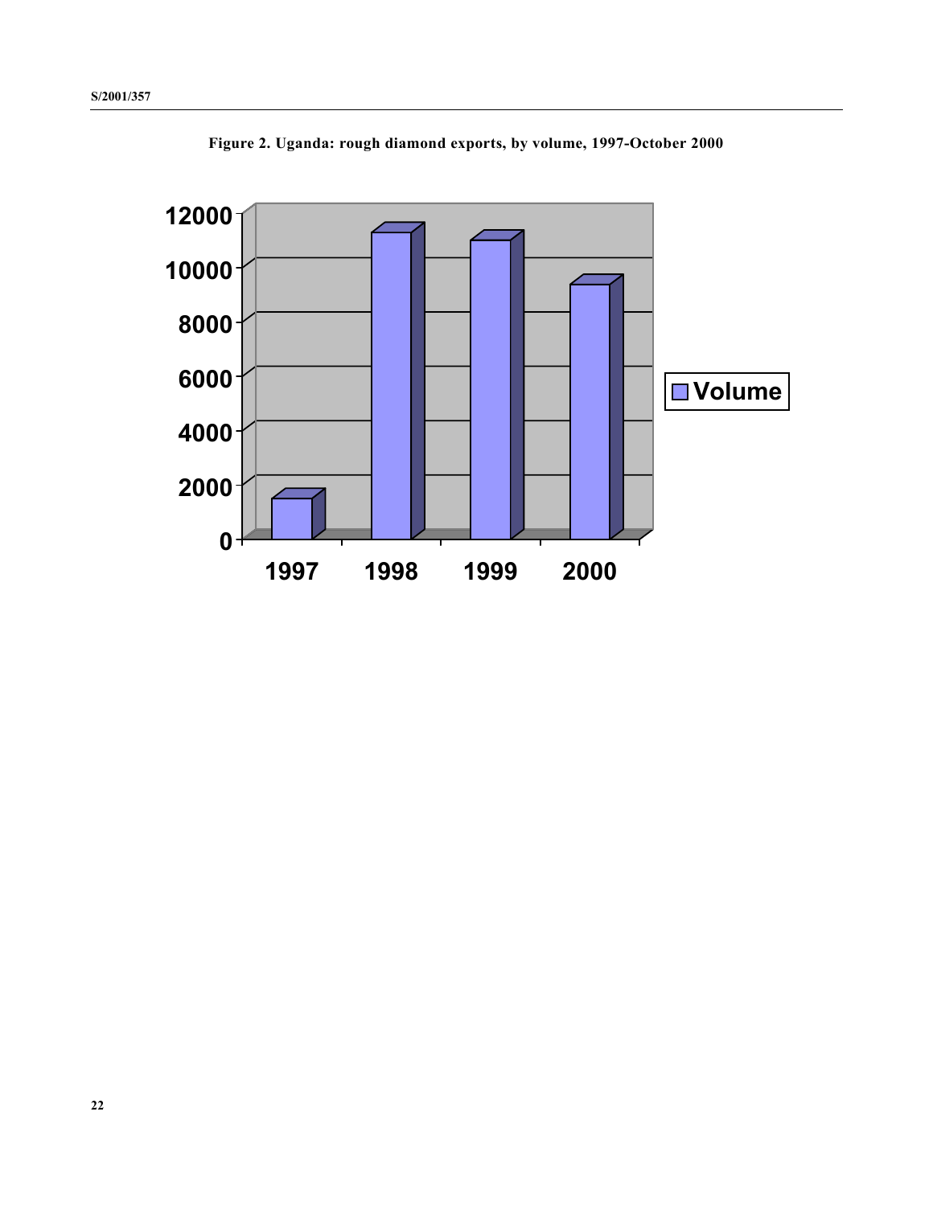**Figure 2. Uganda: rough diamond exports, by volume, 1997-October 2000**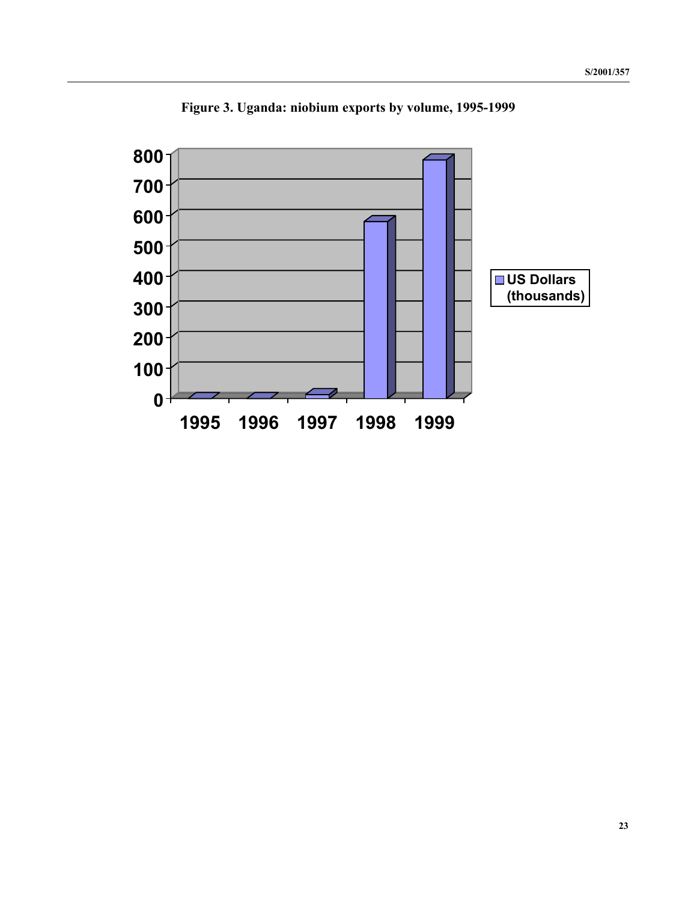**Figure 3. Uganda: niobium exports by volume, 1995-1999**

| Year | US Dollars (thousands) |
|---|---|
| 1995 | 0 |
| 1996 | 0 |
| 1997 | 10 |
| 1998 | 580 |
| 1999 | 780 |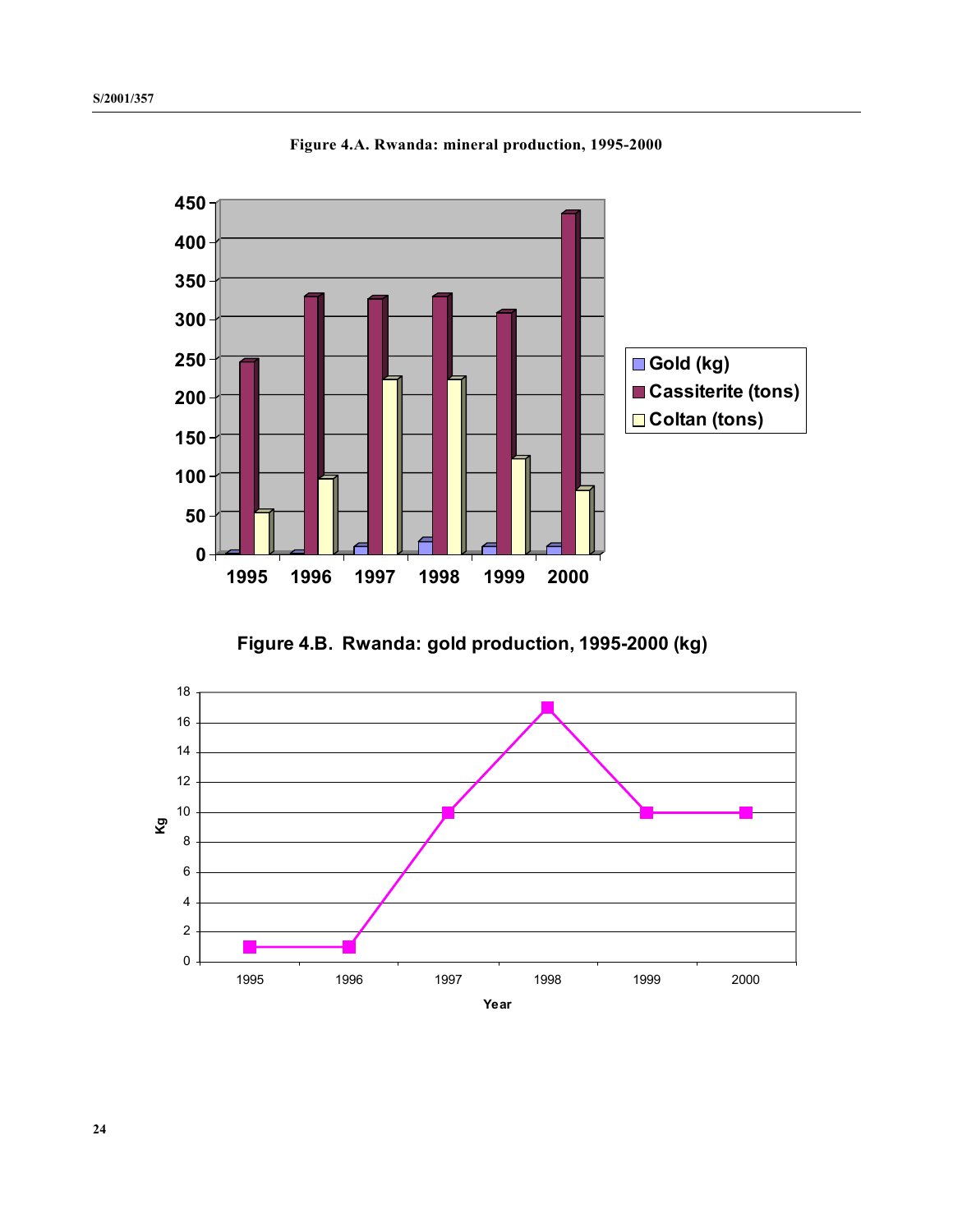**Figure 4.A. Rwanda: mineral production, 1995-2000**

**Figure 4.B. Rwanda: gold production, 1995-2000 (kg)**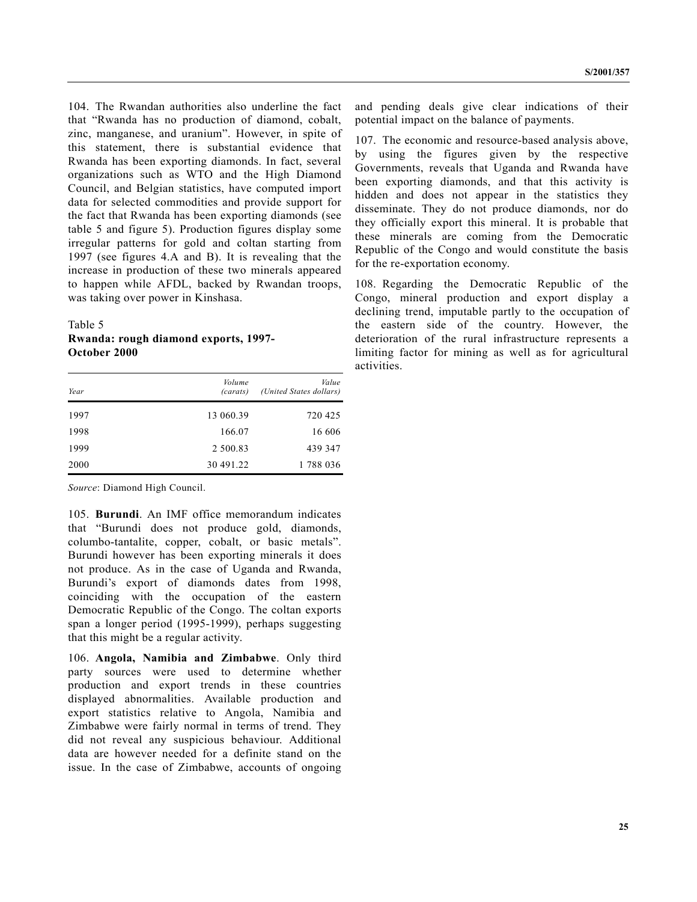104. The Rwandan authorities also underline the fact that "Rwanda has no production of diamond, cobalt, zinc, manganese, and uranium". However, in spite of this statement, there is substantial evidence that Rwanda has been exporting diamonds. In fact, several organizations such as WTO and the High Diamond Council, and Belgian statistics, have computed import data for selected commodities and provide support for the fact that Rwanda has been exporting diamonds (see table 5 and figure 5). Production figures display some irregular patterns for gold and coltan starting from 1997 (see figures 4.A and B). It is revealing that the increase in production of these two minerals appeared to happen while AFDL, backed by Rwandan troops, was taking over power in Kinshasa.

Table 5
**Rwanda: rough diamond exports, 1997-October 2000**

| *Year* | *Volume (carats)* | *Value (United States dollars)* |
|---|---:|---:|
| 1997 | 13 060.39 | 720 425 |
| 1998 | 166.07 | 16 606 |
| 1999 | 2 500.83 | 439 347 |
| 2000 | 30 491.22 | 1 788 036 |

*Source*: Diamond High Council.

105. **Burundi**. An IMF office memorandum indicates that "Burundi does not produce gold, diamonds, columbo-tantalite, copper, cobalt, or basic metals". Burundi however has been exporting minerals it does not produce. As in the case of Uganda and Rwanda, Burundi's export of diamonds dates from 1998, coinciding with the occupation of the eastern Democratic Republic of the Congo. The coltan exports span a longer period (1995-1999), perhaps suggesting that this might be a regular activity.

106. **Angola, Namibia and Zimbabwe**. Only third party sources were used to determine whether production and export trends in these countries displayed abnormalities. Available production and export statistics relative to Angola, Namibia and Zimbabwe were fairly normal in terms of trend. They did not reveal any suspicious behaviour. Additional data are however needed for a definite stand on the issue. In the case of Zimbabwe, accounts of ongoing and pending deals give clear indications of their potential impact on the balance of payments.

107. The economic and resource-based analysis above, by using the figures given by the respective Governments, reveals that Uganda and Rwanda have been exporting diamonds, and that this activity is hidden and does not appear in the statistics they disseminate. They do not produce diamonds, nor do they officially export this mineral. It is probable that these minerals are coming from the Democratic Republic of the Congo and would constitute the basis for the re-exportation economy.

108. Regarding the Democratic Republic of the Congo, mineral production and export display a declining trend, imputable partly to the occupation of the eastern side of the country. However, the deterioration of the rural infrastructure represents a limiting factor for mining as well as for agricultural activities.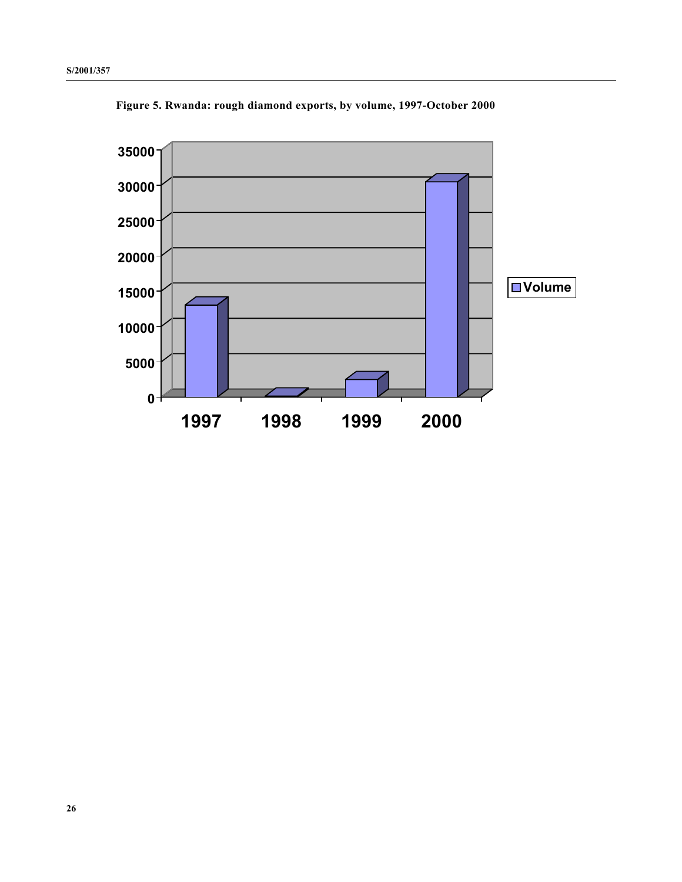**Figure 5. Rwanda: rough diamond exports, by volume, 1997-October 2000**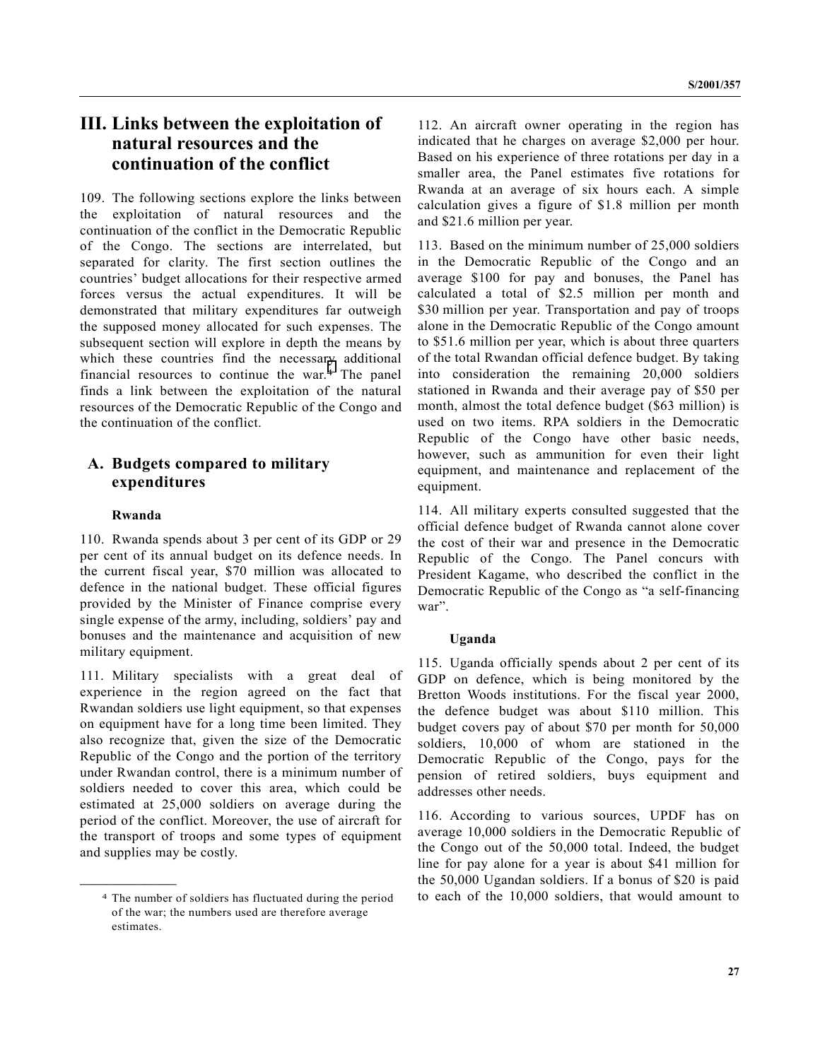# III. Links between the exploitation of natural resources and the continuation of the conflict

109. The following sections explore the links between the exploitation of natural resources and the continuation of the conflict in the Democratic Republic of the Congo. The sections are interrelated, but separated for clarity. The first section outlines the countries' budget allocations for their respective armed forces versus the actual expenditures. It will be demonstrated that military expenditures far outweigh the supposed money allocated for such expenses. The subsequent section will explore in depth the means by which these countries find the necessary additional financial resources to continue the war.[4] The panel finds a link between the exploitation of the natural resources of the Democratic Republic of the Congo and the continuation of the conflict.

## A. Budgets compared to military expenditures

### Rwanda

110. Rwanda spends about 3 per cent of its GDP or 29 per cent of its annual budget on its defence needs. In the current fiscal year, $70 million was allocated to defence in the national budget. These official figures provided by the Minister of Finance comprise every single expense of the army, including, soldiers' pay and bonuses and the maintenance and acquisition of new military equipment.

111. Military specialists with a great deal of experience in the region agreed on the fact that Rwandan soldiers use light equipment, so that expenses on equipment have for a long time been limited. They also recognize that, given the size of the Democratic Republic of the Congo and the portion of the territory under Rwandan control, there is a minimum number of soldiers needed to cover this area, which could be estimated at 25,000 soldiers on average during the period of the conflict. Moreover, the use of aircraft for the transport of troops and some types of equipment and supplies may be costly.

112. An aircraft owner operating in the region has indicated that he charges on average $2,000 per hour. Based on his experience of three rotations per day in a smaller area, the Panel estimates five rotations for Rwanda at an average of six hours each. A simple calculation gives a figure of $1.8 million per month and $21.6 million per year.

113. Based on the minimum number of 25,000 soldiers in the Democratic Republic of the Congo and an average $100 for pay and bonuses, the Panel has calculated a total of $2.5 million per month and $30 million per year. Transportation and pay of troops alone in the Democratic Republic of the Congo amount to $51.6 million per year, which is about three quarters of the total Rwandan official defence budget. By taking into consideration the remaining 20,000 soldiers stationed in Rwanda and their average pay of $50 per month, almost the total defence budget ($63 million) is used on two items. RPA soldiers in the Democratic Republic of the Congo have other basic needs, however, such as ammunition for even their light equipment, and maintenance and replacement of the equipment.

114. All military experts consulted suggested that the official defence budget of Rwanda cannot alone cover the cost of their war and presence in the Democratic Republic of the Congo. The Panel concurs with President Kagame, who described the conflict in the Democratic Republic of the Congo as "a self-financing war".

### Uganda

115. Uganda officially spends about 2 per cent of its GDP on defence, which is being monitored by the Bretton Woods institutions. For the fiscal year 2000, the defence budget was about $110 million. This budget covers pay of about $70 per month for 50,000 soldiers, 10,000 of whom are stationed in the Democratic Republic of the Congo, pays for the pension of retired soldiers, buys equipment and addresses other needs.

116. According to various sources, UPDF has on average 10,000 soldiers in the Democratic Republic of the Congo out of the 50,000 total. Indeed, the budget line for pay alone for a year is about $41 million for the 50,000 Ugandan soldiers. If a bonus of $20 is paid to each of the 10,000 soldiers, that would amount to

---

[4] The number of soldiers has fluctuated during the period of the war; the numbers used are therefore average estimates.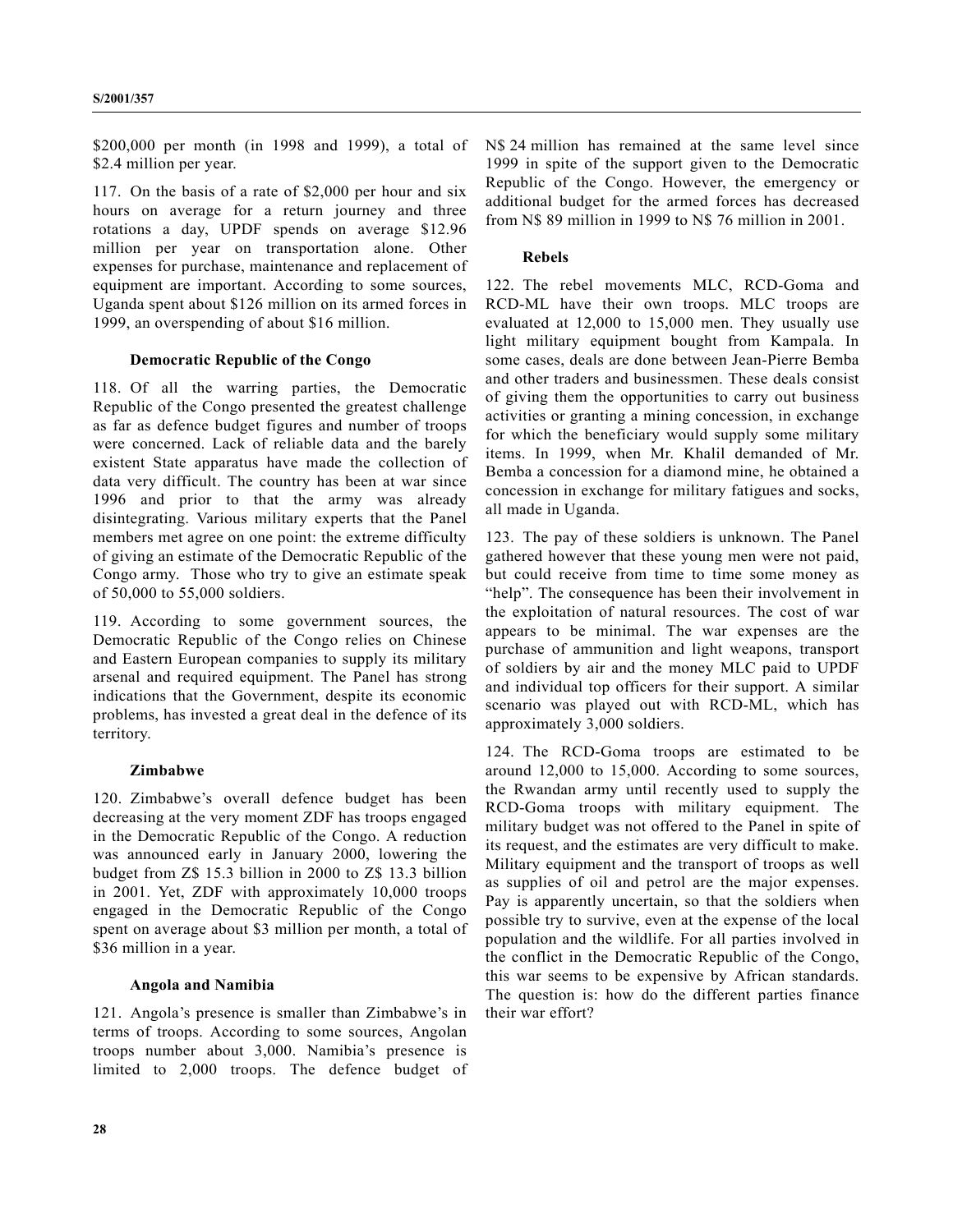$200,000 per month (in 1998 and 1999), a total of $2.4 million per year.

117. On the basis of a rate of $2,000 per hour and six hours on average for a return journey and three rotations a day, UPDF spends on average $12.96 million per year on transportation alone. Other expenses for purchase, maintenance and replacement of equipment are important. According to some sources, Uganda spent about $126 million on its armed forces in 1999, an overspending of about $16 million.

### Democratic Republic of the Congo

118. Of all the warring parties, the Democratic Republic of the Congo presented the greatest challenge as far as defence budget figures and number of troops were concerned. Lack of reliable data and the barely existent State apparatus have made the collection of data very difficult. The country has been at war since 1996 and prior to that the army was already disintegrating. Various military experts that the Panel members met agree on one point: the extreme difficulty of giving an estimate of the Democratic Republic of the Congo army. Those who try to give an estimate speak of 50,000 to 55,000 soldiers.

119. According to some government sources, the Democratic Republic of the Congo relies on Chinese and Eastern European companies to supply its military arsenal and required equipment. The Panel has strong indications that the Government, despite its economic problems, has invested a great deal in the defence of its territory.

### Zimbabwe

120. Zimbabwe's overall defence budget has been decreasing at the very moment ZDF has troops engaged in the Democratic Republic of the Congo. A reduction was announced early in January 2000, lowering the budget from Z$ 15.3 billion in 2000 to Z$ 13.3 billion in 2001. Yet, ZDF with approximately 10,000 troops engaged in the Democratic Republic of the Congo spent on average about $3 million per month, a total of $36 million in a year.

### Angola and Namibia

121. Angola's presence is smaller than Zimbabwe's in terms of troops. According to some sources, Angolan troops number about 3,000. Namibia's presence is limited to 2,000 troops. The defence budget of N$ 24 million has remained at the same level since 1999 in spite of the support given to the Democratic Republic of the Congo. However, the emergency or additional budget for the armed forces has decreased from N$ 89 million in 1999 to N$ 76 million in 2001.

### Rebels

122. The rebel movements MLC, RCD-Goma and RCD-ML have their own troops. MLC troops are evaluated at 12,000 to 15,000 men. They usually use light military equipment bought from Kampala. In some cases, deals are done between Jean-Pierre Bemba and other traders and businessmen. These deals consist of giving them the opportunities to carry out business activities or granting a mining concession, in exchange for which the beneficiary would supply some military items. In 1999, when Mr. Khalil demanded of Mr. Bemba a concession for a diamond mine, he obtained a concession in exchange for military fatigues and socks, all made in Uganda.

123. The pay of these soldiers is unknown. The Panel gathered however that these young men were not paid, but could receive from time to time some money as "help". The consequence has been their involvement in the exploitation of natural resources. The cost of war appears to be minimal. The war expenses are the purchase of ammunition and light weapons, transport of soldiers by air and the money MLC paid to UPDF and individual top officers for their support. A similar scenario was played out with RCD-ML, which has approximately 3,000 soldiers.

124. The RCD-Goma troops are estimated to be around 12,000 to 15,000. According to some sources, the Rwandan army until recently used to supply the RCD-Goma troops with military equipment. The military budget was not offered to the Panel in spite of its request, and the estimates are very difficult to make. Military equipment and the transport of troops as well as supplies of oil and petrol are the major expenses. Pay is apparently uncertain, so that the soldiers when possible try to survive, even at the expense of the local population and the wildlife. For all parties involved in the conflict in the Democratic Republic of the Congo, this war seems to be expensive by African standards. The question is: how do the different parties finance their war effort?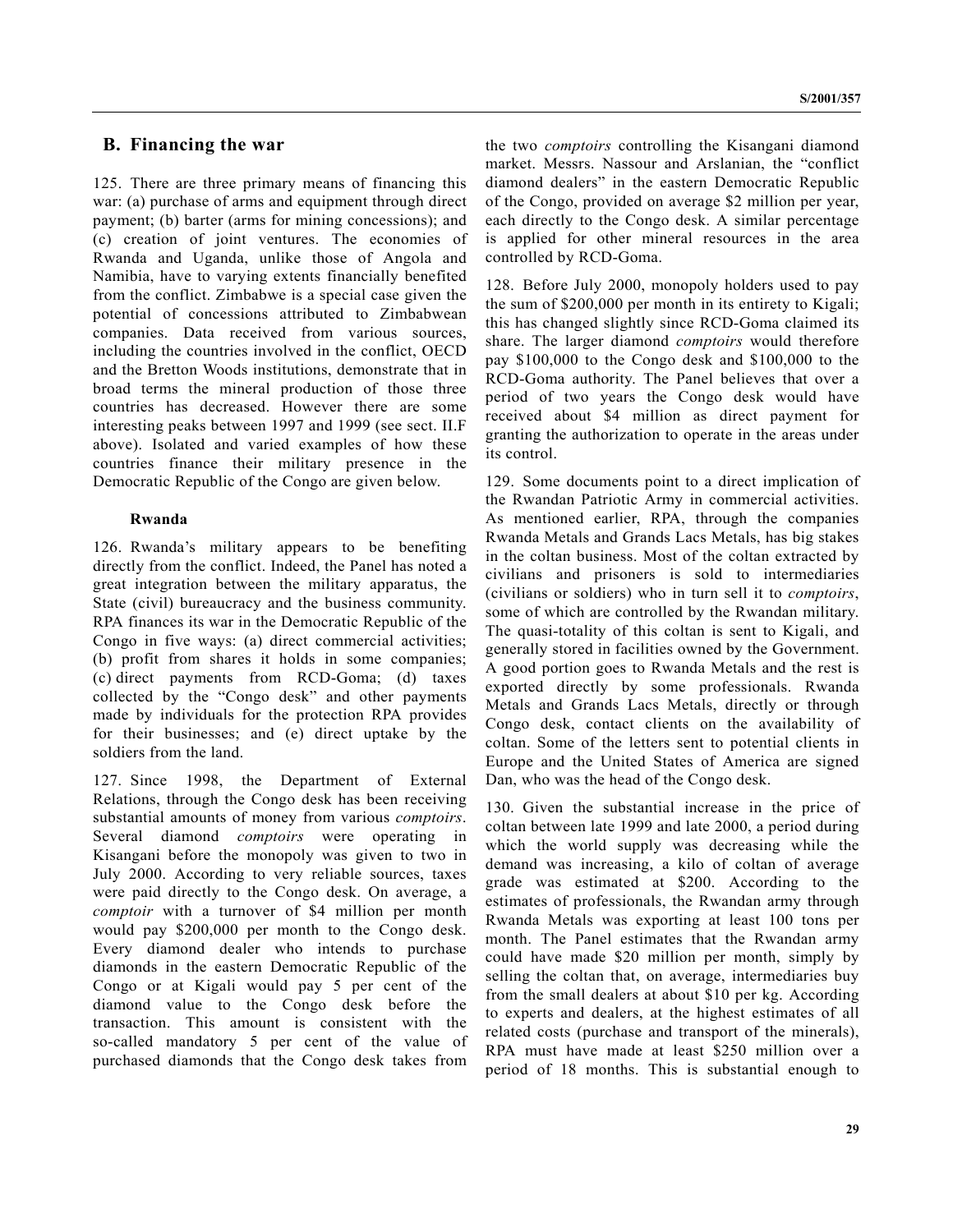## B. Financing the war

125. There are three primary means of financing this war: (a) purchase of arms and equipment through direct payment; (b) barter (arms for mining concessions); and (c) creation of joint ventures. The economies of Rwanda and Uganda, unlike those of Angola and Namibia, have to varying extents financially benefited from the conflict. Zimbabwe is a special case given the potential of concessions attributed to Zimbabwean companies. Data received from various sources, including the countries involved in the conflict, OECD and the Bretton Woods institutions, demonstrate that in broad terms the mineral production of those three countries has decreased. However there are some interesting peaks between 1997 and 1999 (see sect. II.F above). Isolated and varied examples of how these countries finance their military presence in the Democratic Republic of the Congo are given below.

### Rwanda

126. Rwanda's military appears to be benefiting directly from the conflict. Indeed, the Panel has noted a great integration between the military apparatus, the State (civil) bureaucracy and the business community. RPA finances its war in the Democratic Republic of the Congo in five ways: (a) direct commercial activities; (b) profit from shares it holds in some companies; (c) direct payments from RCD-Goma; (d) taxes collected by the "Congo desk" and other payments made by individuals for the protection RPA provides for their businesses; and (e) direct uptake by the soldiers from the land.

127. Since 1998, the Department of External Relations, through the Congo desk has been receiving substantial amounts of money from various *comptoirs*. Several diamond *comptoirs* were operating in Kisangani before the monopoly was given to two in July 2000. According to very reliable sources, taxes were paid directly to the Congo desk. On average, a *comptoir* with a turnover of $4 million per month would pay $200,000 per month to the Congo desk. Every diamond dealer who intends to purchase diamonds in the eastern Democratic Republic of the Congo or at Kigali would pay 5 per cent of the diamond value to the Congo desk before the transaction. This amount is consistent with the so-called mandatory 5 per cent of the value of purchased diamonds that the Congo desk takes from the two *comptoirs* controlling the Kisangani diamond market. Messrs. Nassour and Arslanian, the "conflict diamond dealers" in the eastern Democratic Republic of the Congo, provided on average $2 million per year, each directly to the Congo desk. A similar percentage is applied for other mineral resources in the area controlled by RCD-Goma.

128. Before July 2000, monopoly holders used to pay the sum of $200,000 per month in its entirety to Kigali; this has changed slightly since RCD-Goma claimed its share. The larger diamond *comptoirs* would therefore pay $100,000 to the Congo desk and $100,000 to the RCD-Goma authority. The Panel believes that over a period of two years the Congo desk would have received about $4 million as direct payment for granting the authorization to operate in the areas under its control.

129. Some documents point to a direct implication of the Rwandan Patriotic Army in commercial activities. As mentioned earlier, RPA, through the companies Rwanda Metals and Grands Lacs Metals, has big stakes in the coltan business. Most of the coltan extracted by civilians and prisoners is sold to intermediaries (civilians or soldiers) who in turn sell it to *comptoirs*, some of which are controlled by the Rwandan military. The quasi-totality of this coltan is sent to Kigali, and generally stored in facilities owned by the Government. A good portion goes to Rwanda Metals and the rest is exported directly by some professionals. Rwanda Metals and Grands Lacs Metals, directly or through Congo desk, contact clients on the availability of coltan. Some of the letters sent to potential clients in Europe and the United States of America are signed Dan, who was the head of the Congo desk.

130. Given the substantial increase in the price of coltan between late 1999 and late 2000, a period during which the world supply was decreasing while the demand was increasing, a kilo of coltan of average grade was estimated at $200. According to the estimates of professionals, the Rwandan army through Rwanda Metals was exporting at least 100 tons per month. The Panel estimates that the Rwandan army could have made $20 million per month, simply by selling the coltan that, on average, intermediaries buy from the small dealers at about $10 per kg. According to experts and dealers, at the highest estimates of all related costs (purchase and transport of the minerals), RPA must have made at least $250 million over a period of 18 months. This is substantial enough to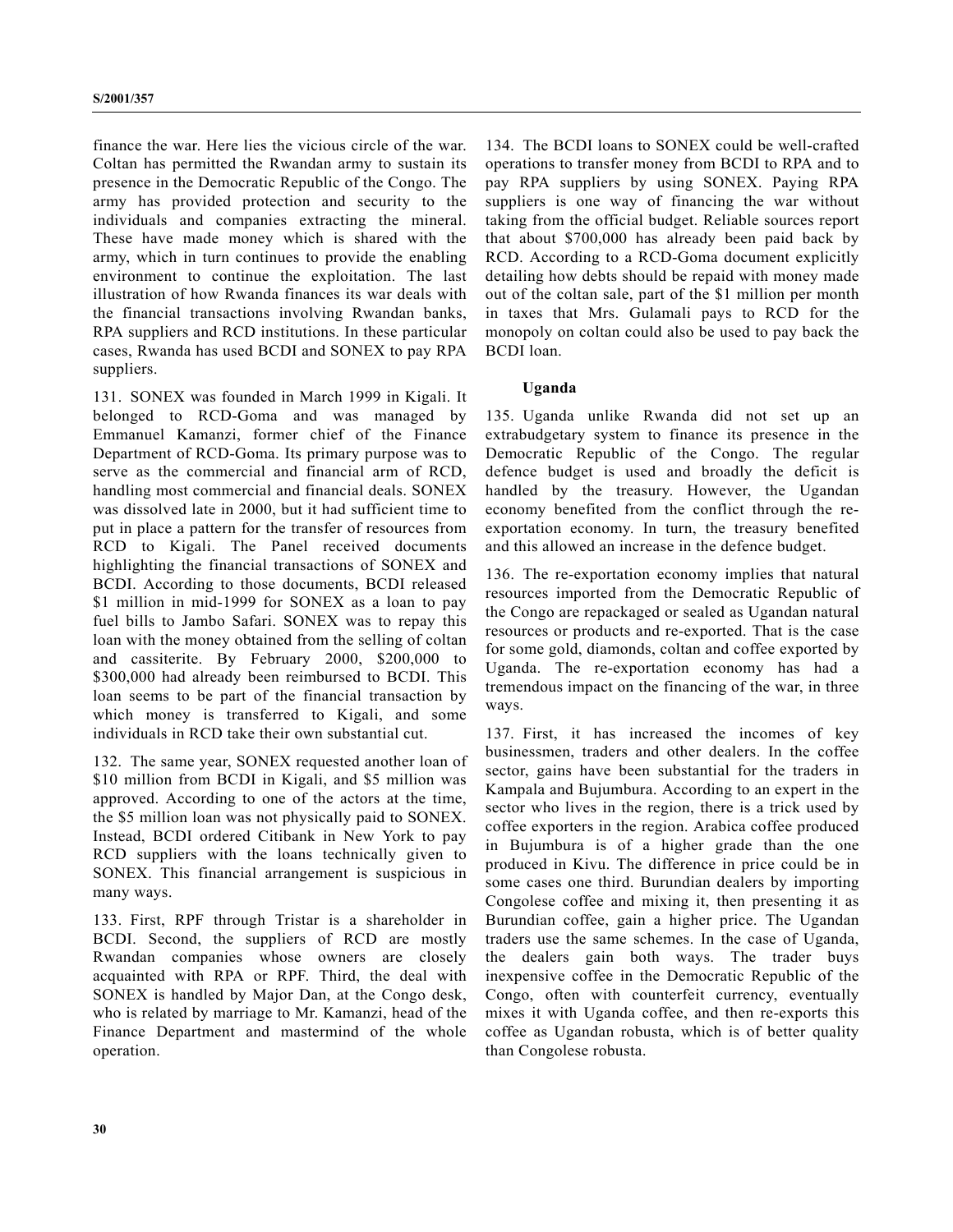finance the war. Here lies the vicious circle of the war. Coltan has permitted the Rwandan army to sustain its presence in the Democratic Republic of the Congo. The army has provided protection and security to the individuals and companies extracting the mineral. These have made money which is shared with the army, which in turn continues to provide the enabling environment to continue the exploitation. The last illustration of how Rwanda finances its war deals with the financial transactions involving Rwandan banks, RPA suppliers and RCD institutions. In these particular cases, Rwanda has used BCDI and SONEX to pay RPA suppliers.

131. SONEX was founded in March 1999 in Kigali. It belonged to RCD-Goma and was managed by Emmanuel Kamanzi, former chief of the Finance Department of RCD-Goma. Its primary purpose was to serve as the commercial and financial arm of RCD, handling most commercial and financial deals. SONEX was dissolved late in 2000, but it had sufficient time to put in place a pattern for the transfer of resources from RCD to Kigali. The Panel received documents highlighting the financial transactions of SONEX and BCDI. According to those documents, BCDI released $1 million in mid-1999 for SONEX as a loan to pay fuel bills to Jambo Safari. SONEX was to repay this loan with the money obtained from the selling of coltan and cassiterite. By February 2000, $200,000 to $300,000 had already been reimbursed to BCDI. This loan seems to be part of the financial transaction by which money is transferred to Kigali, and some individuals in RCD take their own substantial cut.

132. The same year, SONEX requested another loan of $10 million from BCDI in Kigali, and $5 million was approved. According to one of the actors at the time, the $5 million loan was not physically paid to SONEX. Instead, BCDI ordered Citibank in New York to pay RCD suppliers with the loans technically given to SONEX. This financial arrangement is suspicious in many ways.

133. First, RPF through Tristar is a shareholder in BCDI. Second, the suppliers of RCD are mostly Rwandan companies whose owners are closely acquainted with RPA or RPF. Third, the deal with SONEX is handled by Major Dan, at the Congo desk, who is related by marriage to Mr. Kamanzi, head of the Finance Department and mastermind of the whole operation.

134. The BCDI loans to SONEX could be well-crafted operations to transfer money from BCDI to RPA and to pay RPA suppliers by using SONEX. Paying RPA suppliers is one way of financing the war without taking from the official budget. Reliable sources report that about $700,000 has already been paid back by RCD. According to a RCD-Goma document explicitly detailing how debts should be repaid with money made out of the coltan sale, part of the $1 million per month in taxes that Mrs. Gulamali pays to RCD for the monopoly on coltan could also be used to pay back the BCDI loan.

### Uganda

135. Uganda unlike Rwanda did not set up an extrabudgetary system to finance its presence in the Democratic Republic of the Congo. The regular defence budget is used and broadly the deficit is handled by the treasury. However, the Ugandan economy benefited from the conflict through the re-exportation economy. In turn, the treasury benefited and this allowed an increase in the defence budget.

136. The re-exportation economy implies that natural resources imported from the Democratic Republic of the Congo are repackaged or sealed as Ugandan natural resources or products and re-exported. That is the case for some gold, diamonds, coltan and coffee exported by Uganda. The re-exportation economy has had a tremendous impact on the financing of the war, in three ways.

137. First, it has increased the incomes of key businessmen, traders and other dealers. In the coffee sector, gains have been substantial for the traders in Kampala and Bujumbura. According to an expert in the sector who lives in the region, there is a trick used by coffee exporters in the region. Arabica coffee produced in Bujumbura is of a higher grade than the one produced in Kivu. The difference in price could be in some cases one third. Burundian dealers by importing Congolese coffee and mixing it, then presenting it as Burundian coffee, gain a higher price. The Ugandan traders use the same schemes. In the case of Uganda, the dealers gain both ways. The trader buys inexpensive coffee in the Democratic Republic of the Congo, often with counterfeit currency, eventually mixes it with Uganda coffee, and then re-exports this coffee as Ugandan robusta, which is of better quality than Congolese robusta.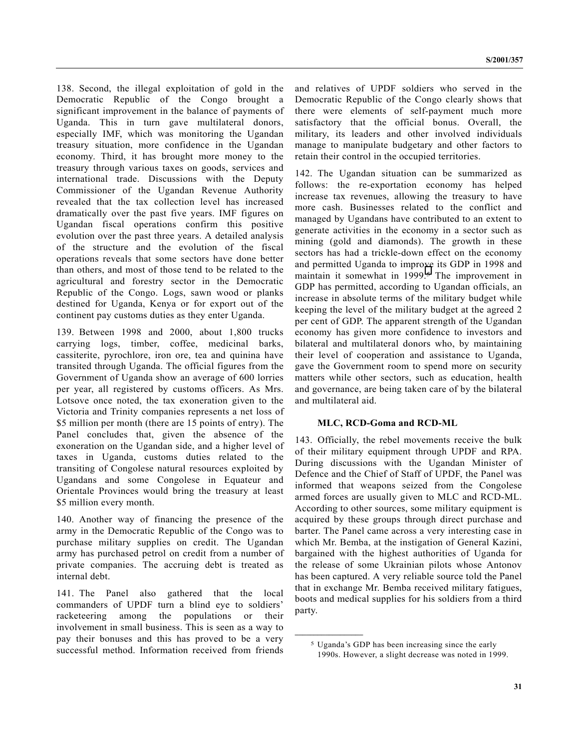138. Second, the illegal exploitation of gold in the Democratic Republic of the Congo brought a significant improvement in the balance of payments of Uganda. This in turn gave multilateral donors, especially IMF, which was monitoring the Ugandan treasury situation, more confidence in the Ugandan economy. Third, it has brought more money to the treasury through various taxes on goods, services and international trade. Discussions with the Deputy Commissioner of the Ugandan Revenue Authority revealed that the tax collection level has increased dramatically over the past five years. IMF figures on Ugandan fiscal operations confirm this positive evolution over the past three years. A detailed analysis of the structure and the evolution of the fiscal operations reveals that some sectors have done better than others, and most of those tend to be related to the agricultural and forestry sector in the Democratic Republic of the Congo. Logs, sawn wood or planks destined for Uganda, Kenya or for export out of the continent pay customs duties as they enter Uganda.

139. Between 1998 and 2000, about 1,800 trucks carrying logs, timber, coffee, medicinal barks, cassiterite, pyrochlore, iron ore, tea and quinina have transited through Uganda. The official figures from the Government of Uganda show an average of 600 lorries per year, all registered by customs officers. As Mrs. Lotsove once noted, the tax exoneration given to the Victoria and Trinity companies represents a net loss of $5 million per month (there are 15 points of entry). The Panel concludes that, given the absence of the exoneration on the Ugandan side, and a higher level of taxes in Uganda, customs duties related to the transiting of Congolese natural resources exploited by Ugandans and some Congolese in Equateur and Orientale Provinces would bring the treasury at least $5 million every month.

140. Another way of financing the presence of the army in the Democratic Republic of the Congo was to purchase military supplies on credit. The Ugandan army has purchased petrol on credit from a number of private companies. The accruing debt is treated as internal debt.

141. The Panel also gathered that the local commanders of UPDF turn a blind eye to soldiers' racketeering among the populations or their involvement in small business. This is seen as a way to pay their bonuses and this has proved to be a very successful method. Information received from friends and relatives of UPDF soldiers who served in the Democratic Republic of the Congo clearly shows that there were elements of self-payment much more satisfactory that the official bonus. Overall, the military, its leaders and other involved individuals manage to manipulate budgetary and other factors to retain their control in the occupied territories.

142. The Ugandan situation can be summarized as follows: the re-exportation economy has helped increase tax revenues, allowing the treasury to have more cash. Businesses related to the conflict and managed by Ugandans have contributed to an extent to generate activities in the economy in a sector such as mining (gold and diamonds). The growth in these sectors has had a trickle-down effect on the economy and permitted Uganda to improve its GDP in 1998 and maintain it somewhat in 1999.[5] The improvement in GDP has permitted, according to Ugandan officials, an increase in absolute terms of the military budget while keeping the level of the military budget at the agreed 2 per cent of GDP. The apparent strength of the Ugandan economy has given more confidence to investors and bilateral and multilateral donors who, by maintaining their level of cooperation and assistance to Uganda, gave the Government room to spend more on security matters while other sectors, such as education, health and governance, are being taken care of by the bilateral and multilateral aid.

### MLC, RCD-Goma and RCD-ML

143. Officially, the rebel movements receive the bulk of their military equipment through UPDF and RPA. During discussions with the Ugandan Minister of Defence and the Chief of Staff of UPDF, the Panel was informed that weapons seized from the Congolese armed forces are usually given to MLC and RCD-ML. According to other sources, some military equipment is acquired by these groups through direct purchase and barter. The Panel came across a very interesting case in which Mr. Bemba, at the instigation of General Kazini, bargained with the highest authorities of Uganda for the release of some Ukrainian pilots whose Antonov has been captured. A very reliable source told the Panel that in exchange Mr. Bemba received military fatigues, boots and medical supplies for his soldiers from a third party.

---

[5] Uganda's GDP has been increasing since the early 1990s. However, a slight decrease was noted in 1999.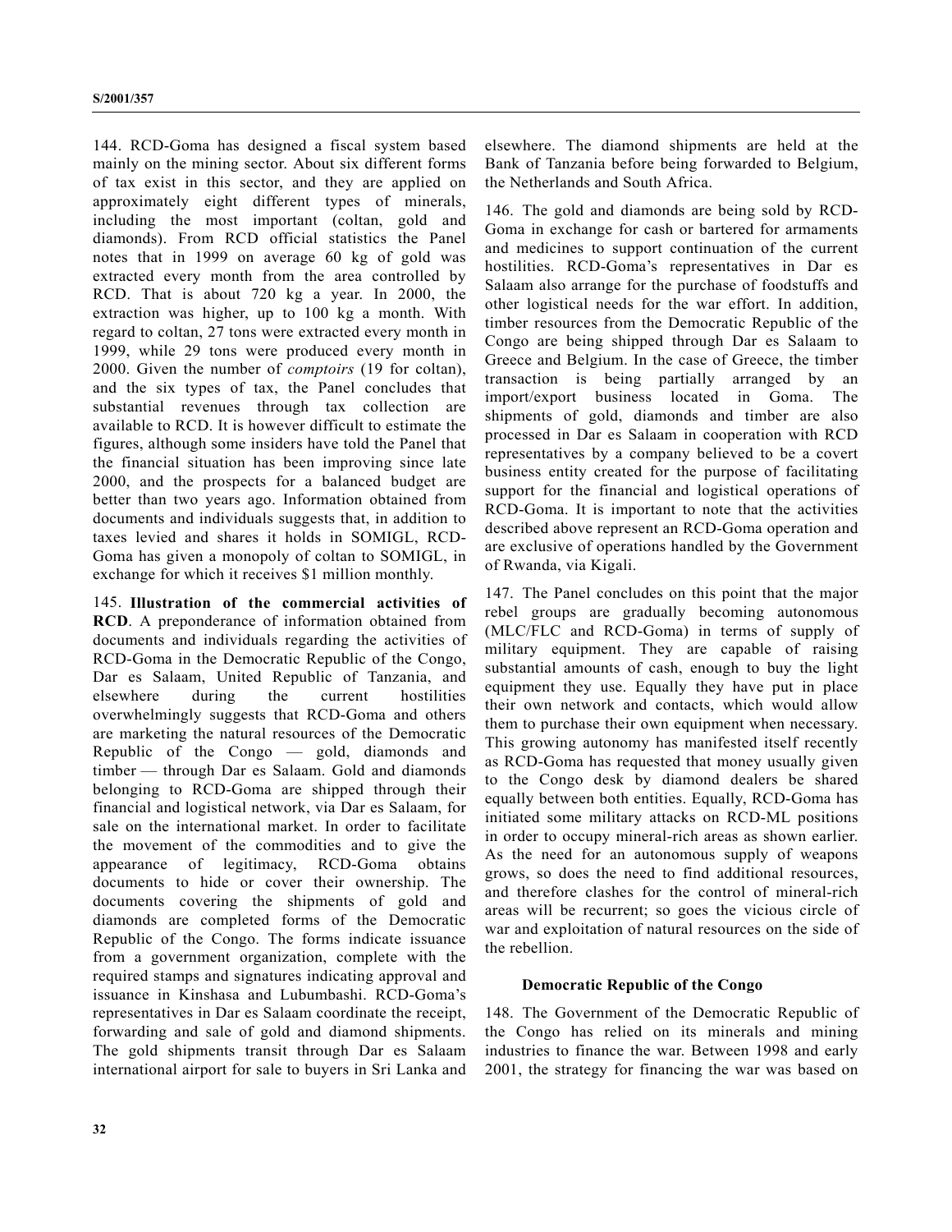144. RCD-Goma has designed a fiscal system based mainly on the mining sector. About six different forms of tax exist in this sector, and they are applied on approximately eight different types of minerals, including the most important (coltan, gold and diamonds). From RCD official statistics the Panel notes that in 1999 on average 60 kg of gold was extracted every month from the area controlled by RCD. That is about 720 kg a year. In 2000, the extraction was higher, up to 100 kg a month. With regard to coltan, 27 tons were extracted every month in 1999, while 29 tons were produced every month in 2000. Given the number of *comptoirs* (19 for coltan), and the six types of tax, the Panel concludes that substantial revenues through tax collection are available to RCD. It is however difficult to estimate the figures, although some insiders have told the Panel that the financial situation has been improving since late 2000, and the prospects for a balanced budget are better than two years ago. Information obtained from documents and individuals suggests that, in addition to taxes levied and shares it holds in SOMIGL, RCD-Goma has given a monopoly of coltan to SOMIGL, in exchange for which it receives $1 million monthly.

145. **Illustration of the commercial activities of RCD**. A preponderance of information obtained from documents and individuals regarding the activities of RCD-Goma in the Democratic Republic of the Congo, Dar es Salaam, United Republic of Tanzania, and elsewhere during the current hostilities overwhelmingly suggests that RCD-Goma and others are marketing the natural resources of the Democratic Republic of the Congo — gold, diamonds and timber — through Dar es Salaam. Gold and diamonds belonging to RCD-Goma are shipped through their financial and logistical network, via Dar es Salaam, for sale on the international market. In order to facilitate the movement of the commodities and to give the appearance of legitimacy, RCD-Goma obtains documents to hide or cover their ownership. The documents covering the shipments of gold and diamonds are completed forms of the Democratic Republic of the Congo. The forms indicate issuance from a government organization, complete with the required stamps and signatures indicating approval and issuance in Kinshasa and Lubumbashi. RCD-Goma's representatives in Dar es Salaam coordinate the receipt, forwarding and sale of gold and diamond shipments. The gold shipments transit through Dar es Salaam international airport for sale to buyers in Sri Lanka and elsewhere. The diamond shipments are held at the Bank of Tanzania before being forwarded to Belgium, the Netherlands and South Africa.

146. The gold and diamonds are being sold by RCD-Goma in exchange for cash or bartered for armaments and medicines to support continuation of the current hostilities. RCD-Goma's representatives in Dar es Salaam also arrange for the purchase of foodstuffs and other logistical needs for the war effort. In addition, timber resources from the Democratic Republic of the Congo are being shipped through Dar es Salaam to Greece and Belgium. In the case of Greece, the timber transaction is being partially arranged by an import/export business located in Goma. The shipments of gold, diamonds and timber are also processed in Dar es Salaam in cooperation with RCD representatives by a company believed to be a covert business entity created for the purpose of facilitating support for the financial and logistical operations of RCD-Goma. It is important to note that the activities described above represent an RCD-Goma operation and are exclusive of operations handled by the Government of Rwanda, via Kigali.

147. The Panel concludes on this point that the major rebel groups are gradually becoming autonomous (MLC/FLC and RCD-Goma) in terms of supply of military equipment. They are capable of raising substantial amounts of cash, enough to buy the light equipment they use. Equally they have put in place their own network and contacts, which would allow them to purchase their own equipment when necessary. This growing autonomy has manifested itself recently as RCD-Goma has requested that money usually given to the Congo desk by diamond dealers be shared equally between both entities. Equally, RCD-Goma has initiated some military attacks on RCD-ML positions in order to occupy mineral-rich areas as shown earlier. As the need for an autonomous supply of weapons grows, so does the need to find additional resources, and therefore clashes for the control of mineral-rich areas will be recurrent; so goes the vicious circle of war and exploitation of natural resources on the side of the rebellion.

### Democratic Republic of the Congo

148. The Government of the Democratic Republic of the Congo has relied on its minerals and mining industries to finance the war. Between 1998 and early 2001, the strategy for financing the war was based on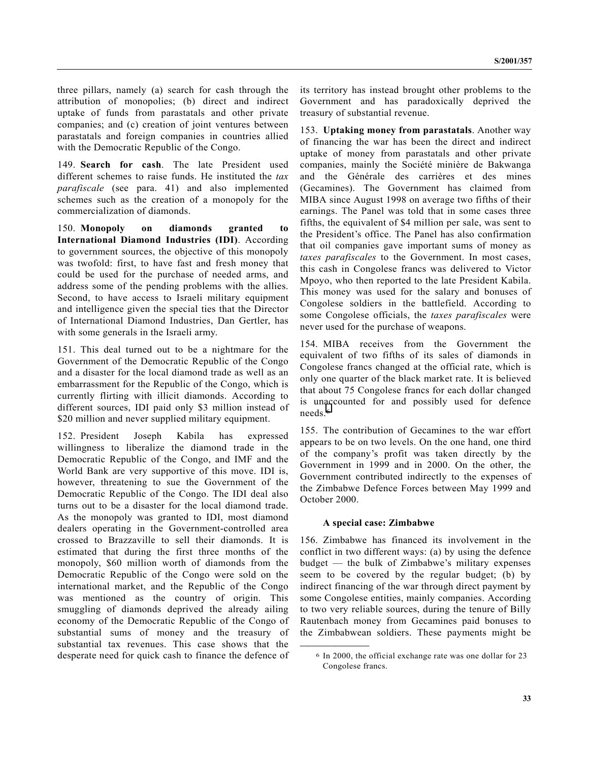three pillars, namely (a) search for cash through the attribution of monopolies; (b) direct and indirect uptake of funds from parastatals and other private companies; and (c) creation of joint ventures between parastatals and foreign companies in countries allied with the Democratic Republic of the Congo.

149. **Search for cash**. The late President used different schemes to raise funds. He instituted the *tax parafiscale* (see para. 41) and also implemented schemes such as the creation of a monopoly for the commercialization of diamonds.

150. **Monopoly on diamonds granted to International Diamond Industries (IDI)**. According to government sources, the objective of this monopoly was twofold: first, to have fast and fresh money that could be used for the purchase of needed arms, and address some of the pending problems with the allies. Second, to have access to Israeli military equipment and intelligence given the special ties that the Director of International Diamond Industries, Dan Gertler, has with some generals in the Israeli army.

151. This deal turned out to be a nightmare for the Government of the Democratic Republic of the Congo and a disaster for the local diamond trade as well as an embarrassment for the Republic of the Congo, which is currently flirting with illicit diamonds. According to different sources, IDI paid only $3 million instead of $20 million and never supplied military equipment.

152. President Joseph Kabila has expressed willingness to liberalize the diamond trade in the Democratic Republic of the Congo, and IMF and the World Bank are very supportive of this move. IDI is, however, threatening to sue the Government of the Democratic Republic of the Congo. The IDI deal also turns out to be a disaster for the local diamond trade. As the monopoly was granted to IDI, most diamond dealers operating in the Government-controlled area crossed to Brazzaville to sell their diamonds. It is estimated that during the first three months of the monopoly, $60 million worth of diamonds from the Democratic Republic of the Congo were sold on the international market, and the Republic of the Congo was mentioned as the country of origin. This smuggling of diamonds deprived the already ailing economy of the Democratic Republic of the Congo of substantial sums of money and the treasury of substantial tax revenues. This case shows that the desperate need for quick cash to finance the defence of its territory has instead brought other problems to the Government and has paradoxically deprived the treasury of substantial revenue.

153. **Uptaking money from parastatals**. Another way of financing the war has been the direct and indirect uptake of money from parastatals and other private companies, mainly the Société minière de Bakwanga and the Générale des carrières et des mines (Gecamines). The Government has claimed from MIBA since August 1998 on average two fifths of their earnings. The Panel was told that in some cases three fifths, the equivalent of $4 million per sale, was sent to the President's office. The Panel has also confirmation that oil companies gave important sums of money as *taxes parafiscales* to the Government. In most cases, this cash in Congolese francs was delivered to Victor Mpoyo, who then reported to the late President Kabila. This money was used for the salary and bonuses of Congolese soldiers in the battlefield. According to some Congolese officials, the *taxes parafiscales* were never used for the purchase of weapons.

154. MIBA receives from the Government the equivalent of two fifths of its sales of diamonds in Congolese francs changed at the official rate, which is only one quarter of the black market rate. It is believed that about 75 Congolese francs for each dollar changed is unaccounted for and possibly used for defence needs.[6]

155. The contribution of Gecamines to the war effort appears to be on two levels. On the one hand, one third of the company's profit was taken directly by the Government in 1999 and in 2000. On the other, the Government contributed indirectly to the expenses of the Zimbabwe Defence Forces between May 1999 and October 2000.

#### A special case: Zimbabwe

156. Zimbabwe has financed its involvement in the conflict in two different ways: (a) by using the defence budget — the bulk of Zimbabwe's military expenses seem to be covered by the regular budget; (b) by indirect financing of the war through direct payment by some Congolese entities, mainly companies. According to two very reliable sources, during the tenure of Billy Rautenbach money from Gecamines paid bonuses to the Zimbabwean soldiers. These payments might be

---

[6] In 2000, the official exchange rate was one dollar for 23 Congolese francs.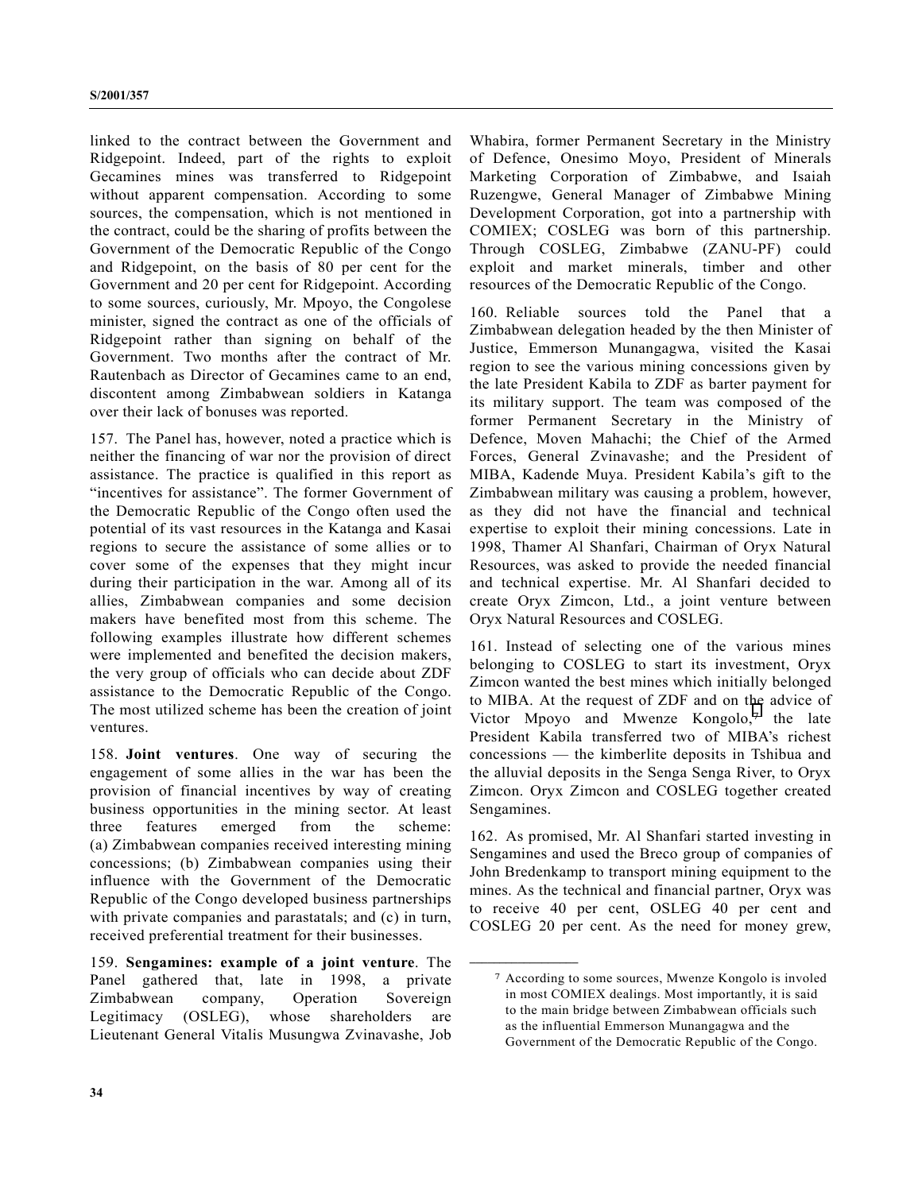linked to the contract between the Government and Ridgepoint. Indeed, part of the rights to exploit Gecamines mines was transferred to Ridgepoint without apparent compensation. According to some sources, the compensation, which is not mentioned in the contract, could be the sharing of profits between the Government of the Democratic Republic of the Congo and Ridgepoint, on the basis of 80 per cent for the Government and 20 per cent for Ridgepoint. According to some sources, curiously, Mr. Mpoyo, the Congolese minister, signed the contract as one of the officials of Ridgepoint rather than signing on behalf of the Government. Two months after the contract of Mr. Rautenbach as Director of Gecamines came to an end, discontent among Zimbabwean soldiers in Katanga over their lack of bonuses was reported.

157. The Panel has, however, noted a practice which is neither the financing of war nor the provision of direct assistance. The practice is qualified in this report as "incentives for assistance". The former Government of the Democratic Republic of the Congo often used the potential of its vast resources in the Katanga and Kasai regions to secure the assistance of some allies or to cover some of the expenses that they might incur during their participation in the war. Among all of its allies, Zimbabwean companies and some decision makers have benefited most from this scheme. The following examples illustrate how different schemes were implemented and benefited the decision makers, the very group of officials who can decide about ZDF assistance to the Democratic Republic of the Congo. The most utilized scheme has been the creation of joint ventures.

158. **Joint ventures**. One way of securing the engagement of some allies in the war has been the provision of financial incentives by way of creating business opportunities in the mining sector. At least three features emerged from the scheme: (a) Zimbabwean companies received interesting mining concessions; (b) Zimbabwean companies using their influence with the Government of the Democratic Republic of the Congo developed business partnerships with private companies and parastatals; and (c) in turn, received preferential treatment for their businesses.

159. **Sengamines: example of a joint venture**. The Panel gathered that, late in 1998, a private Zimbabwean company, Operation Sovereign Legitimacy (OSLEG), whose shareholders are Lieutenant General Vitalis Musungwa Zvinavashe, Job Whabira, former Permanent Secretary in the Ministry of Defence, Onesimo Moyo, President of Minerals Marketing Corporation of Zimbabwe, and Isaiah Ruzengwe, General Manager of Zimbabwe Mining Development Corporation, got into a partnership with COMIEX; COSLEG was born of this partnership. Through COSLEG, Zimbabwe (ZANU-PF) could exploit and market minerals, timber and other resources of the Democratic Republic of the Congo.

160. Reliable sources told the Panel that a Zimbabwean delegation headed by the then Minister of Justice, Emmerson Munangagwa, visited the Kasai region to see the various mining concessions given by the late President Kabila to ZDF as barter payment for its military support. The team was composed of the former Permanent Secretary in the Ministry of Defence, Moven Mahachi; the Chief of the Armed Forces, General Zvinavashe; and the President of MIBA, Kadende Muya. President Kabila's gift to the Zimbabwean military was causing a problem, however, as they did not have the financial and technical expertise to exploit their mining concessions. Late in 1998, Thamer Al Shanfari, Chairman of Oryx Natural Resources, was asked to provide the needed financial and technical expertise. Mr. Al Shanfari decided to create Oryx Zimcon, Ltd., a joint venture between Oryx Natural Resources and COSLEG.

161. Instead of selecting one of the various mines belonging to COSLEG to start its investment, Oryx Zimcon wanted the best mines which initially belonged to MIBA. At the request of ZDF and on the advice of Victor Mpoyo and Mwenze Kongolo,[7] the late President Kabila transferred two of MIBA's richest concessions — the kimberlite deposits in Tshibua and the alluvial deposits in the Senga Senga River, to Oryx Zimcon. Oryx Zimcon and COSLEG together created Sengamines.

162. As promised, Mr. Al Shanfari started investing in Sengamines and used the Breco group of companies of John Bredenkamp to transport mining equipment to the mines. As the technical and financial partner, Oryx was to receive 40 per cent, OSLEG 40 per cent and COSLEG 20 per cent. As the need for money grew,

[7] According to some sources, Mwenze Kongolo is involed in most COMIEX dealings. Most importantly, it is said to the main bridge between Zimbabwean officials such as the influential Emmerson Munangagwa and the Government of the Democratic Republic of the Congo.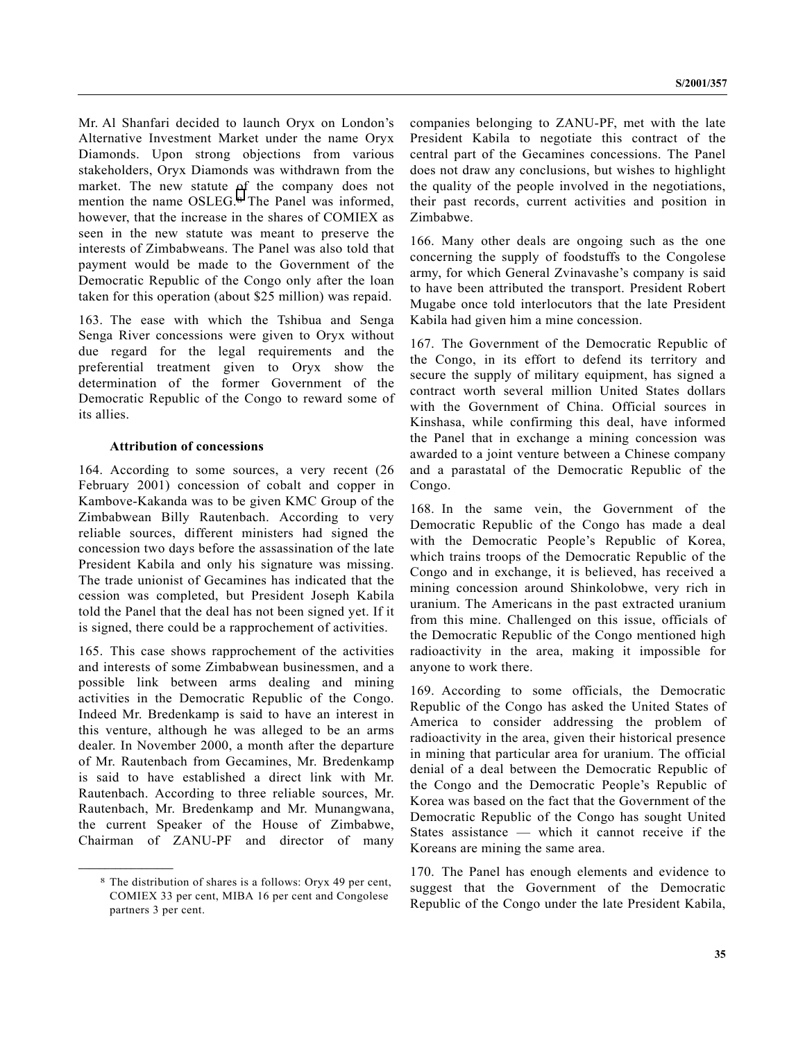Mr. Al Shanfari decided to launch Oryx on London's Alternative Investment Market under the name Oryx Diamonds. Upon strong objections from various stakeholders, Oryx Diamonds was withdrawn from the market. The new statute of the company does not mention the name OSLEG.[8] The Panel was informed, however, that the increase in the shares of COMIEX as seen in the new statute was meant to preserve the interests of Zimbabweans. The Panel was also told that payment would be made to the Government of the Democratic Republic of the Congo only after the loan taken for this operation (about $25 million) was repaid.

163. The ease with which the Tshibua and Senga Senga River concessions were given to Oryx without due regard for the legal requirements and the preferential treatment given to Oryx show the determination of the former Government of the Democratic Republic of the Congo to reward some of its allies.

### Attribution of concessions

164. According to some sources, a very recent (26 February 2001) concession of cobalt and copper in Kambove-Kakanda was to be given KMC Group of the Zimbabwean Billy Rautenbach. According to very reliable sources, different ministers had signed the concession two days before the assassination of the late President Kabila and only his signature was missing. The trade unionist of Gecamines has indicated that the cession was completed, but President Joseph Kabila told the Panel that the deal has not been signed yet. If it is signed, there could be a rapprochement of activities.

165. This case shows rapprochement of the activities and interests of some Zimbabwean businessmen, and a possible link between arms dealing and mining activities in the Democratic Republic of the Congo. Indeed Mr. Bredenkamp is said to have an interest in this venture, although he was alleged to be an arms dealer. In November 2000, a month after the departure of Mr. Rautenbach from Gecamines, Mr. Bredenkamp is said to have established a direct link with Mr. Rautenbach. According to three reliable sources, Mr. Rautenbach, Mr. Bredenkamp and Mr. Munangwana, the current Speaker of the House of Zimbabwe, Chairman of ZANU-PF and director of many companies belonging to ZANU-PF, met with the late President Kabila to negotiate this contract of the central part of the Gecamines concessions. The Panel does not draw any conclusions, but wishes to highlight the quality of the people involved in the negotiations, their past records, current activities and position in Zimbabwe.

166. Many other deals are ongoing such as the one concerning the supply of foodstuffs to the Congolese army, for which General Zvinavashe's company is said to have been attributed the transport. President Robert Mugabe once told interlocutors that the late President Kabila had given him a mine concession.

167. The Government of the Democratic Republic of the Congo, in its effort to defend its territory and secure the supply of military equipment, has signed a contract worth several million United States dollars with the Government of China. Official sources in Kinshasa, while confirming this deal, have informed the Panel that in exchange a mining concession was awarded to a joint venture between a Chinese company and a parastatal of the Democratic Republic of the Congo.

168. In the same vein, the Government of the Democratic Republic of the Congo has made a deal with the Democratic People's Republic of Korea, which trains troops of the Democratic Republic of the Congo and in exchange, it is believed, has received a mining concession around Shinkolobwe, very rich in uranium. The Americans in the past extracted uranium from this mine. Challenged on this issue, officials of the Democratic Republic of the Congo mentioned high radioactivity in the area, making it impossible for anyone to work there.

169. According to some officials, the Democratic Republic of the Congo has asked the United States of America to consider addressing the problem of radioactivity in the area, given their historical presence in mining that particular area for uranium. The official denial of a deal between the Democratic Republic of the Congo and the Democratic People's Republic of Korea was based on the fact that the Government of the Democratic Republic of the Congo has sought United States assistance — which it cannot receive if the Koreans are mining the same area.

170. The Panel has enough elements and evidence to suggest that the Government of the Democratic Republic of the Congo under the late President Kabila,

---

[8] The distribution of shares is a follows: Oryx 49 per cent, COMIEX 33 per cent, MIBA 16 per cent and Congolese partners 3 per cent.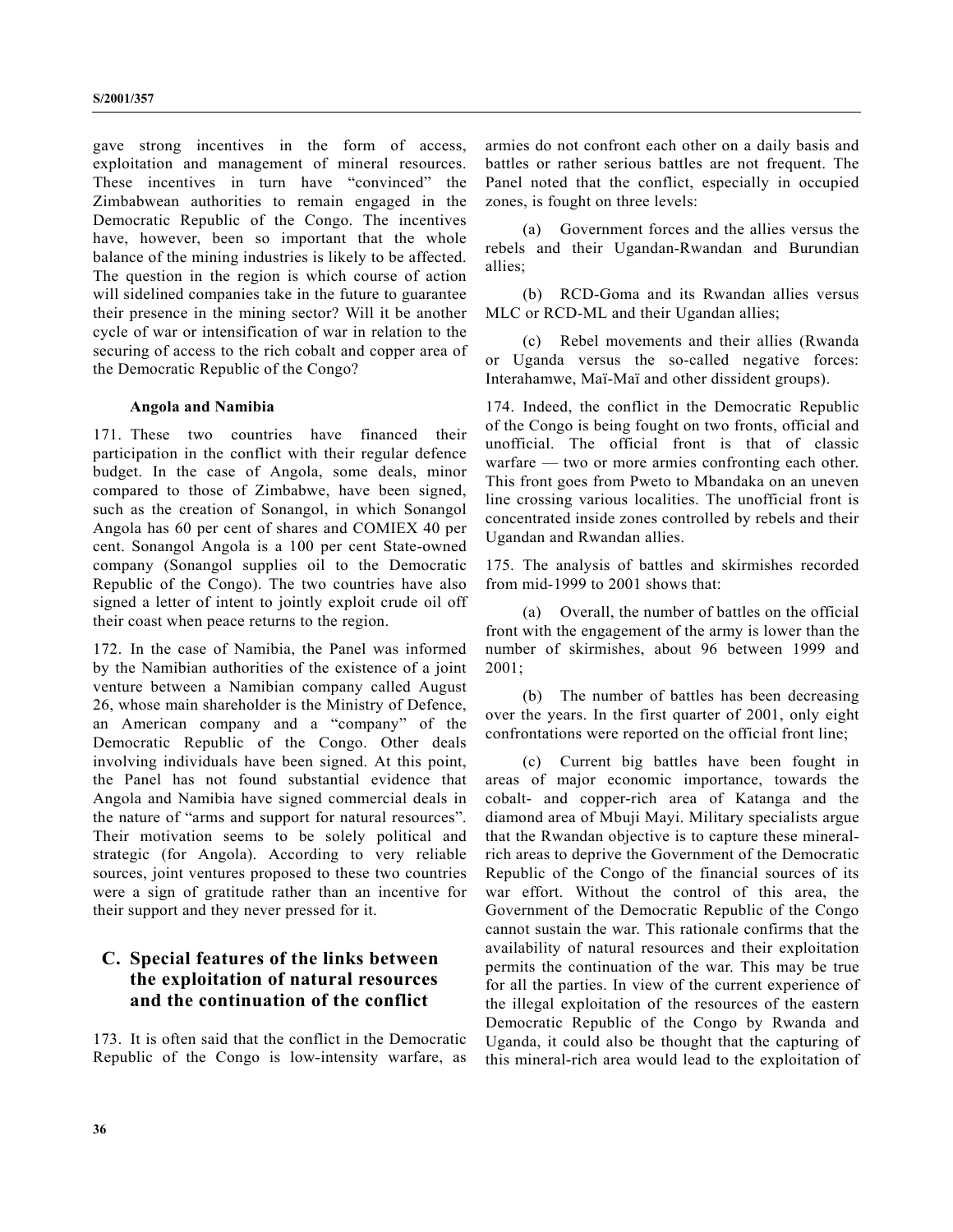gave strong incentives in the form of access, exploitation and management of mineral resources. These incentives in turn have "convinced" the Zimbabwean authorities to remain engaged in the Democratic Republic of the Congo. The incentives have, however, been so important that the whole balance of the mining industries is likely to be affected. The question in the region is which course of action will sidelined companies take in the future to guarantee their presence in the mining sector? Will it be another cycle of war or intensification of war in relation to the securing of access to the rich cobalt and copper area of the Democratic Republic of the Congo?

#### Angola and Namibia

171. These two countries have financed their participation in the conflict with their regular defence budget. In the case of Angola, some deals, minor compared to those of Zimbabwe, have been signed, such as the creation of Sonangol, in which Sonangol Angola has 60 per cent of shares and COMIEX 40 per cent. Sonangol Angola is a 100 per cent State-owned company (Sonangol supplies oil to the Democratic Republic of the Congo). The two countries have also signed a letter of intent to jointly exploit crude oil off their coast when peace returns to the region.

172. In the case of Namibia, the Panel was informed by the Namibian authorities of the existence of a joint venture between a Namibian company called August 26, whose main shareholder is the Ministry of Defence, an American company and a "company" of the Democratic Republic of the Congo. Other deals involving individuals have been signed. At this point, the Panel has not found substantial evidence that Angola and Namibia have signed commercial deals in the nature of "arms and support for natural resources". Their motivation seems to be solely political and strategic (for Angola). According to very reliable sources, joint ventures proposed to these two countries were a sign of gratitude rather than an incentive for their support and they never pressed for it.

## C. Special features of the links between the exploitation of natural resources and the continuation of the conflict

173. It is often said that the conflict in the Democratic Republic of the Congo is low-intensity warfare, as armies do not confront each other on a daily basis and battles or rather serious battles are not frequent. The Panel noted that the conflict, especially in occupied zones, is fought on three levels:

(a) Government forces and the allies versus the rebels and their Ugandan-Rwandan and Burundian allies;

(b) RCD-Goma and its Rwandan allies versus MLC or RCD-ML and their Ugandan allies;

(c) Rebel movements and their allies (Rwanda or Uganda versus the so-called negative forces: Interahamwe, Maï-Maï and other dissident groups).

174. Indeed, the conflict in the Democratic Republic of the Congo is being fought on two fronts, official and unofficial. The official front is that of classic warfare — two or more armies confronting each other. This front goes from Pweto to Mbandaka on an uneven line crossing various localities. The unofficial front is concentrated inside zones controlled by rebels and their Ugandan and Rwandan allies.

175. The analysis of battles and skirmishes recorded from mid-1999 to 2001 shows that:

(a) Overall, the number of battles on the official front with the engagement of the army is lower than the number of skirmishes, about 96 between 1999 and 2001;

(b) The number of battles has been decreasing over the years. In the first quarter of 2001, only eight confrontations were reported on the official front line;

(c) Current big battles have been fought in areas of major economic importance, towards the cobalt- and copper-rich area of Katanga and the diamond area of Mbuji Mayi. Military specialists argue that the Rwandan objective is to capture these mineral-rich areas to deprive the Government of the Democratic Republic of the Congo of the financial sources of its war effort. Without the control of this area, the Government of the Democratic Republic of the Congo cannot sustain the war. This rationale confirms that the availability of natural resources and their exploitation permits the continuation of the war. This may be true for all the parties. In view of the current experience of the illegal exploitation of the resources of the eastern Democratic Republic of the Congo by Rwanda and Uganda, it could also be thought that the capturing of this mineral-rich area would lead to the exploitation of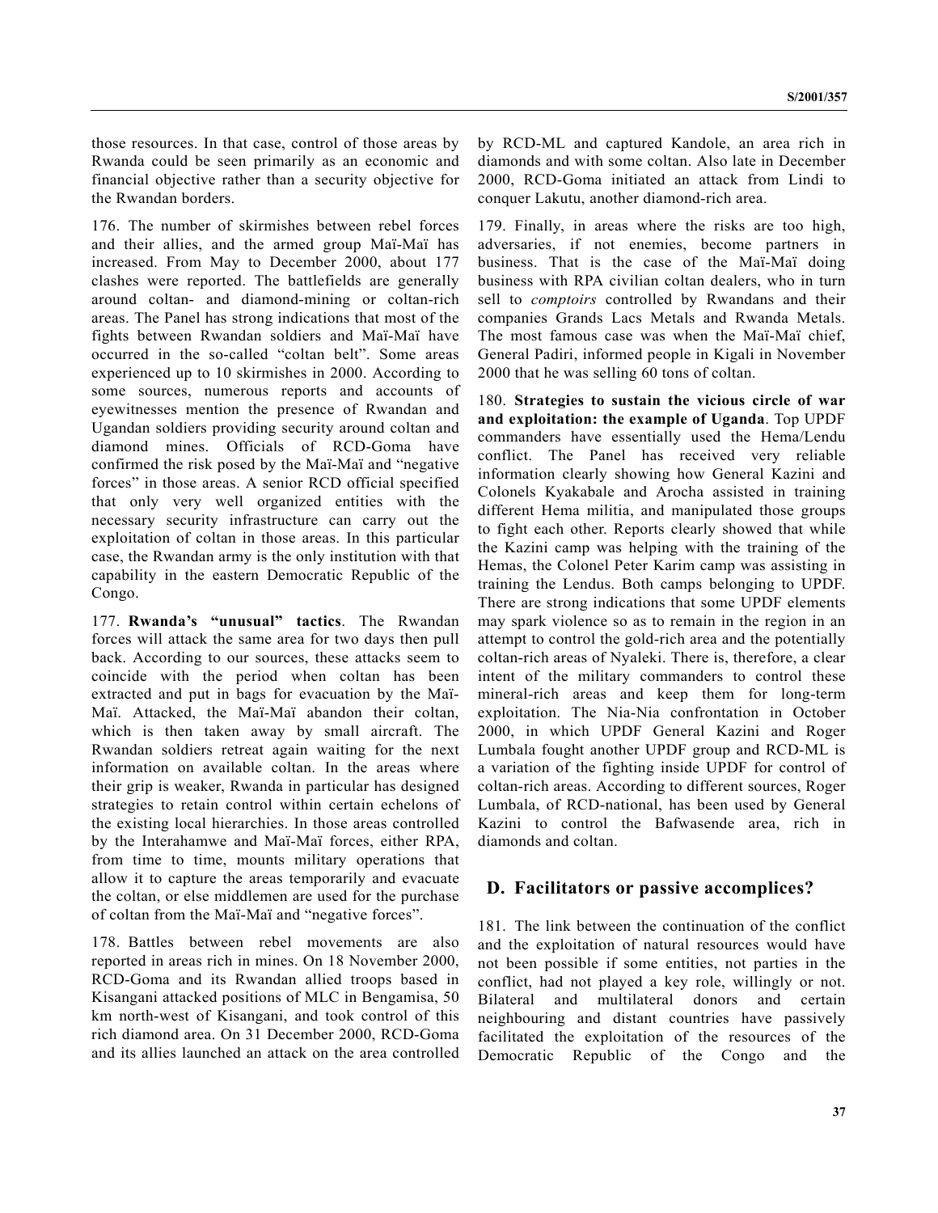those resources. In that case, control of those areas by Rwanda could be seen primarily as an economic and financial objective rather than a security objective for the Rwandan borders.

176. The number of skirmishes between rebel forces and their allies, and the armed group Maï-Maï has increased. From May to December 2000, about 177 clashes were reported. The battlefields are generally around coltan- and diamond-mining or coltan-rich areas. The Panel has strong indications that most of the fights between Rwandan soldiers and Maï-Maï have occurred in the so-called "coltan belt". Some areas experienced up to 10 skirmishes in 2000. According to some sources, numerous reports and accounts of eyewitnesses mention the presence of Rwandan and Ugandan soldiers providing security around coltan and diamond mines. Officials of RCD-Goma have confirmed the risk posed by the Maï-Maï and "negative forces" in those areas. A senior RCD official specified that only very well organized entities with the necessary security infrastructure can carry out the exploitation of coltan in those areas. In this particular case, the Rwandan army is the only institution with that capability in the eastern Democratic Republic of the Congo.

177. **Rwanda's "unusual" tactics**. The Rwandan forces will attack the same area for two days then pull back. According to our sources, these attacks seem to coincide with the period when coltan has been extracted and put in bags for evacuation by the Maï-Maï. Attacked, the Maï-Maï abandon their coltan, which is then taken away by small aircraft. The Rwandan soldiers retreat again waiting for the next information on available coltan. In the areas where their grip is weaker, Rwanda in particular has designed strategies to retain control within certain echelons of the existing local hierarchies. In those areas controlled by the Interahamwe and Maï-Maï forces, either RPA, from time to time, mounts military operations that allow it to capture the areas temporarily and evacuate the coltan, or else middlemen are used for the purchase of coltan from the Maï-Maï and "negative forces".

178. Battles between rebel movements are also reported in areas rich in mines. On 18 November 2000, RCD-Goma and its Rwandan allied troops based in Kisangani attacked positions of MLC in Bengamisa, 50 km north-west of Kisangani, and took control of this rich diamond area. On 31 December 2000, RCD-Goma and its allies launched an attack on the area controlled by RCD-ML and captured Kandole, an area rich in diamonds and with some coltan. Also late in December 2000, RCD-Goma initiated an attack from Lindi to conquer Lakutu, another diamond-rich area.

179. Finally, in areas where the risks are too high, adversaries, if not enemies, become partners in business. That is the case of the Maï-Maï doing business with RPA civilian coltan dealers, who in turn sell to *comptoirs* controlled by Rwandans and their companies Grands Lacs Metals and Rwanda Metals. The most famous case was when the Maï-Maï chief, General Padiri, informed people in Kigali in November 2000 that he was selling 60 tons of coltan.

180. **Strategies to sustain the vicious circle of war and exploitation: the example of Uganda**. Top UPDF commanders have essentially used the Hema/Lendu conflict. The Panel has received very reliable information clearly showing how General Kazini and Colonels Kyakabale and Arocha assisted in training different Hema militia, and manipulated those groups to fight each other. Reports clearly showed that while the Kazini camp was helping with the training of the Hemas, the Colonel Peter Karim camp was assisting in training the Lendus. Both camps belonging to UPDF. There are strong indications that some UPDF elements may spark violence so as to remain in the region in an attempt to control the gold-rich area and the potentially coltan-rich areas of Nyaleki. There is, therefore, a clear intent of the military commanders to control these mineral-rich areas and keep them for long-term exploitation. The Nia-Nia confrontation in October 2000, in which UPDF General Kazini and Roger Lumbala fought another UPDF group and RCD-ML is a variation of the fighting inside UPDF for control of coltan-rich areas. According to different sources, Roger Lumbala, of RCD-national, has been used by General Kazini to control the Bafwasende area, rich in diamonds and coltan.

## D. Facilitators or passive accomplices?

181. The link between the continuation of the conflict and the exploitation of natural resources would have not been possible if some entities, not parties in the conflict, had not played a key role, willingly or not. Bilateral and multilateral donors and certain neighbouring and distant countries have passively facilitated the exploitation of the resources of the Democratic Republic of the Congo and the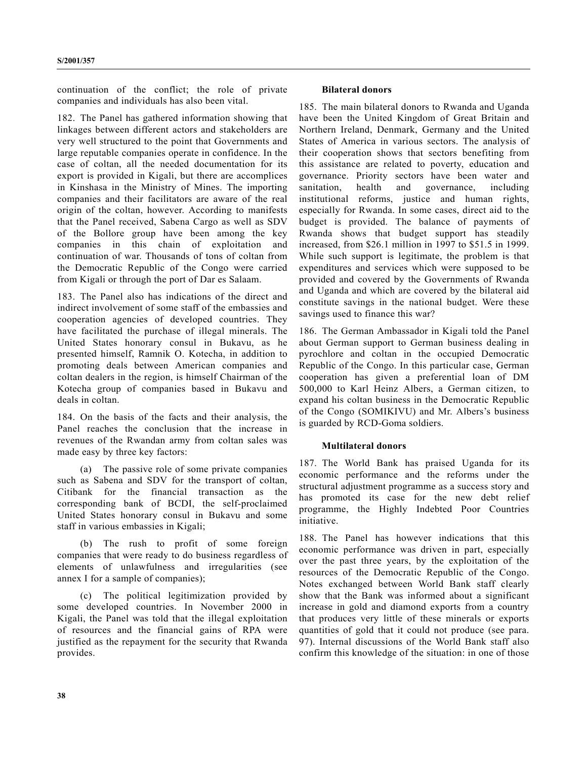continuation of the conflict; the role of private companies and individuals has also been vital.

182. The Panel has gathered information showing that linkages between different actors and stakeholders are very well structured to the point that Governments and large reputable companies operate in confidence. In the case of coltan, all the needed documentation for its export is provided in Kigali, but there are accomplices in Kinshasa in the Ministry of Mines. The importing companies and their facilitators are aware of the real origin of the coltan, however. According to manifests that the Panel received, Sabena Cargo as well as SDV of the Bollore group have been among the key companies in this chain of exploitation and continuation of war. Thousands of tons of coltan from the Democratic Republic of the Congo were carried from Kigali or through the port of Dar es Salaam.

183. The Panel also has indications of the direct and indirect involvement of some staff of the embassies and cooperation agencies of developed countries. They have facilitated the purchase of illegal minerals. The United States honorary consul in Bukavu, as he presented himself, Ramnik O. Kotecha, in addition to promoting deals between American companies and coltan dealers in the region, is himself Chairman of the Kotecha group of companies based in Bukavu and deals in coltan.

184. On the basis of the facts and their analysis, the Panel reaches the conclusion that the increase in revenues of the Rwandan army from coltan sales was made easy by three key factors:

(a) The passive role of some private companies such as Sabena and SDV for the transport of coltan, Citibank for the financial transaction as the corresponding bank of BCDI, the self-proclaimed United States honorary consul in Bukavu and some staff in various embassies in Kigali;

(b) The rush to profit of some foreign companies that were ready to do business regardless of elements of unlawfulness and irregularities (see annex I for a sample of companies);

(c) The political legitimization provided by some developed countries. In November 2000 in Kigali, the Panel was told that the illegal exploitation of resources and the financial gains of RPA were justified as the repayment for the security that Rwanda provides.

### Bilateral donors

185. The main bilateral donors to Rwanda and Uganda have been the United Kingdom of Great Britain and Northern Ireland, Denmark, Germany and the United States of America in various sectors. The analysis of their cooperation shows that sectors benefiting from this assistance are related to poverty, education and governance. Priority sectors have been water and sanitation, health and governance, including institutional reforms, justice and human rights, especially for Rwanda. In some cases, direct aid to the budget is provided. The balance of payments of Rwanda shows that budget support has steadily increased, from $26.1 million in 1997 to $51.5 in 1999. While such support is legitimate, the problem is that expenditures and services which were supposed to be provided and covered by the Governments of Rwanda and Uganda and which are covered by the bilateral aid constitute savings in the national budget. Were these savings used to finance this war?

186. The German Ambassador in Kigali told the Panel about German support to German business dealing in pyrochlore and coltan in the occupied Democratic Republic of the Congo. In this particular case, German cooperation has given a preferential loan of DM 500,000 to Karl Heinz Albers, a German citizen, to expand his coltan business in the Democratic Republic of the Congo (SOMIKIVU) and Mr. Albers's business is guarded by RCD-Goma soldiers.

### Multilateral donors

187. The World Bank has praised Uganda for its economic performance and the reforms under the structural adjustment programme as a success story and has promoted its case for the new debt relief programme, the Highly Indebted Poor Countries initiative.

188. The Panel has however indications that this economic performance was driven in part, especially over the past three years, by the exploitation of the resources of the Democratic Republic of the Congo. Notes exchanged between World Bank staff clearly show that the Bank was informed about a significant increase in gold and diamond exports from a country that produces very little of these minerals or exports quantities of gold that it could not produce (see para. 97). Internal discussions of the World Bank staff also confirm this knowledge of the situation: in one of those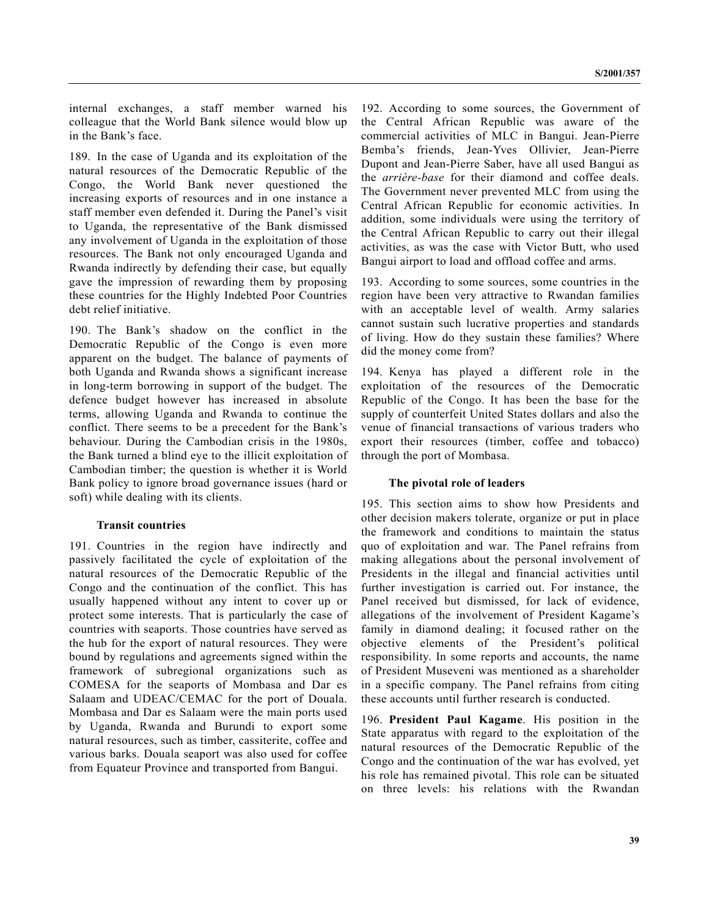internal exchanges, a staff member warned his colleague that the World Bank silence would blow up in the Bank's face.

189. In the case of Uganda and its exploitation of the natural resources of the Democratic Republic of the Congo, the World Bank never questioned the increasing exports of resources and in one instance a staff member even defended it. During the Panel's visit to Uganda, the representative of the Bank dismissed any involvement of Uganda in the exploitation of those resources. The Bank not only encouraged Uganda and Rwanda indirectly by defending their case, but equally gave the impression of rewarding them by proposing these countries for the Highly Indebted Poor Countries debt relief initiative.

190. The Bank's shadow on the conflict in the Democratic Republic of the Congo is even more apparent on the budget. The balance of payments of both Uganda and Rwanda shows a significant increase in long-term borrowing in support of the budget. The defence budget however has increased in absolute terms, allowing Uganda and Rwanda to continue the conflict. There seems to be a precedent for the Bank's behaviour. During the Cambodian crisis in the 1980s, the Bank turned a blind eye to the illicit exploitation of Cambodian timber; the question is whether it is World Bank policy to ignore broad governance issues (hard or soft) while dealing with its clients.

### Transit countries

191. Countries in the region have indirectly and passively facilitated the cycle of exploitation of the natural resources of the Democratic Republic of the Congo and the continuation of the conflict. This has usually happened without any intent to cover up or protect some interests. That is particularly the case of countries with seaports. Those countries have served as the hub for the export of natural resources. They were bound by regulations and agreements signed within the framework of subregional organizations such as COMESA for the seaports of Mombasa and Dar es Salaam and UDEAC/CEMAC for the port of Douala. Mombasa and Dar es Salaam were the main ports used by Uganda, Rwanda and Burundi to export some natural resources, such as timber, cassiterite, coffee and various barks. Douala seaport was also used for coffee from Equateur Province and transported from Bangui.

192. According to some sources, the Government of the Central African Republic was aware of the commercial activities of MLC in Bangui. Jean-Pierre Bemba's friends, Jean-Yves Ollivier, Jean-Pierre Dupont and Jean-Pierre Saber, have all used Bangui as the *arrière-base* for their diamond and coffee deals. The Government never prevented MLC from using the Central African Republic for economic activities. In addition, some individuals were using the territory of the Central African Republic to carry out their illegal activities, as was the case with Victor Butt, who used Bangui airport to load and offload coffee and arms.

193. According to some sources, some countries in the region have been very attractive to Rwandan families with an acceptable level of wealth. Army salaries cannot sustain such lucrative properties and standards of living. How do they sustain these families? Where did the money come from?

194. Kenya has played a different role in the exploitation of the resources of the Democratic Republic of the Congo. It has been the base for the supply of counterfeit United States dollars and also the venue of financial transactions of various traders who export their resources (timber, coffee and tobacco) through the port of Mombasa.

### The pivotal role of leaders

195. This section aims to show how Presidents and other decision makers tolerate, organize or put in place the framework and conditions to maintain the status quo of exploitation and war. The Panel refrains from making allegations about the personal involvement of Presidents in the illegal and financial activities until further investigation is carried out. For instance, the Panel received but dismissed, for lack of evidence, allegations of the involvement of President Kagame's family in diamond dealing; it focused rather on the objective elements of the President's political responsibility. In some reports and accounts, the name of President Museveni was mentioned as a shareholder in a specific company. The Panel refrains from citing these accounts until further research is conducted.

196. **President Paul Kagame**. His position in the State apparatus with regard to the exploitation of the natural resources of the Democratic Republic of the Congo and the continuation of the war has evolved, yet his role has remained pivotal. This role can be situated on three levels: his relations with the Rwandan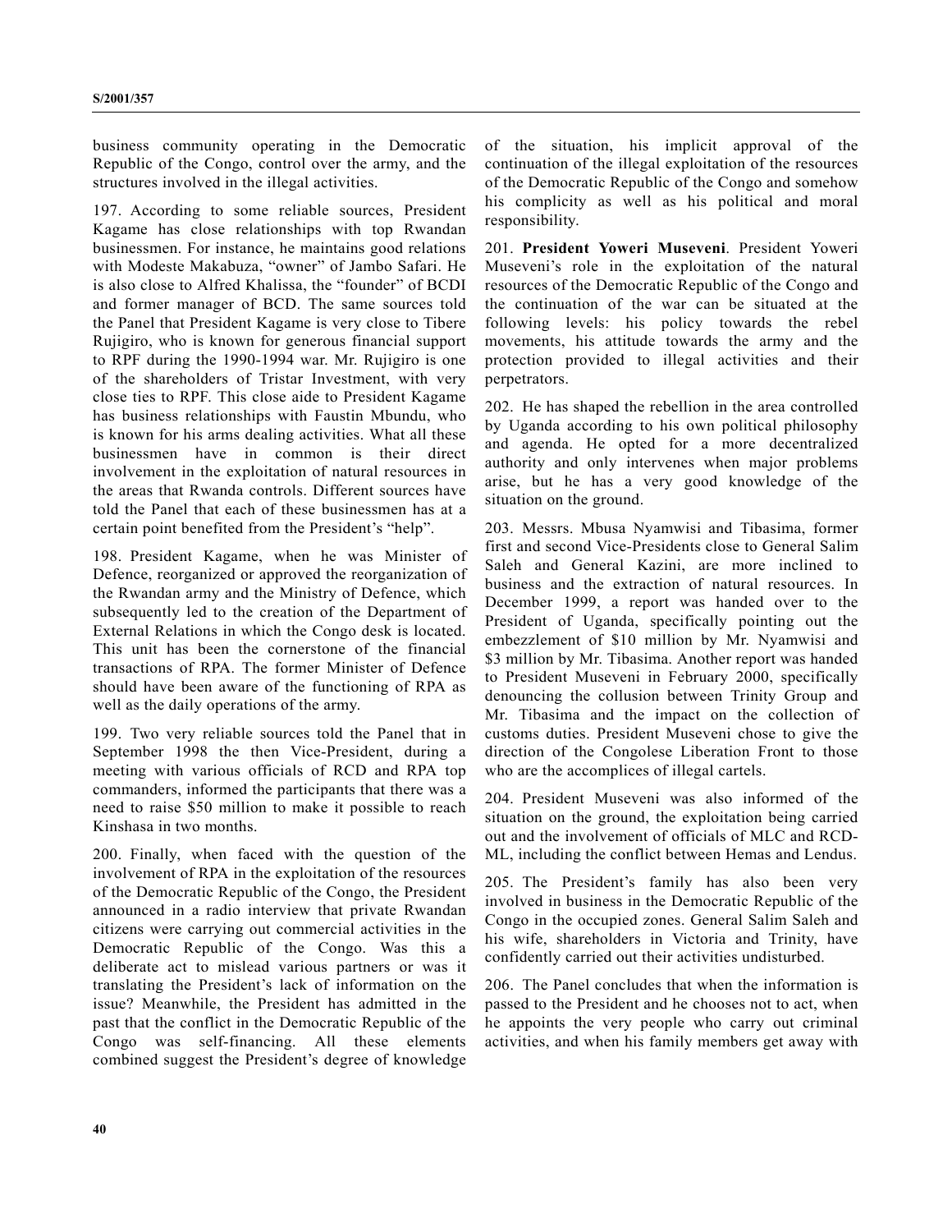business community operating in the Democratic Republic of the Congo, control over the army, and the structures involved in the illegal activities.

197. According to some reliable sources, President Kagame has close relationships with top Rwandan businessmen. For instance, he maintains good relations with Modeste Makabuza, "owner" of Jambo Safari. He is also close to Alfred Khalissa, the "founder" of BCDI and former manager of BCD. The same sources told the Panel that President Kagame is very close to Tibere Rujigiro, who is known for generous financial support to RPF during the 1990-1994 war. Mr. Rujigiro is one of the shareholders of Tristar Investment, with very close ties to RPF. This close aide to President Kagame has business relationships with Faustin Mbundu, who is known for his arms dealing activities. What all these businessmen have in common is their direct involvement in the exploitation of natural resources in the areas that Rwanda controls. Different sources have told the Panel that each of these businessmen has at a certain point benefited from the President's "help".

198. President Kagame, when he was Minister of Defence, reorganized or approved the reorganization of the Rwandan army and the Ministry of Defence, which subsequently led to the creation of the Department of External Relations in which the Congo desk is located. This unit has been the cornerstone of the financial transactions of RPA. The former Minister of Defence should have been aware of the functioning of RPA as well as the daily operations of the army.

199. Two very reliable sources told the Panel that in September 1998 the then Vice-President, during a meeting with various officials of RCD and RPA top commanders, informed the participants that there was a need to raise \$50 million to make it possible to reach Kinshasa in two months.

200. Finally, when faced with the question of the involvement of RPA in the exploitation of the resources of the Democratic Republic of the Congo, the President announced in a radio interview that private Rwandan citizens were carrying out commercial activities in the Democratic Republic of the Congo. Was this a deliberate act to mislead various partners or was it translating the President's lack of information on the issue? Meanwhile, the President has admitted in the past that the conflict in the Democratic Republic of the Congo was self-financing. All these elements combined suggest the President's degree of knowledge of the situation, his implicit approval of the continuation of the illegal exploitation of the resources of the Democratic Republic of the Congo and somehow his complicity as well as his political and moral responsibility.

201. **President Yoweri Museveni**. President Yoweri Museveni's role in the exploitation of the natural resources of the Democratic Republic of the Congo and the continuation of the war can be situated at the following levels: his policy towards the rebel movements, his attitude towards the army and the protection provided to illegal activities and their perpetrators.

202. He has shaped the rebellion in the area controlled by Uganda according to his own political philosophy and agenda. He opted for a more decentralized authority and only intervenes when major problems arise, but he has a very good knowledge of the situation on the ground.

203. Messrs. Mbusa Nyamwisi and Tibasima, former first and second Vice-Presidents close to General Salim Saleh and General Kazini, are more inclined to business and the extraction of natural resources. In December 1999, a report was handed over to the President of Uganda, specifically pointing out the embezzlement of \$10 million by Mr. Nyamwisi and \$3 million by Mr. Tibasima. Another report was handed to President Museveni in February 2000, specifically denouncing the collusion between Trinity Group and Mr. Tibasima and the impact on the collection of customs duties. President Museveni chose to give the direction of the Congolese Liberation Front to those who are the accomplices of illegal cartels.

204. President Museveni was also informed of the situation on the ground, the exploitation being carried out and the involvement of officials of MLC and RCD-ML, including the conflict between Hemas and Lendus.

205. The President's family has also been very involved in business in the Democratic Republic of the Congo in the occupied zones. General Salim Saleh and his wife, shareholders in Victoria and Trinity, have confidently carried out their activities undisturbed.

206. The Panel concludes that when the information is passed to the President and he chooses not to act, when he appoints the very people who carry out criminal activities, and when his family members get away with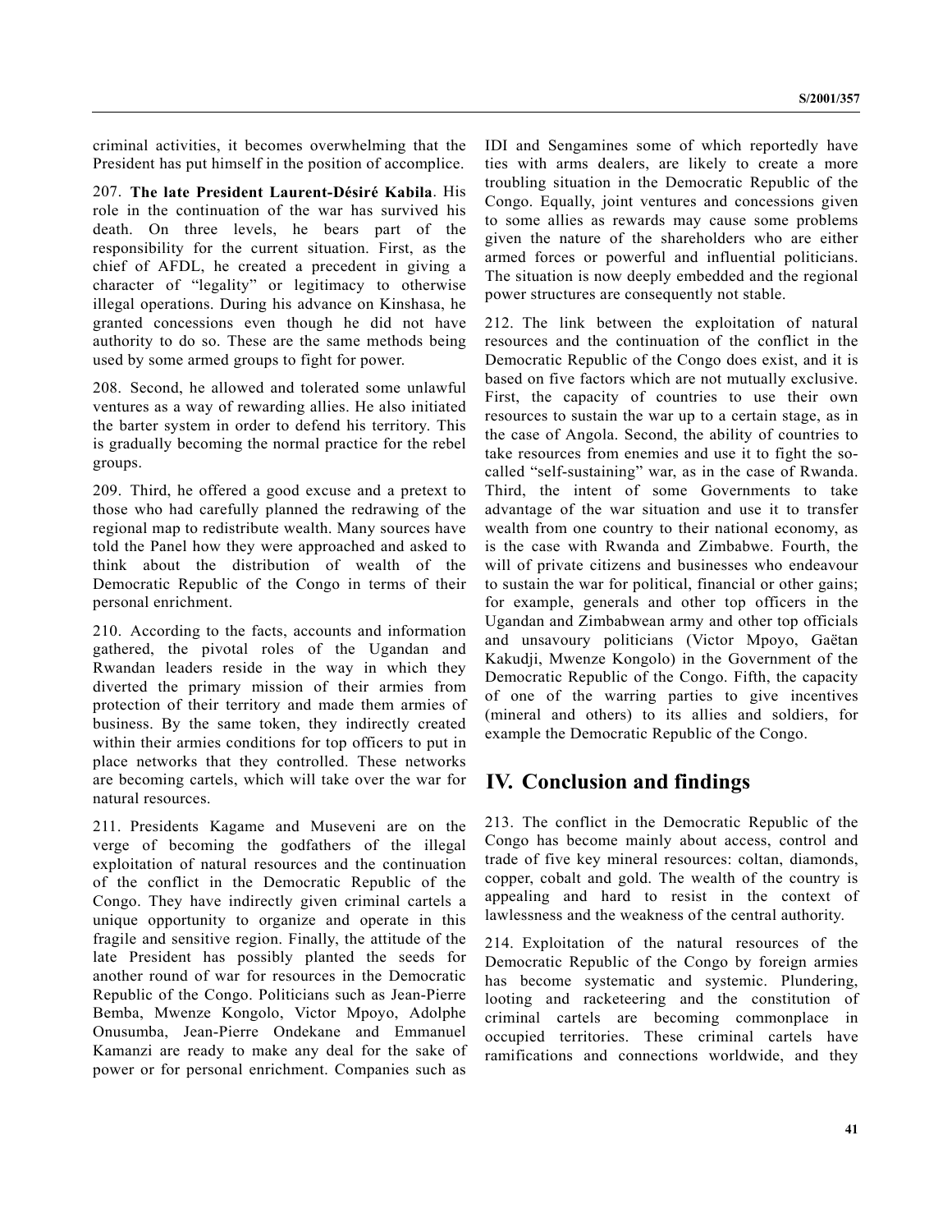criminal activities, it becomes overwhelming that the President has put himself in the position of accomplice.

207. **The late President Laurent-Désiré Kabila**. His role in the continuation of the war has survived his death. On three levels, he bears part of the responsibility for the current situation. First, as the chief of AFDL, he created a precedent in giving a character of "legality" or legitimacy to otherwise illegal operations. During his advance on Kinshasa, he granted concessions even though he did not have authority to do so. These are the same methods being used by some armed groups to fight for power.

208. Second, he allowed and tolerated some unlawful ventures as a way of rewarding allies. He also initiated the barter system in order to defend his territory. This is gradually becoming the normal practice for the rebel groups.

209. Third, he offered a good excuse and a pretext to those who had carefully planned the redrawing of the regional map to redistribute wealth. Many sources have told the Panel how they were approached and asked to think about the distribution of wealth of the Democratic Republic of the Congo in terms of their personal enrichment.

210. According to the facts, accounts and information gathered, the pivotal roles of the Ugandan and Rwandan leaders reside in the way in which they diverted the primary mission of their armies from protection of their territory and made them armies of business. By the same token, they indirectly created within their armies conditions for top officers to put in place networks that they controlled. These networks are becoming cartels, which will take over the war for natural resources.

211. Presidents Kagame and Museveni are on the verge of becoming the godfathers of the illegal exploitation of natural resources and the continuation of the conflict in the Democratic Republic of the Congo. They have indirectly given criminal cartels a unique opportunity to organize and operate in this fragile and sensitive region. Finally, the attitude of the late President has possibly planted the seeds for another round of war for resources in the Democratic Republic of the Congo. Politicians such as Jean-Pierre Bemba, Mwenze Kongolo, Victor Mpoyo, Adolphe Onusumba, Jean-Pierre Ondekane and Emmanuel Kamanzi are ready to make any deal for the sake of power or for personal enrichment. Companies such as IDI and Sengamines some of which reportedly have ties with arms dealers, are likely to create a more troubling situation in the Democratic Republic of the Congo. Equally, joint ventures and concessions given to some allies as rewards may cause some problems given the nature of the shareholders who are either armed forces or powerful and influential politicians. The situation is now deeply embedded and the regional power structures are consequently not stable.

212. The link between the exploitation of natural resources and the continuation of the conflict in the Democratic Republic of the Congo does exist, and it is based on five factors which are not mutually exclusive. First, the capacity of countries to use their own resources to sustain the war up to a certain stage, as in the case of Angola. Second, the ability of countries to take resources from enemies and use it to fight the so-called "self-sustaining" war, as in the case of Rwanda. Third, the intent of some Governments to take advantage of the war situation and use it to transfer wealth from one country to their national economy, as is the case with Rwanda and Zimbabwe. Fourth, the will of private citizens and businesses who endeavour to sustain the war for political, financial or other gains; for example, generals and other top officers in the Ugandan and Zimbabwean army and other top officials and unsavoury politicians (Victor Mpoyo, Gaëtan Kakudji, Mwenze Kongolo) in the Government of the Democratic Republic of the Congo. Fifth, the capacity of one of the warring parties to give incentives (mineral and others) to its allies and soldiers, for example the Democratic Republic of the Congo.

# IV. Conclusion and findings

213. The conflict in the Democratic Republic of the Congo has become mainly about access, control and trade of five key mineral resources: coltan, diamonds, copper, cobalt and gold. The wealth of the country is appealing and hard to resist in the context of lawlessness and the weakness of the central authority.

214. Exploitation of the natural resources of the Democratic Republic of the Congo by foreign armies has become systematic and systemic. Plundering, looting and racketeering and the constitution of criminal cartels are becoming commonplace in occupied territories. These criminal cartels have ramifications and connections worldwide, and they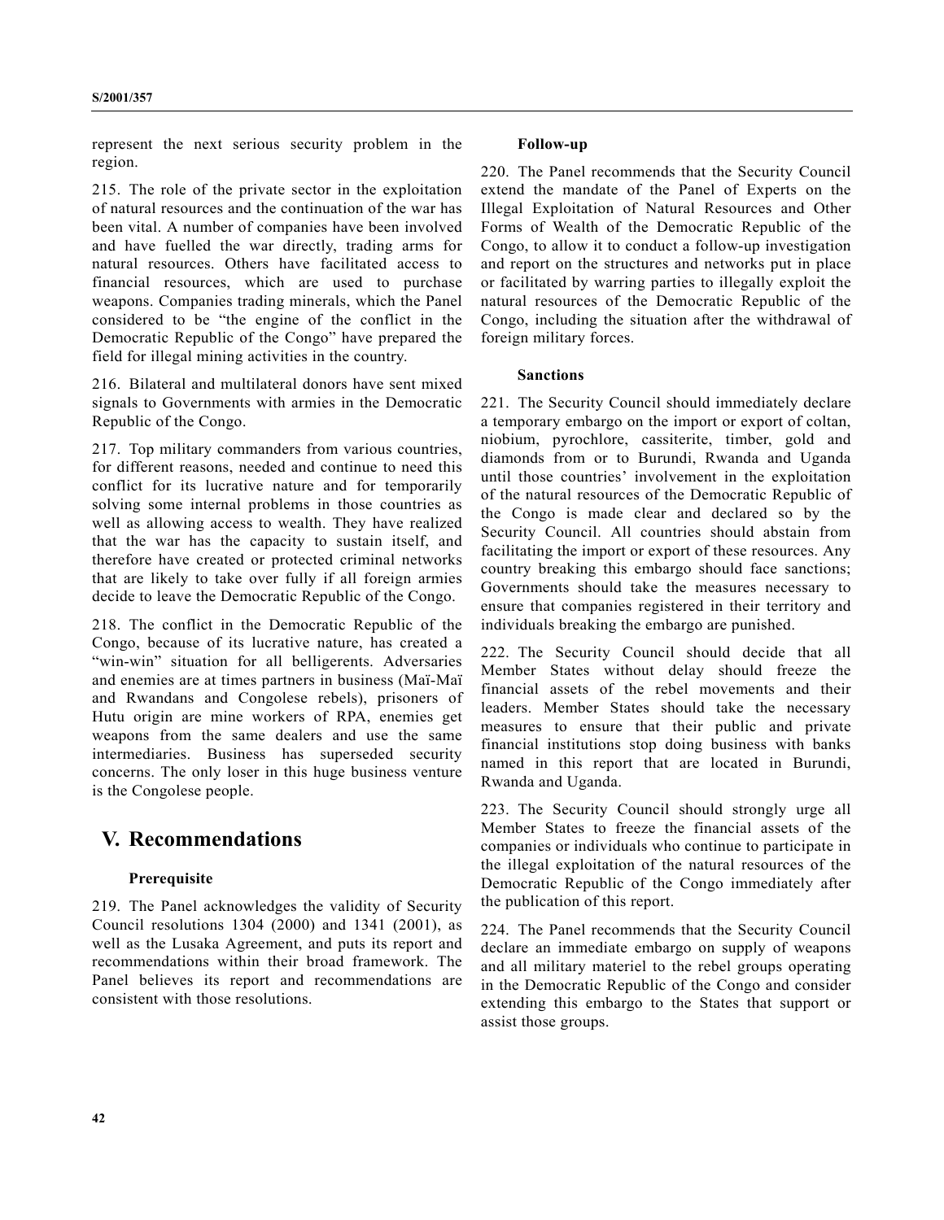represent the next serious security problem in the region.

215. The role of the private sector in the exploitation of natural resources and the continuation of the war has been vital. A number of companies have been involved and have fuelled the war directly, trading arms for natural resources. Others have facilitated access to financial resources, which are used to purchase weapons. Companies trading minerals, which the Panel considered to be "the engine of the conflict in the Democratic Republic of the Congo" have prepared the field for illegal mining activities in the country.

216. Bilateral and multilateral donors have sent mixed signals to Governments with armies in the Democratic Republic of the Congo.

217. Top military commanders from various countries, for different reasons, needed and continue to need this conflict for its lucrative nature and for temporarily solving some internal problems in those countries as well as allowing access to wealth. They have realized that the war has the capacity to sustain itself, and therefore have created or protected criminal networks that are likely to take over fully if all foreign armies decide to leave the Democratic Republic of the Congo.

218. The conflict in the Democratic Republic of the Congo, because of its lucrative nature, has created a "win-win" situation for all belligerents. Adversaries and enemies are at times partners in business (Maï-Maï and Rwandans and Congolese rebels), prisoners of Hutu origin are mine workers of RPA, enemies get weapons from the same dealers and use the same intermediaries. Business has superseded security concerns. The only loser in this huge business venture is the Congolese people.

## V. Recommendations

### Prerequisite

219. The Panel acknowledges the validity of Security Council resolutions 1304 (2000) and 1341 (2001), as well as the Lusaka Agreement, and puts its report and recommendations within their broad framework. The Panel believes its report and recommendations are consistent with those resolutions.

### Follow-up

220. The Panel recommends that the Security Council extend the mandate of the Panel of Experts on the Illegal Exploitation of Natural Resources and Other Forms of Wealth of the Democratic Republic of the Congo, to allow it to conduct a follow-up investigation and report on the structures and networks put in place or facilitated by warring parties to illegally exploit the natural resources of the Democratic Republic of the Congo, including the situation after the withdrawal of foreign military forces.

### Sanctions

221. The Security Council should immediately declare a temporary embargo on the import or export of coltan, niobium, pyrochlore, cassiterite, timber, gold and diamonds from or to Burundi, Rwanda and Uganda until those countries' involvement in the exploitation of the natural resources of the Democratic Republic of the Congo is made clear and declared so by the Security Council. All countries should abstain from facilitating the import or export of these resources. Any country breaking this embargo should face sanctions; Governments should take the measures necessary to ensure that companies registered in their territory and individuals breaking the embargo are punished.

222. The Security Council should decide that all Member States without delay should freeze the financial assets of the rebel movements and their leaders. Member States should take the necessary measures to ensure that their public and private financial institutions stop doing business with banks named in this report that are located in Burundi, Rwanda and Uganda.

223. The Security Council should strongly urge all Member States to freeze the financial assets of the companies or individuals who continue to participate in the illegal exploitation of the natural resources of the Democratic Republic of the Congo immediately after the publication of this report.

224. The Panel recommends that the Security Council declare an immediate embargo on supply of weapons and all military materiel to the rebel groups operating in the Democratic Republic of the Congo and consider extending this embargo to the States that support or assist those groups.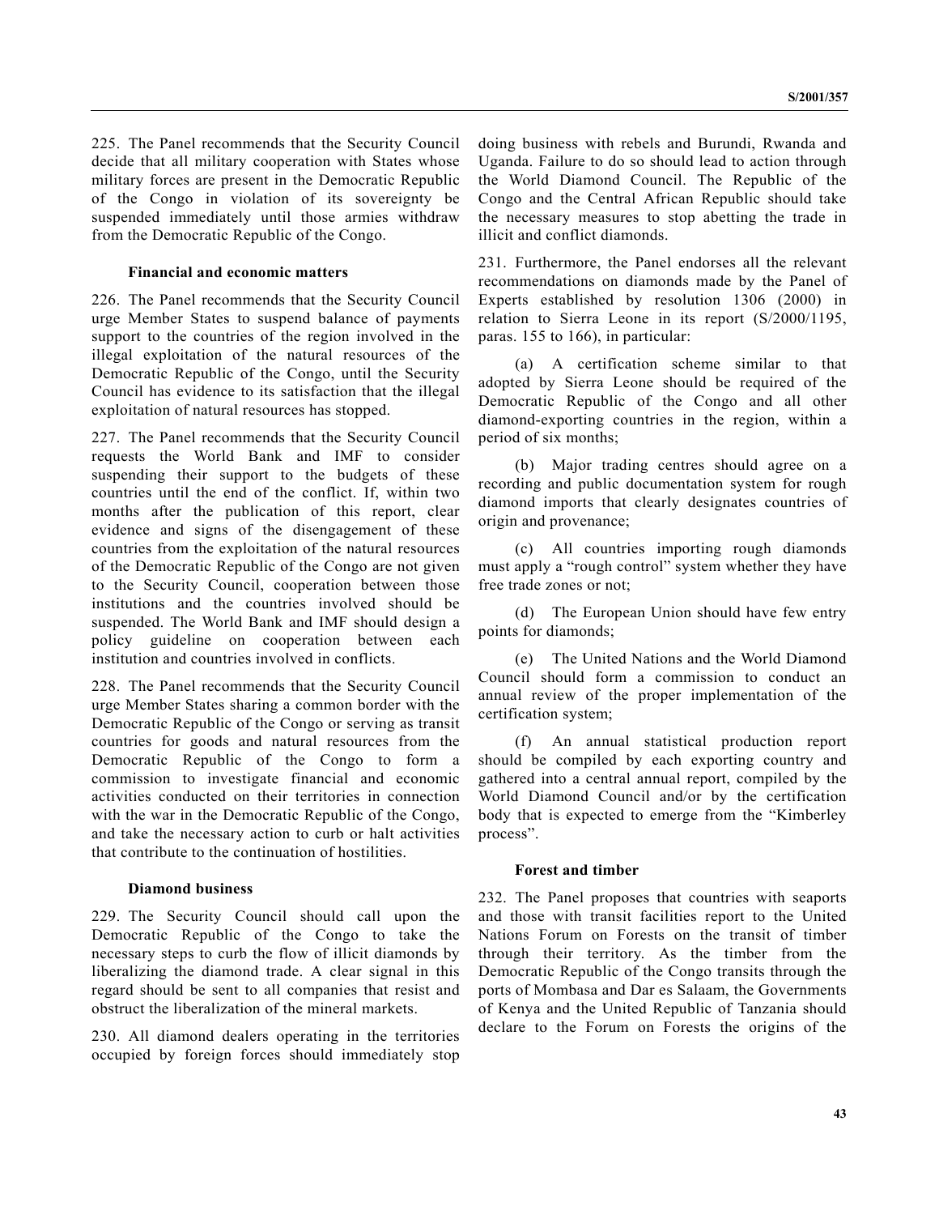225. The Panel recommends that the Security Council decide that all military cooperation with States whose military forces are present in the Democratic Republic of the Congo in violation of its sovereignty be suspended immediately until those armies withdraw from the Democratic Republic of the Congo.

### Financial and economic matters

226. The Panel recommends that the Security Council urge Member States to suspend balance of payments support to the countries of the region involved in the illegal exploitation of the natural resources of the Democratic Republic of the Congo, until the Security Council has evidence to its satisfaction that the illegal exploitation of natural resources has stopped.

227. The Panel recommends that the Security Council requests the World Bank and IMF to consider suspending their support to the budgets of these countries until the end of the conflict. If, within two months after the publication of this report, clear evidence and signs of the disengagement of these countries from the exploitation of the natural resources of the Democratic Republic of the Congo are not given to the Security Council, cooperation between those institutions and the countries involved should be suspended. The World Bank and IMF should design a policy guideline on cooperation between each institution and countries involved in conflicts.

228. The Panel recommends that the Security Council urge Member States sharing a common border with the Democratic Republic of the Congo or serving as transit countries for goods and natural resources from the Democratic Republic of the Congo to form a commission to investigate financial and economic activities conducted on their territories in connection with the war in the Democratic Republic of the Congo, and take the necessary action to curb or halt activities that contribute to the continuation of hostilities.

### Diamond business

229. The Security Council should call upon the Democratic Republic of the Congo to take the necessary steps to curb the flow of illicit diamonds by liberalizing the diamond trade. A clear signal in this regard should be sent to all companies that resist and obstruct the liberalization of the mineral markets.

230. All diamond dealers operating in the territories occupied by foreign forces should immediately stop doing business with rebels and Burundi, Rwanda and Uganda. Failure to do so should lead to action through the World Diamond Council. The Republic of the Congo and the Central African Republic should take the necessary measures to stop abetting the trade in illicit and conflict diamonds.

231. Furthermore, the Panel endorses all the relevant recommendations on diamonds made by the Panel of Experts established by resolution 1306 (2000) in relation to Sierra Leone in its report (S/2000/1195, paras. 155 to 166), in particular:

(a) A certification scheme similar to that adopted by Sierra Leone should be required of the Democratic Republic of the Congo and all other diamond-exporting countries in the region, within a period of six months;

(b) Major trading centres should agree on a recording and public documentation system for rough diamond imports that clearly designates countries of origin and provenance;

(c) All countries importing rough diamonds must apply a "rough control" system whether they have free trade zones or not;

(d) The European Union should have few entry points for diamonds;

(e) The United Nations and the World Diamond Council should form a commission to conduct an annual review of the proper implementation of the certification system;

(f) An annual statistical production report should be compiled by each exporting country and gathered into a central annual report, compiled by the World Diamond Council and/or by the certification body that is expected to emerge from the "Kimberley process".

### Forest and timber

232. The Panel proposes that countries with seaports and those with transit facilities report to the United Nations Forum on Forests on the transit of timber through their territory. As the timber from the Democratic Republic of the Congo transits through the ports of Mombasa and Dar es Salaam, the Governments of Kenya and the United Republic of Tanzania should declare to the Forum on Forests the origins of the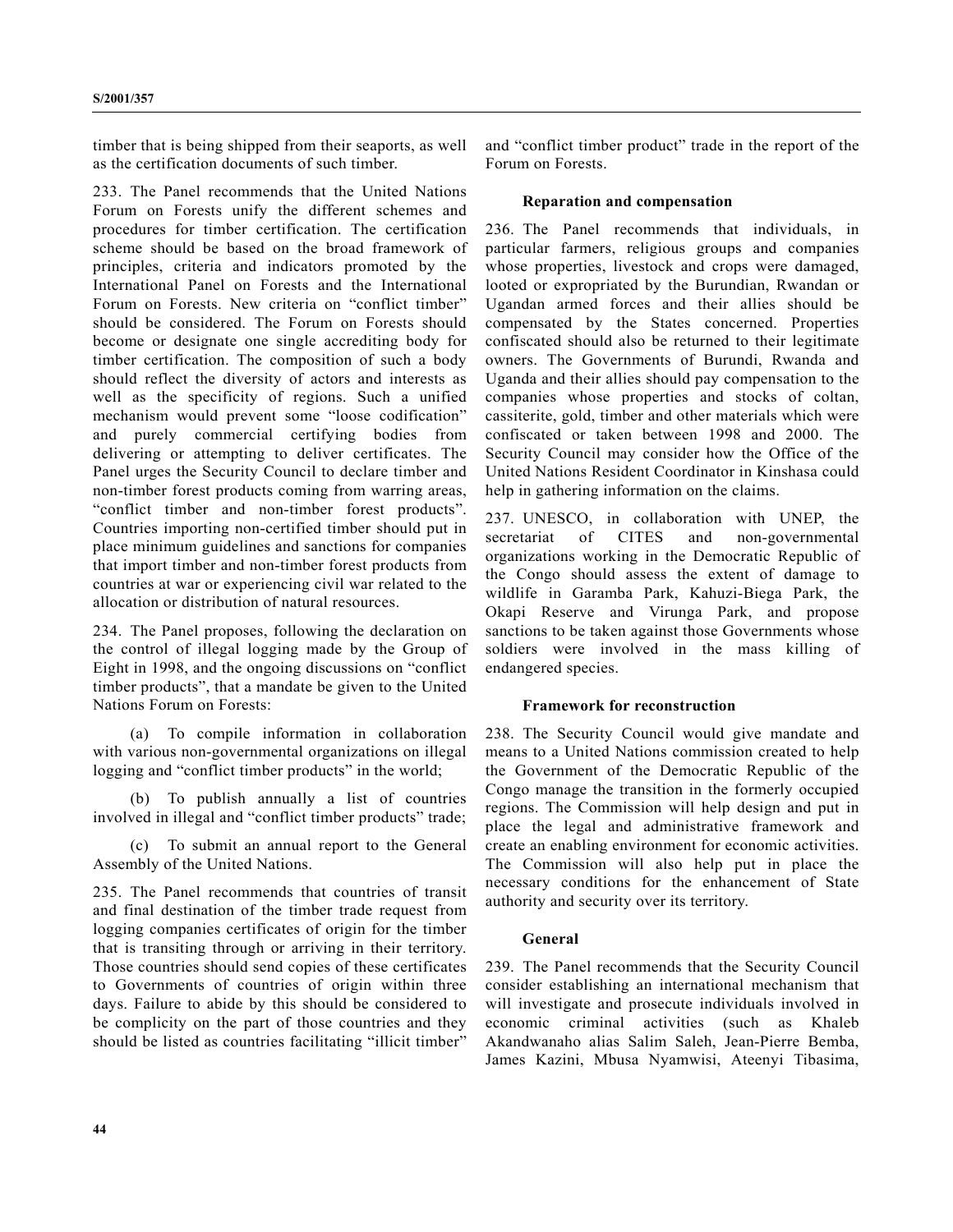timber that is being shipped from their seaports, as well as the certification documents of such timber.

233. The Panel recommends that the United Nations Forum on Forests unify the different schemes and procedures for timber certification. The certification scheme should be based on the broad framework of principles, criteria and indicators promoted by the International Panel on Forests and the International Forum on Forests. New criteria on "conflict timber" should be considered. The Forum on Forests should become or designate one single accrediting body for timber certification. The composition of such a body should reflect the diversity of actors and interests as well as the specificity of regions. Such a unified mechanism would prevent some "loose codification" and purely commercial certifying bodies from delivering or attempting to deliver certificates. The Panel urges the Security Council to declare timber and non-timber forest products coming from warring areas, "conflict timber and non-timber forest products". Countries importing non-certified timber should put in place minimum guidelines and sanctions for companies that import timber and non-timber forest products from countries at war or experiencing civil war related to the allocation or distribution of natural resources.

234. The Panel proposes, following the declaration on the control of illegal logging made by the Group of Eight in 1998, and the ongoing discussions on "conflict timber products", that a mandate be given to the United Nations Forum on Forests:

(a) To compile information in collaboration with various non-governmental organizations on illegal logging and "conflict timber products" in the world;

(b) To publish annually a list of countries involved in illegal and "conflict timber products" trade;

(c) To submit an annual report to the General Assembly of the United Nations.

235. The Panel recommends that countries of transit and final destination of the timber trade request from logging companies certificates of origin for the timber that is transiting through or arriving in their territory. Those countries should send copies of these certificates to Governments of countries of origin within three days. Failure to abide by this should be considered to be complicity on the part of those countries and they should be listed as countries facilitating "illicit timber" and "conflict timber product" trade in the report of the Forum on Forests.

#### Reparation and compensation

236. The Panel recommends that individuals, in particular farmers, religious groups and companies whose properties, livestock and crops were damaged, looted or expropriated by the Burundian, Rwandan or Ugandan armed forces and their allies should be compensated by the States concerned. Properties confiscated should also be returned to their legitimate owners. The Governments of Burundi, Rwanda and Uganda and their allies should pay compensation to the companies whose properties and stocks of coltan, cassiterite, gold, timber and other materials which were confiscated or taken between 1998 and 2000. The Security Council may consider how the Office of the United Nations Resident Coordinator in Kinshasa could help in gathering information on the claims.

237. UNESCO, in collaboration with UNEP, the secretariat of CITES and non-governmental organizations working in the Democratic Republic of the Congo should assess the extent of damage to wildlife in Garamba Park, Kahuzi-Biega Park, the Okapi Reserve and Virunga Park, and propose sanctions to be taken against those Governments whose soldiers were involved in the mass killing of endangered species.

#### Framework for reconstruction

238. The Security Council would give mandate and means to a United Nations commission created to help the Government of the Democratic Republic of the Congo manage the transition in the formerly occupied regions. The Commission will help design and put in place the legal and administrative framework and create an enabling environment for economic activities. The Commission will also help put in place the necessary conditions for the enhancement of State authority and security over its territory.

#### General

239. The Panel recommends that the Security Council consider establishing an international mechanism that will investigate and prosecute individuals involved in economic criminal activities (such as Khaleb Akandwanaho alias Salim Saleh, Jean-Pierre Bemba, James Kazini, Mbusa Nyamwisi, Ateenyi Tibasima,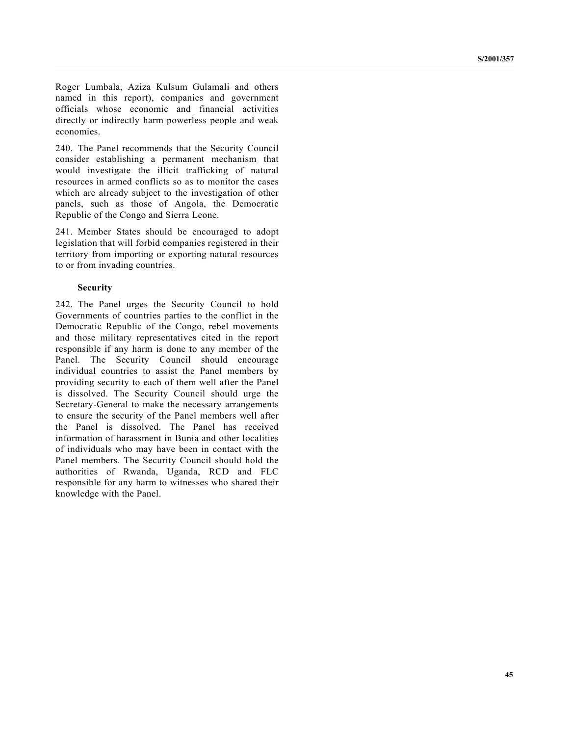Roger Lumbala, Aziza Kulsum Gulamali and others named in this report), companies and government officials whose economic and financial activities directly or indirectly harm powerless people and weak economies.

240. The Panel recommends that the Security Council consider establishing a permanent mechanism that would investigate the illicit trafficking of natural resources in armed conflicts so as to monitor the cases which are already subject to the investigation of other panels, such as those of Angola, the Democratic Republic of the Congo and Sierra Leone.

241. Member States should be encouraged to adopt legislation that will forbid companies registered in their territory from importing or exporting natural resources to or from invading countries.

**Security**

242. The Panel urges the Security Council to hold Governments of countries parties to the conflict in the Democratic Republic of the Congo, rebel movements and those military representatives cited in the report responsible if any harm is done to any member of the Panel. The Security Council should encourage individual countries to assist the Panel members by providing security to each of them well after the Panel is dissolved. The Security Council should urge the Secretary-General to make the necessary arrangements to ensure the security of the Panel members well after the Panel is dissolved. The Panel has received information of harassment in Bunia and other localities of individuals who may have been in contact with the Panel members. The Security Council should hold the authorities of Rwanda, Uganda, RCD and FLC responsible for any harm to witnesses who shared their knowledge with the Panel.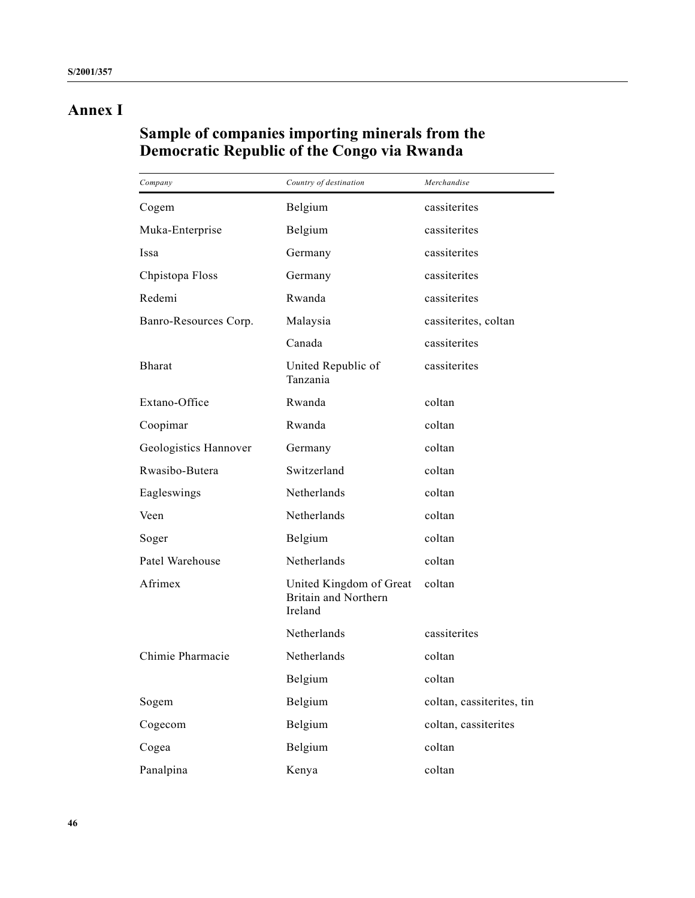# Annex I

## Sample of companies importing minerals from the Democratic Republic of the Congo via Rwanda

| *Company* | *Country of destination* | *Merchandise* |
|---|---|---|
| Cogem | Belgium | cassiterites |
| Muka-Enterprise | Belgium | cassiterites |
| Issa | Germany | cassiterites |
| Chpistopa Floss | Germany | cassiterites |
| Redemi | Rwanda | cassiterites |
| Banro-Resources Corp. | Malaysia | cassiterites, coltan |
| | Canada | cassiterites |
| Bharat | United Republic of Tanzania | cassiterites |
| Extano-Office | Rwanda | coltan |
| Coopimar | Rwanda | coltan |
| Geologistics Hannover | Germany | coltan |
| Rwasibo-Butera | Switzerland | coltan |
| Eagleswings | Netherlands | coltan |
| Veen | Netherlands | coltan |
| Soger | Belgium | coltan |
| Patel Warehouse | Netherlands | coltan |
| Afrimex | United Kingdom of Great Britain and Northern Ireland | coltan |
| | Netherlands | cassiterites |
| Chimie Pharmacie | Netherlands | coltan |
| | Belgium | coltan |
| Sogem | Belgium | coltan, cassiterites, tin |
| Cogecom | Belgium | coltan, cassiterites |
| Cogea | Belgium | coltan |
| Panalpina | Kenya | coltan |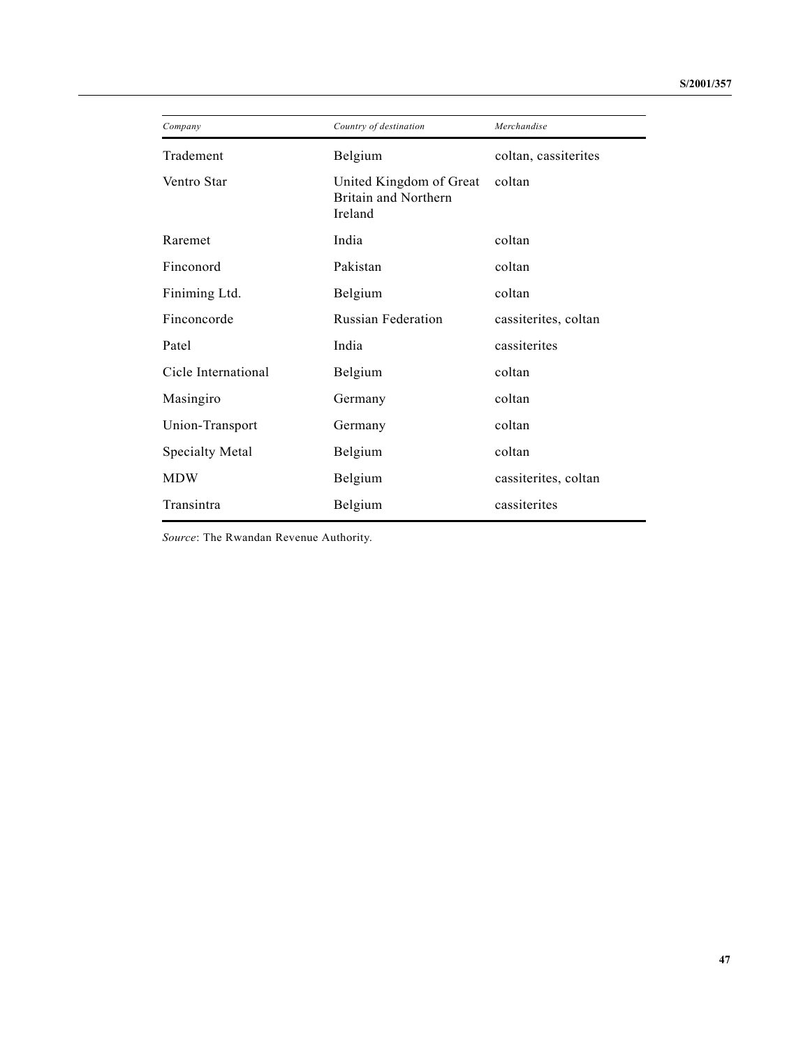| *Company* | *Country of destination* | *Merchandise* |
|---|---|---|
| Tradement | Belgium | coltan, cassiterites |
| Ventro Star | United Kingdom of Great Britain and Northern Ireland | coltan |
| Raremet | India | coltan |
| Finconord | Pakistan | coltan |
| Finiming Ltd. | Belgium | coltan |
| Finconcorde | Russian Federation | cassiterites, coltan |
| Patel | India | cassiterites |
| Cicle International | Belgium | coltan |
| Masingiro | Germany | coltan |
| Union-Transport | Germany | coltan |
| Specialty Metal | Belgium | coltan |
| MDW | Belgium | cassiterites, coltan |
| Transintra | Belgium | cassiterites |

*Source*: The Rwandan Revenue Authority.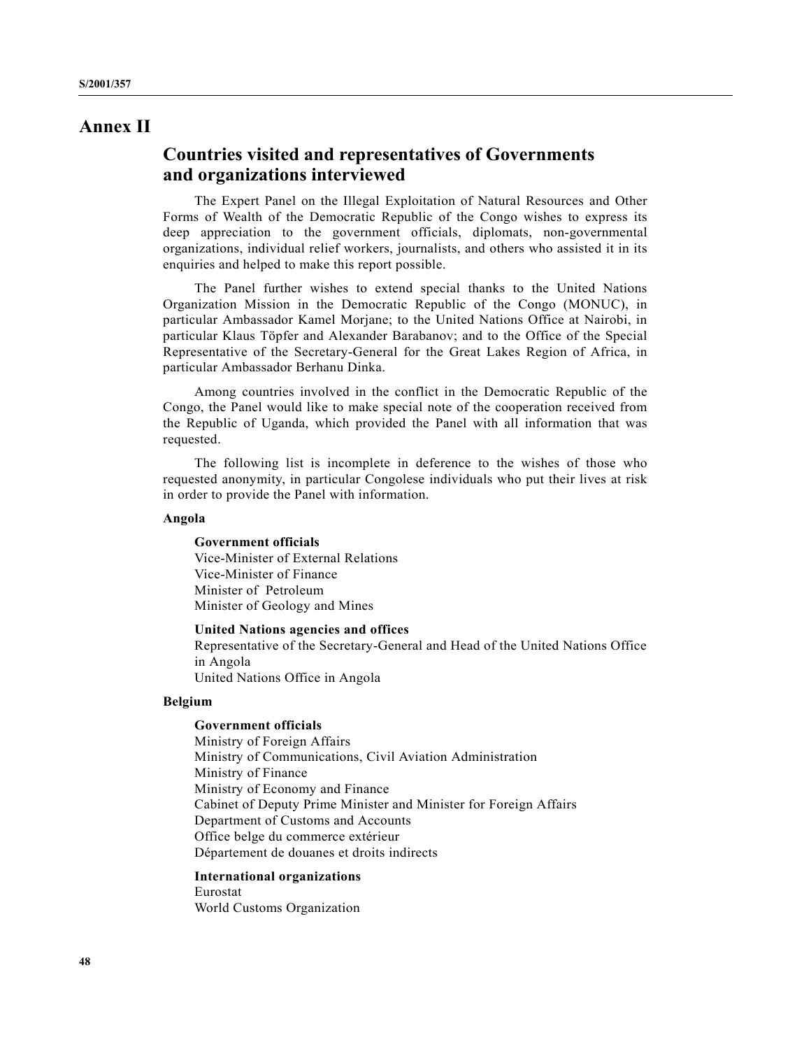# Annex II

## Countries visited and representatives of Governments and organizations interviewed

The Expert Panel on the Illegal Exploitation of Natural Resources and Other Forms of Wealth of the Democratic Republic of the Congo wishes to express its deep appreciation to the government officials, diplomats, non-governmental organizations, individual relief workers, journalists, and others who assisted it in its enquiries and helped to make this report possible.

The Panel further wishes to extend special thanks to the United Nations Organization Mission in the Democratic Republic of the Congo (MONUC), in particular Ambassador Kamel Morjane; to the United Nations Office at Nairobi, in particular Klaus Töpfer and Alexander Barabanov; and to the Office of the Special Representative of the Secretary-General for the Great Lakes Region of Africa, in particular Ambassador Berhanu Dinka.

Among countries involved in the conflict in the Democratic Republic of the Congo, the Panel would like to make special note of the cooperation received from the Republic of Uganda, which provided the Panel with all information that was requested.

The following list is incomplete in deference to the wishes of those who requested anonymity, in particular Congolese individuals who put their lives at risk in order to provide the Panel with information.

### Angola

**Government officials**

Vice-Minister of External Relations
Vice-Minister of Finance
Minister of Petroleum
Minister of Geology and Mines

**United Nations agencies and offices**

Representative of the Secretary-General and Head of the United Nations Office in Angola
United Nations Office in Angola

### Belgium

**Government officials**

Ministry of Foreign Affairs
Ministry of Communications, Civil Aviation Administration
Ministry of Finance
Ministry of Economy and Finance
Cabinet of Deputy Prime Minister and Minister for Foreign Affairs
Department of Customs and Accounts
Office belge du commerce extérieur
Département de douanes et droits indirects

**International organizations**

Eurostat
World Customs Organization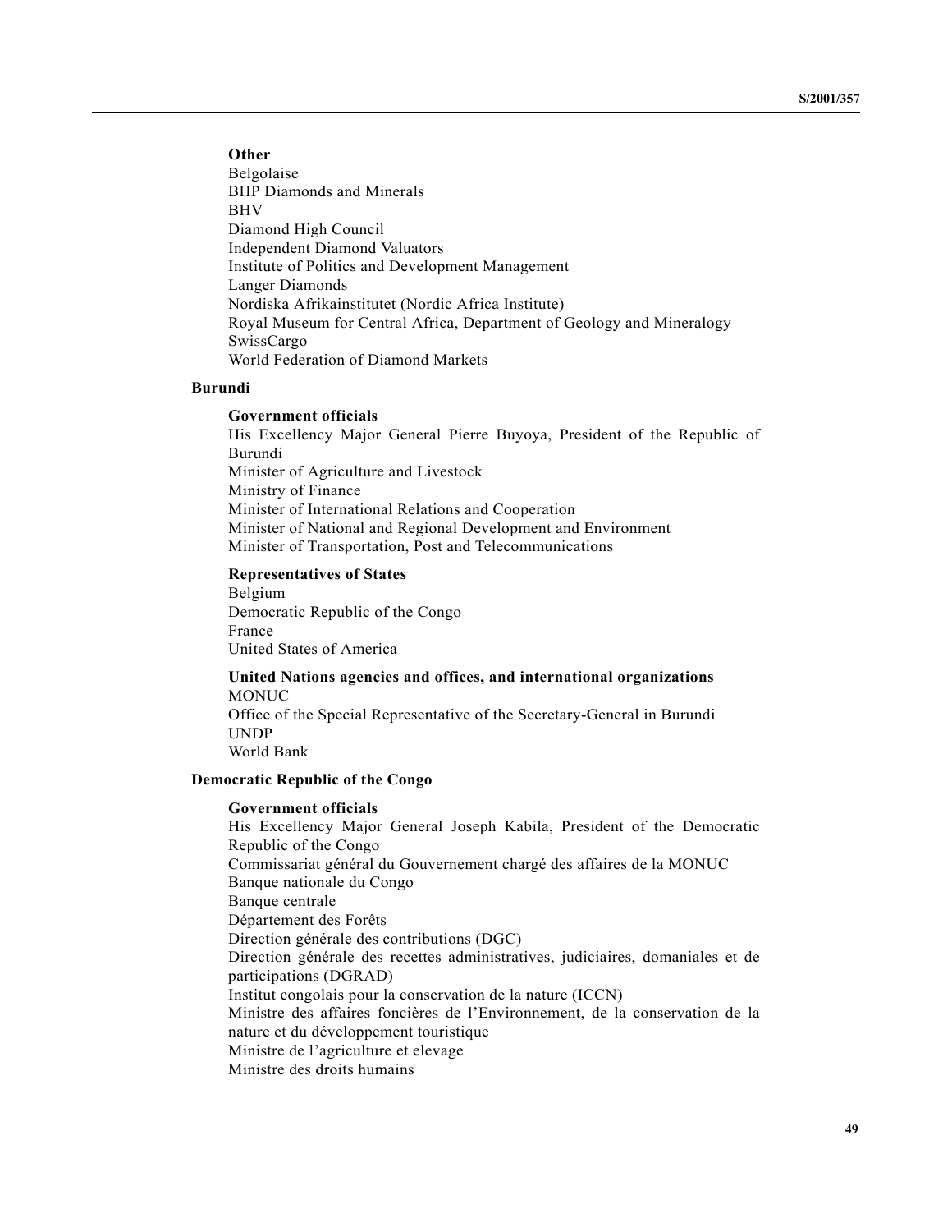**Other**

Belgolaise
BHP Diamonds and Minerals
BHV
Diamond High Council
Independent Diamond Valuators
Institute of Politics and Development Management
Langer Diamonds
Nordiska Afrikainstitutet (Nordic Africa Institute)
Royal Museum for Central Africa, Department of Geology and Mineralogy
SwissCargo
World Federation of Diamond Markets

## Burundi

**Government officials**

His Excellency Major General Pierre Buyoya, President of the Republic of Burundi
Minister of Agriculture and Livestock
Ministry of Finance
Minister of International Relations and Cooperation
Minister of National and Regional Development and Environment
Minister of Transportation, Post and Telecommunications

**Representatives of States**

Belgium
Democratic Republic of the Congo
France
United States of America

**United Nations agencies and offices, and international organizations**

MONUC
Office of the Special Representative of the Secretary-General in Burundi
UNDP
World Bank

## Democratic Republic of the Congo

**Government officials**

His Excellency Major General Joseph Kabila, President of the Democratic Republic of the Congo
Commissariat général du Gouvernement chargé des affaires de la MONUC
Banque nationale du Congo
Banque centrale
Département des Forêts
Direction générale des contributions (DGC)
Direction générale des recettes administratives, judiciaires, domaniales et de participations (DGRAD)
Institut congolais pour la conservation de la nature (ICCN)
Ministre des affaires foncières de l'Environnement, de la conservation de la nature et du développement touristique
Ministre de l'agriculture et elevage
Ministre des droits humains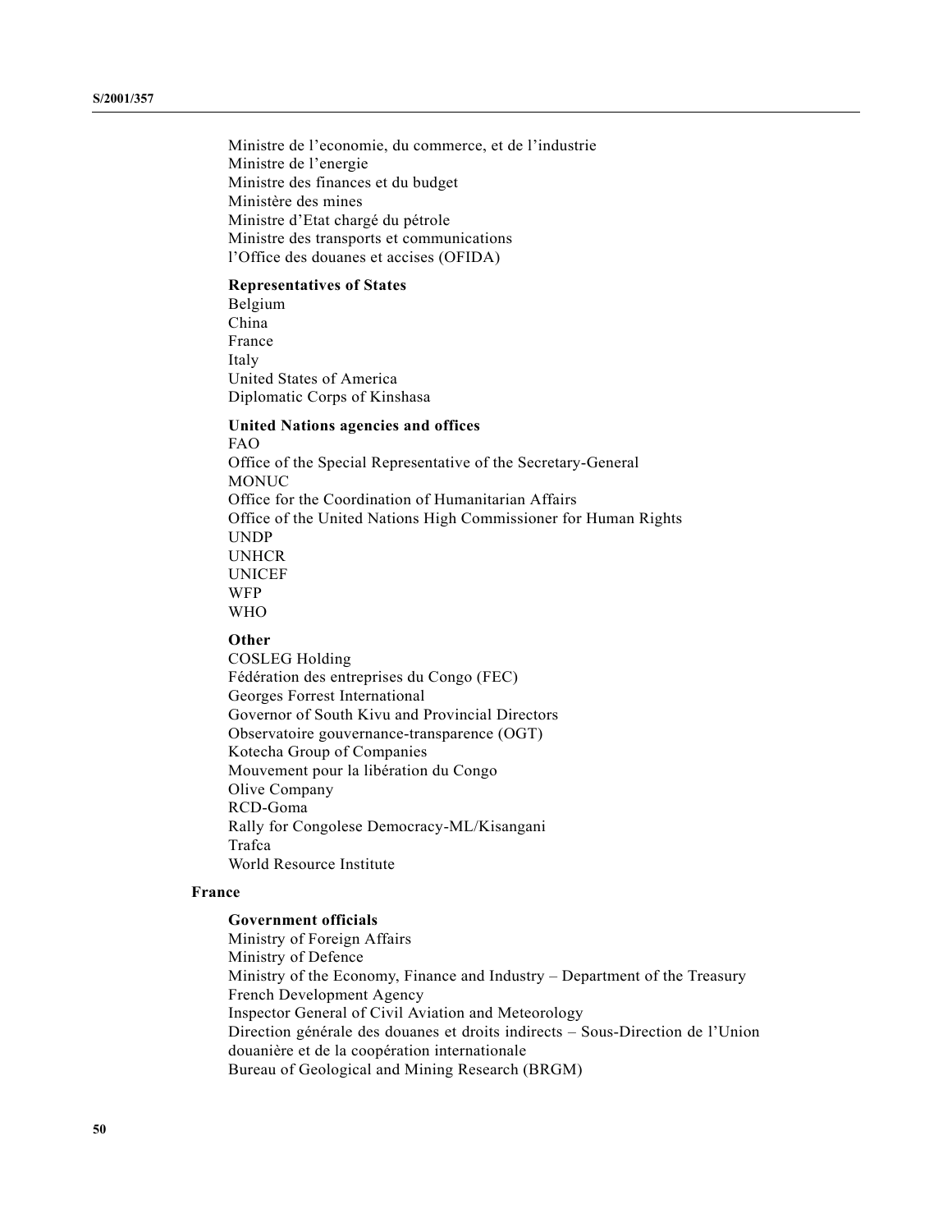Ministre de l'economie, du commerce, et de l'industrie
Ministre de l'energie
Ministre des finances et du budget
Ministère des mines
Ministre d'Etat chargé du pétrole
Ministre des transports et communications
l'Office des douanes et accises (OFIDA)

**Representatives of States**

Belgium
China
France
Italy
United States of America
Diplomatic Corps of Kinshasa

**United Nations agencies and offices**

FAO
Office of the Special Representative of the Secretary-General
MONUC
Office for the Coordination of Humanitarian Affairs
Office of the United Nations High Commissioner for Human Rights
UNDP
UNHCR
UNICEF
WFP
WHO

**Other**

COSLEG Holding
Fédération des entreprises du Congo (FEC)
Georges Forrest International
Governor of South Kivu and Provincial Directors
Observatoire gouvernance-transparence (OGT)
Kotecha Group of Companies
Mouvement pour la libération du Congo
Olive Company
RCD-Goma
Rally for Congolese Democracy-ML/Kisangani
Trafca
World Resource Institute

**France**

**Government officials**

Ministry of Foreign Affairs
Ministry of Defence
Ministry of the Economy, Finance and Industry – Department of the Treasury
French Development Agency
Inspector General of Civil Aviation and Meteorology
Direction générale des douanes et droits indirects – Sous-Direction de l'Union douanière et de la coopération internationale
Bureau of Geological and Mining Research (BRGM)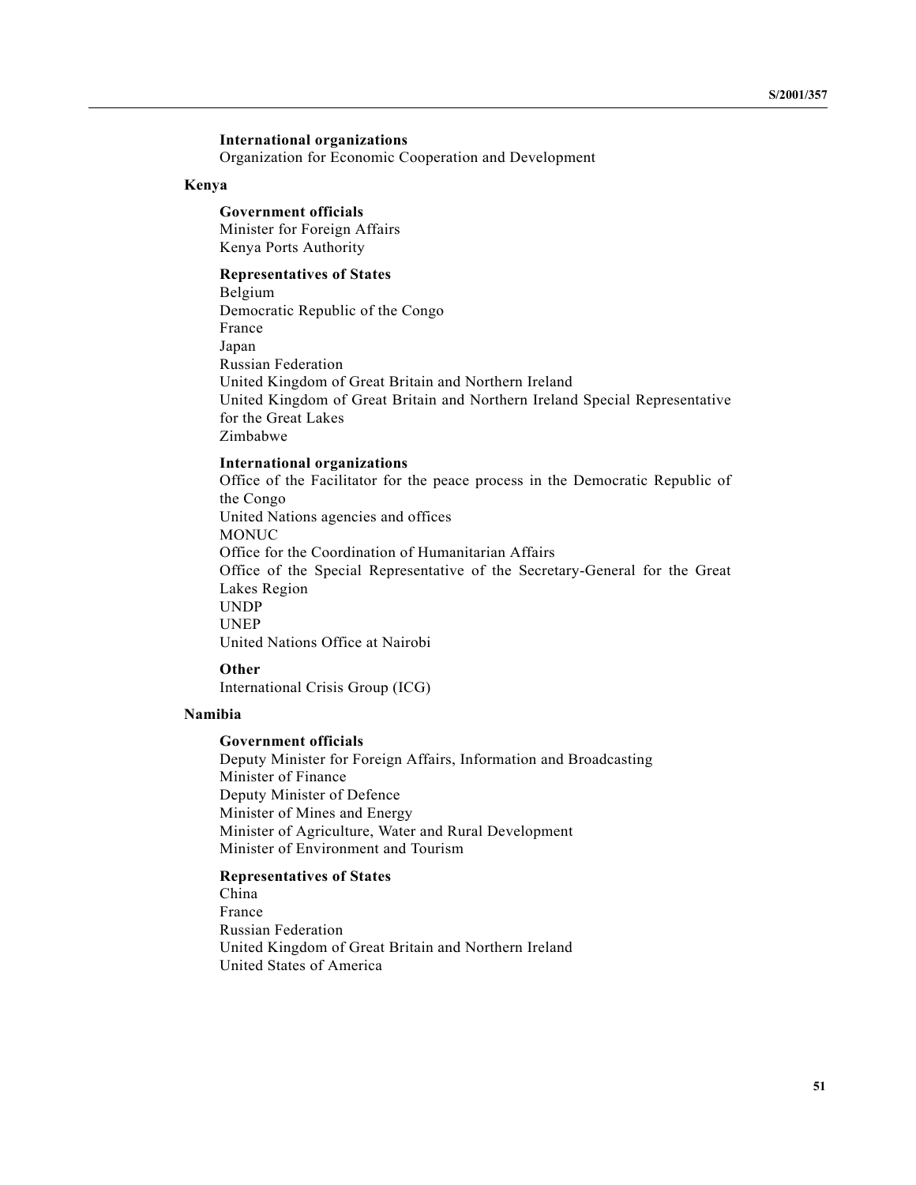**International organizations**

Organization for Economic Cooperation and Development

**Kenya**

**Government officials**

Minister for Foreign Affairs
Kenya Ports Authority

**Representatives of States**

Belgium
Democratic Republic of the Congo
France
Japan
Russian Federation
United Kingdom of Great Britain and Northern Ireland
United Kingdom of Great Britain and Northern Ireland Special Representative for the Great Lakes
Zimbabwe

**International organizations**

Office of the Facilitator for the peace process in the Democratic Republic of the Congo
United Nations agencies and offices
MONUC
Office for the Coordination of Humanitarian Affairs
Office of the Special Representative of the Secretary-General for the Great Lakes Region
UNDP
UNEP
United Nations Office at Nairobi

**Other**

International Crisis Group (ICG)

**Namibia**

**Government officials**

Deputy Minister for Foreign Affairs, Information and Broadcasting
Minister of Finance
Deputy Minister of Defence
Minister of Mines and Energy
Minister of Agriculture, Water and Rural Development
Minister of Environment and Tourism

**Representatives of States**

China
France
Russian Federation
United Kingdom of Great Britain and Northern Ireland
United States of America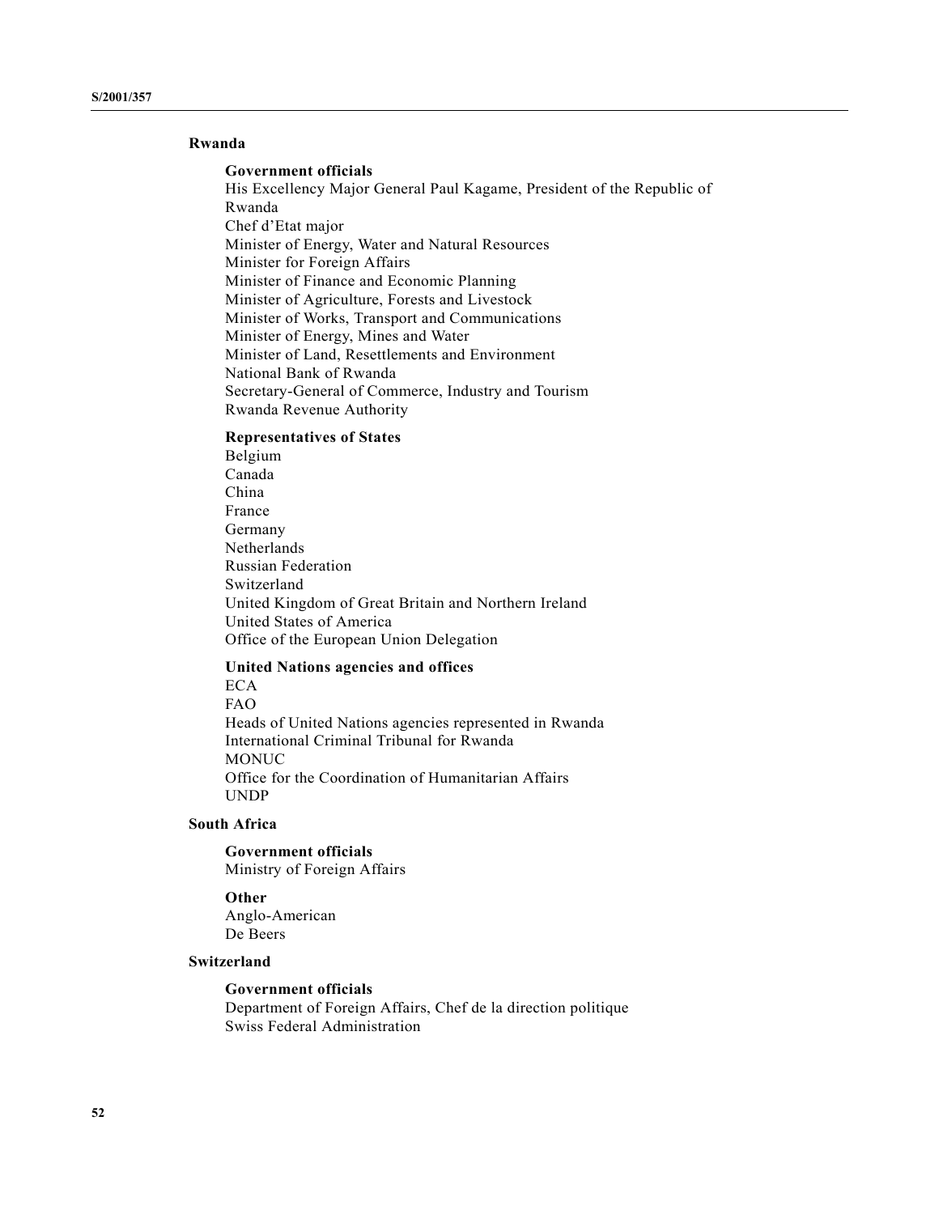### Rwanda

#### Government officials

His Excellency Major General Paul Kagame, President of the Republic of Rwanda
Chef d'Etat major
Minister of Energy, Water and Natural Resources
Minister for Foreign Affairs
Minister of Finance and Economic Planning
Minister of Agriculture, Forests and Livestock
Minister of Works, Transport and Communications
Minister of Energy, Mines and Water
Minister of Land, Resettlements and Environment
National Bank of Rwanda
Secretary-General of Commerce, Industry and Tourism
Rwanda Revenue Authority

#### Representatives of States

Belgium
Canada
China
France
Germany
Netherlands
Russian Federation
Switzerland
United Kingdom of Great Britain and Northern Ireland
United States of America
Office of the European Union Delegation

#### United Nations agencies and offices

ECA
FAO
Heads of United Nations agencies represented in Rwanda
International Criminal Tribunal for Rwanda
MONUC
Office for the Coordination of Humanitarian Affairs
UNDP

### South Africa

#### Government officials

Ministry of Foreign Affairs

#### Other

Anglo-American
De Beers

### Switzerland

#### Government officials

Department of Foreign Affairs, Chef de la direction politique
Swiss Federal Administration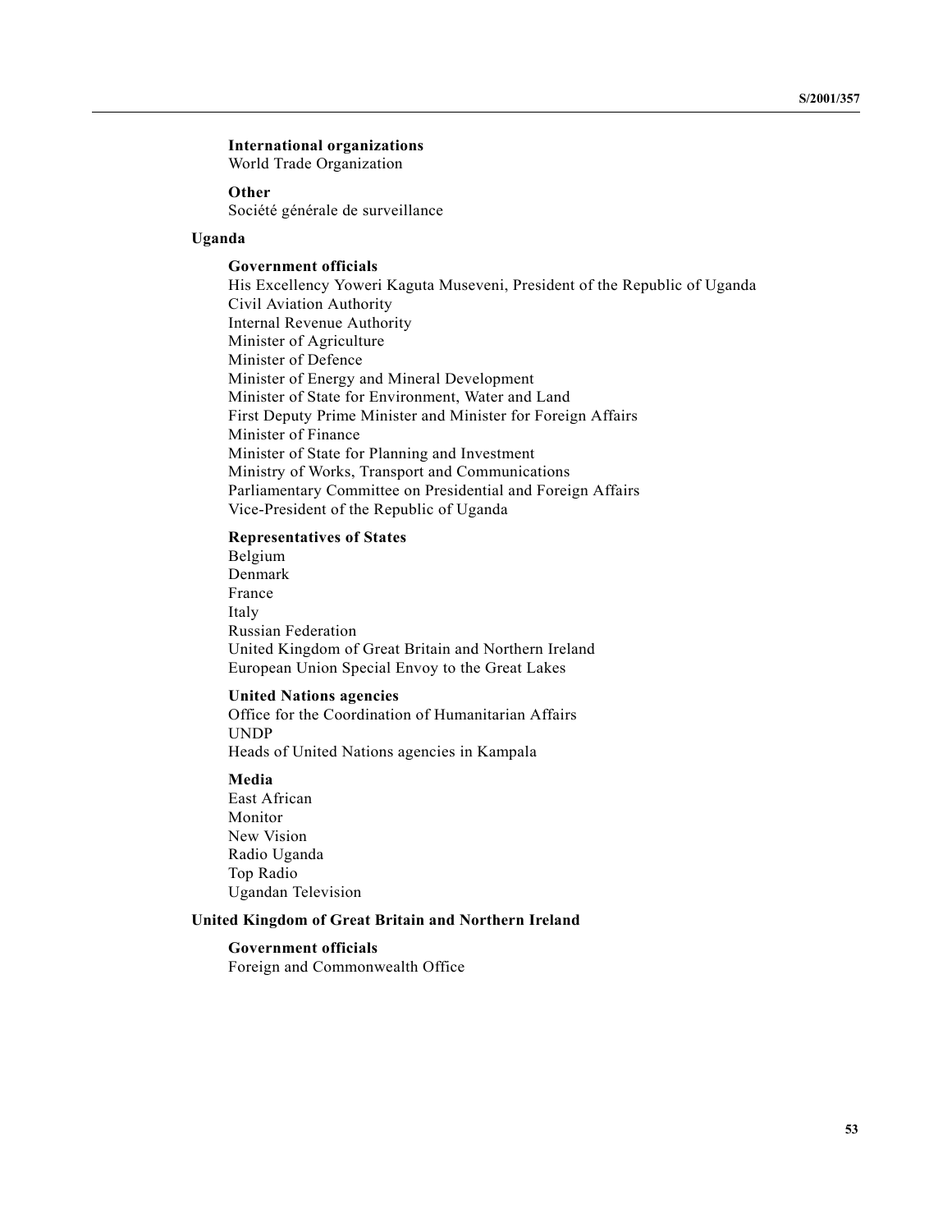**International organizations**
World Trade Organization

**Other**
Société générale de surveillance

### Uganda

**Government officials**
His Excellency Yoweri Kaguta Museveni, President of the Republic of Uganda
Civil Aviation Authority
Internal Revenue Authority
Minister of Agriculture
Minister of Defence
Minister of Energy and Mineral Development
Minister of State for Environment, Water and Land
First Deputy Prime Minister and Minister for Foreign Affairs
Minister of Finance
Minister of State for Planning and Investment
Ministry of Works, Transport and Communications
Parliamentary Committee on Presidential and Foreign Affairs
Vice-President of the Republic of Uganda

**Representatives of States**
Belgium
Denmark
France
Italy
Russian Federation
United Kingdom of Great Britain and Northern Ireland
European Union Special Envoy to the Great Lakes

**United Nations agencies**
Office for the Coordination of Humanitarian Affairs
UNDP
Heads of United Nations agencies in Kampala

**Media**
East African
Monitor
New Vision
Radio Uganda
Top Radio
Ugandan Television

### United Kingdom of Great Britain and Northern Ireland

**Government officials**
Foreign and Commonwealth Office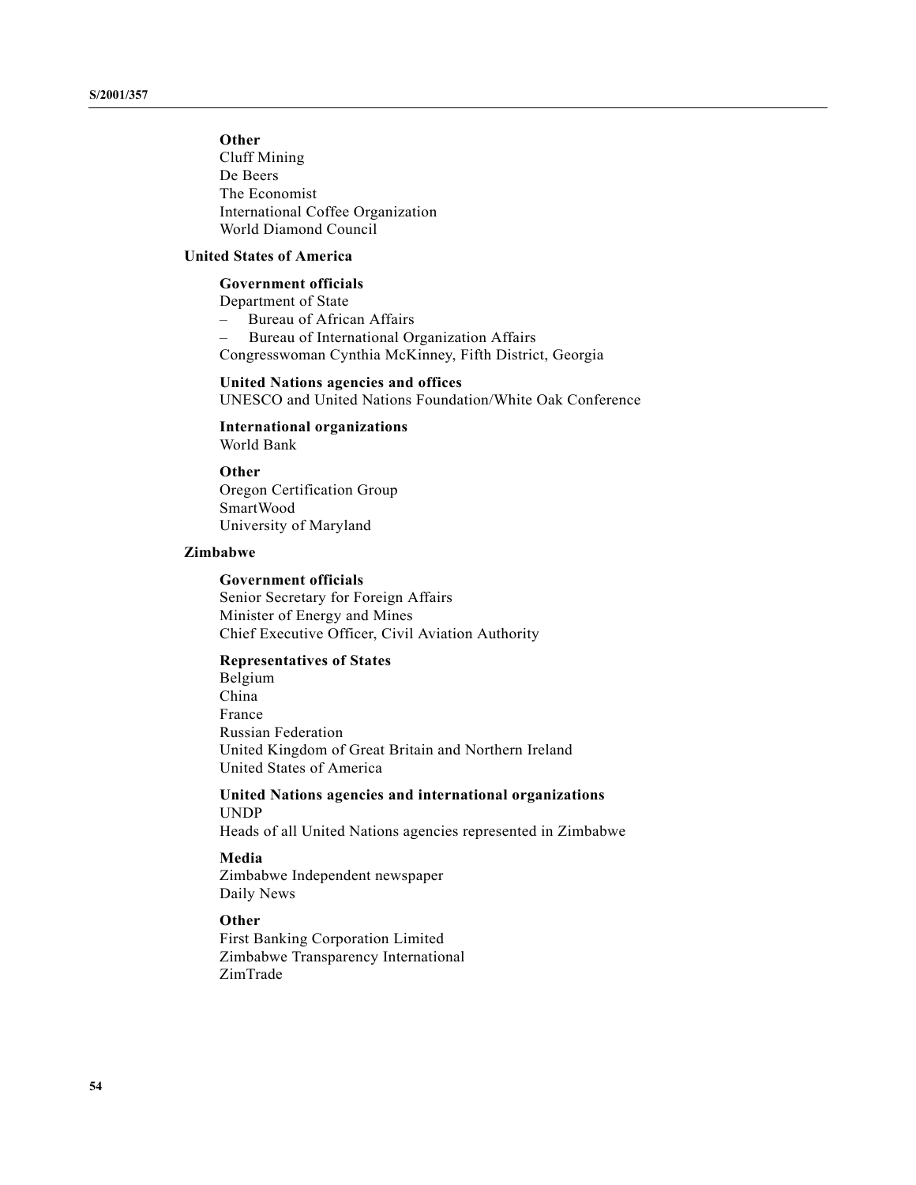**Other**

Cluff Mining
De Beers
The Economist
International Coffee Organization
World Diamond Council

**United States of America**

**Government officials**

Department of State

– Bureau of African Affairs
– Bureau of International Organization Affairs

Congresswoman Cynthia McKinney, Fifth District, Georgia

**United Nations agencies and offices**

UNESCO and United Nations Foundation/White Oak Conference

**International organizations**

World Bank

**Other**

Oregon Certification Group
SmartWood
University of Maryland

**Zimbabwe**

**Government officials**

Senior Secretary for Foreign Affairs
Minister of Energy and Mines
Chief Executive Officer, Civil Aviation Authority

**Representatives of States**

Belgium
China
France
Russian Federation
United Kingdom of Great Britain and Northern Ireland
United States of America

**United Nations agencies and international organizations**

UNDP
Heads of all United Nations agencies represented in Zimbabwe

**Media**

Zimbabwe Independent newspaper
Daily News

**Other**

First Banking Corporation Limited
Zimbabwe Transparency International
ZimTrade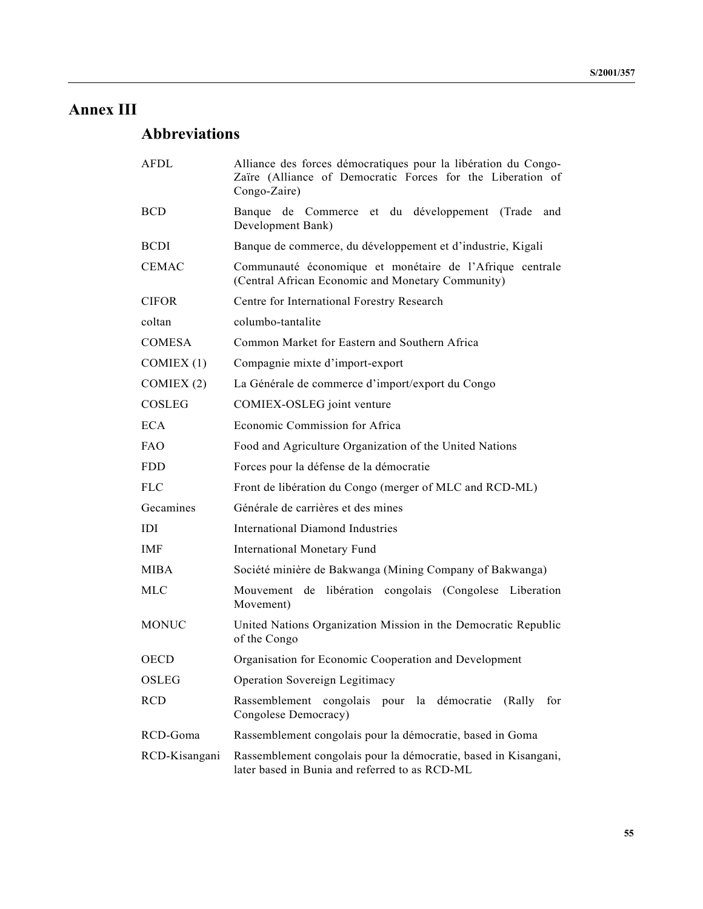# Annex III

## Abbreviations

| | |
|---|---|
| AFDL | Alliance des forces démocratiques pour la libération du Congo-Zaïre (Alliance of Democratic Forces for the Liberation of Congo-Zaire) |
| BCD | Banque de Commerce et du développement (Trade and Development Bank) |
| BCDI | Banque de commerce, du développement et d'industrie, Kigali |
| CEMAC | Communauté économique et monétaire de l'Afrique centrale (Central African Economic and Monetary Community) |
| CIFOR | Centre for International Forestry Research |
| coltan | columbo-tantalite |
| COMESA | Common Market for Eastern and Southern Africa |
| COMIEX (1) | Compagnie mixte d'import-export |
| COMIEX (2) | La Générale de commerce d'import/export du Congo |
| COSLEG | COMIEX-OSLEG joint venture |
| ECA | Economic Commission for Africa |
| FAO | Food and Agriculture Organization of the United Nations |
| FDD | Forces pour la défense de la démocratie |
| FLC | Front de libération du Congo (merger of MLC and RCD-ML) |
| Gecamines | Générale de carrières et des mines |
| IDI | International Diamond Industries |
| IMF | International Monetary Fund |
| MIBA | Société minière de Bakwanga (Mining Company of Bakwanga) |
| MLC | Mouvement de libération congolais (Congolese Liberation Movement) |
| MONUC | United Nations Organization Mission in the Democratic Republic of the Congo |
| OECD | Organisation for Economic Cooperation and Development |
| OSLEG | Operation Sovereign Legitimacy |
| RCD | Rassemblement congolais pour la démocratie (Rally for Congolese Democracy) |
| RCD-Goma | Rassemblement congolais pour la démocratie, based in Goma |
| RCD-Kisangani | Rassemblement congolais pour la démocratie, based in Kisangani, later based in Bunia and referred to as RCD-ML |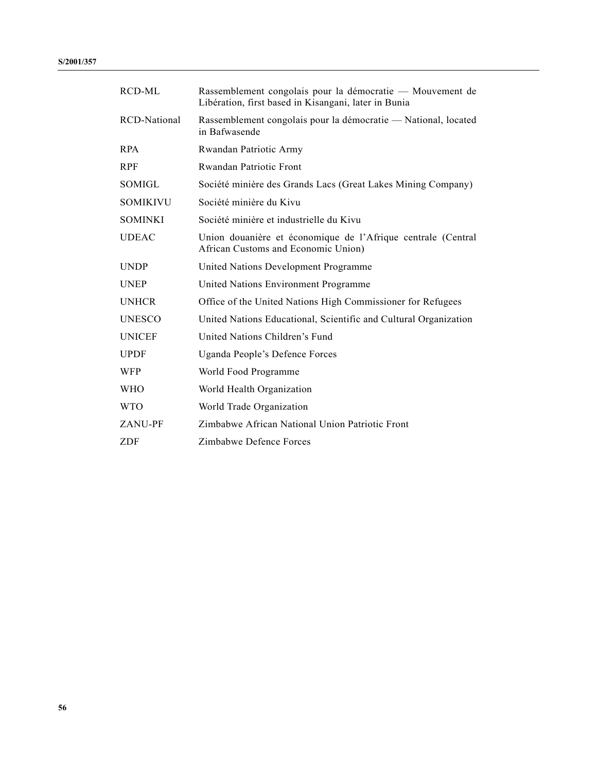| | |
|---|---|
| RCD-ML | Rassemblement congolais pour la démocratie — Mouvement de Libération, first based in Kisangani, later in Bunia |
| RCD-National | Rassemblement congolais pour la démocratie — National, located in Bafwasende |
| RPA | Rwandan Patriotic Army |
| RPF | Rwandan Patriotic Front |
| SOMIGL | Société minière des Grands Lacs (Great Lakes Mining Company) |
| SOMIKIVU | Société minière du Kivu |
| SOMINKI | Société minière et industrielle du Kivu |
| UDEAC | Union douanière et économique de l'Afrique centrale (Central African Customs and Economic Union) |
| UNDP | United Nations Development Programme |
| UNEP | United Nations Environment Programme |
| UNHCR | Office of the United Nations High Commissioner for Refugees |
| UNESCO | United Nations Educational, Scientific and Cultural Organization |
| UNICEF | United Nations Children's Fund |
| UPDF | Uganda People's Defence Forces |
| WFP | World Food Programme |
| WHO | World Health Organization |
| WTO | World Trade Organization |
| ZANU-PF | Zimbabwe African National Union Patriotic Front |
| ZDF | Zimbabwe Defence Forces |